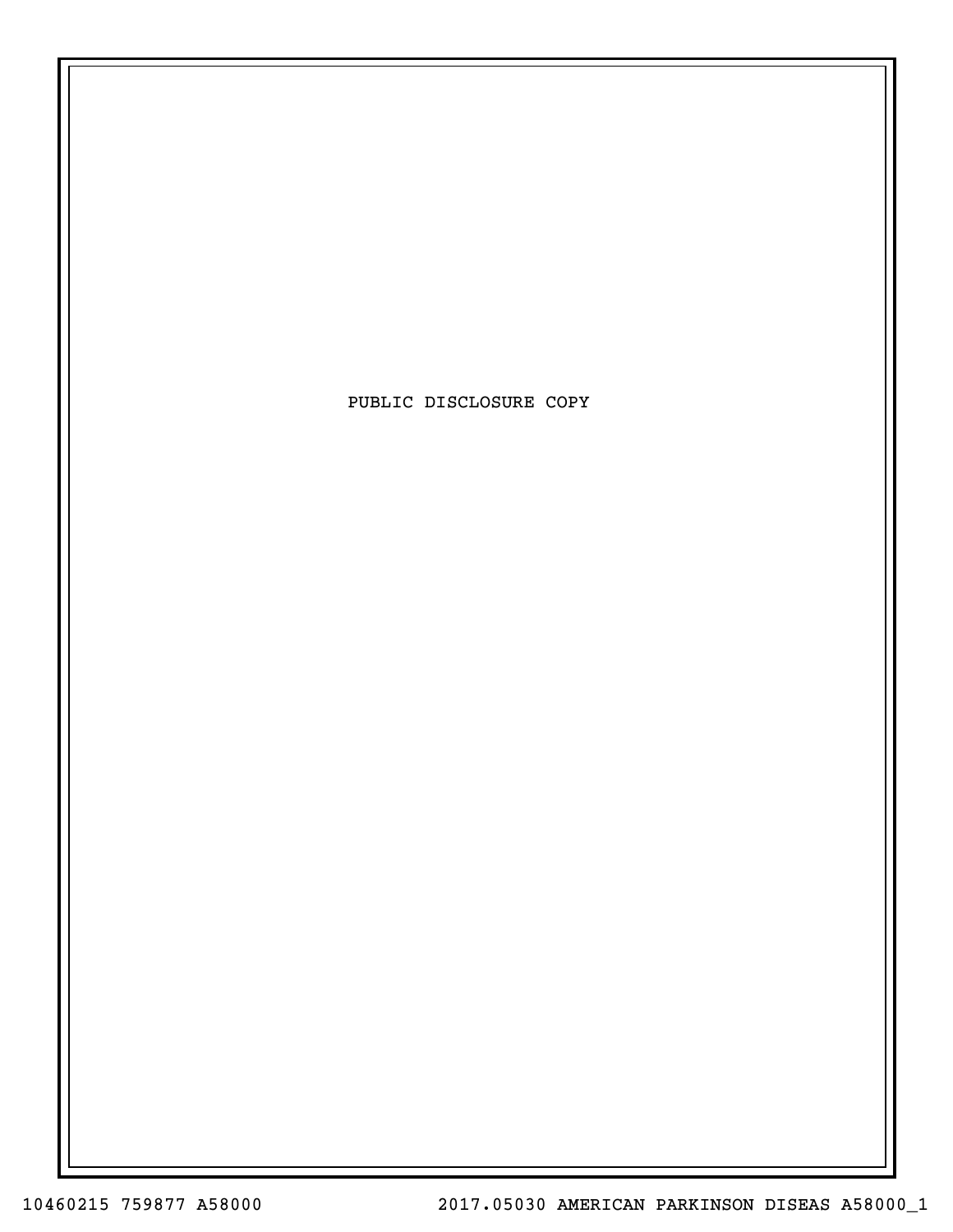PUBLIC DISCLOSURE COPY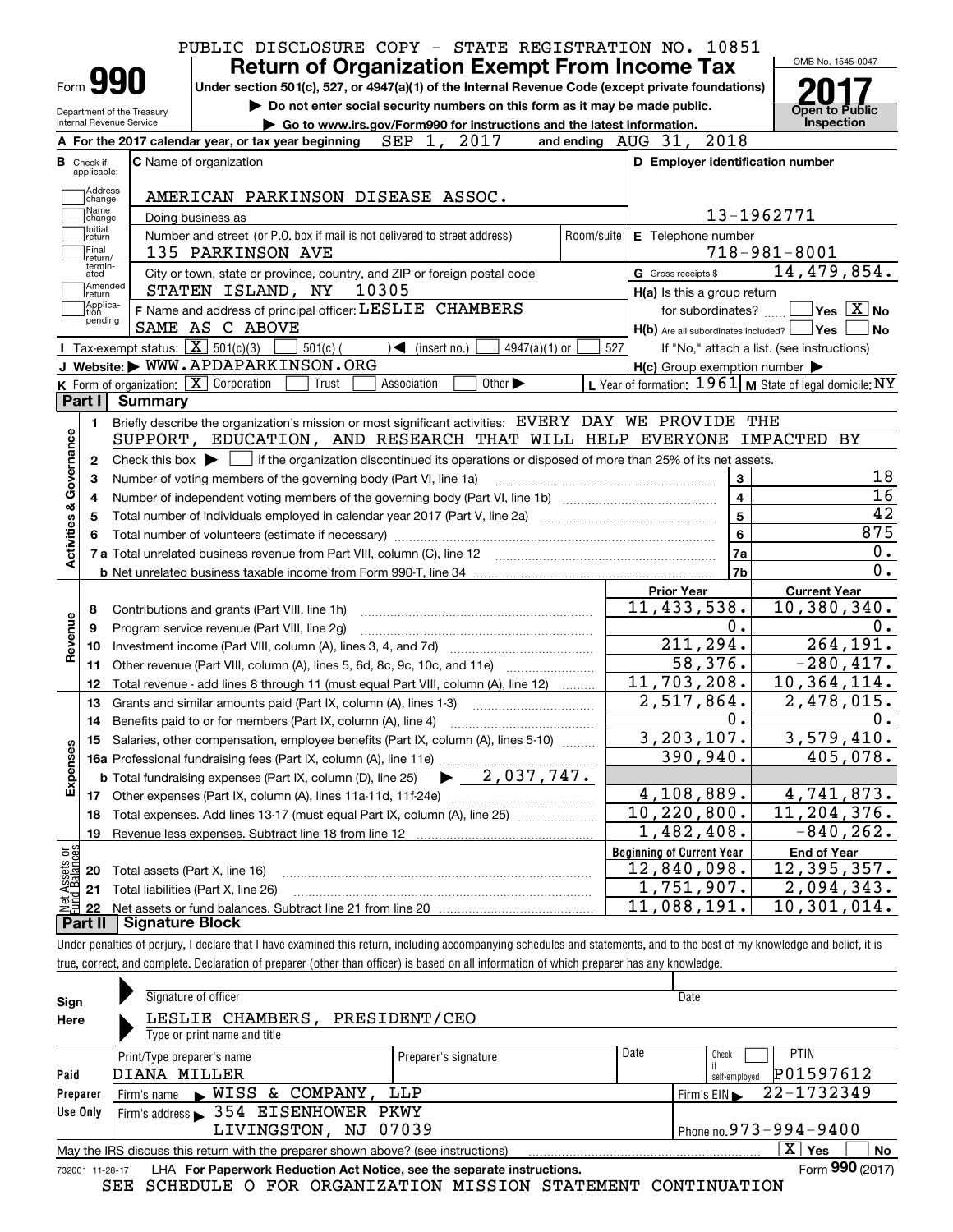PUBLIC DISCLOSURE COPY - STATE REGISTRATION NO. 10851

# Form 990 — Return of Organization Exempt From Income Tax

**Under section 501(c), 527, or 4947(a)(1) of the Internal Revenue Code (except private foundations)**

▶ Do not enter social security numbers on this form as it may be made public.

▶ Go to www.irs.gov/Form990 for instructions and the latest information.

Department of the Treasury
Internal Revenue Service

OMB No. 1545-0047

**2017**

**Open to Public Inspection**

**A** For the 2017 calendar year, or tax year beginning SEP 1, 2017 and ending AUG 31, 2018

**B** Check if applicable: Address change, Name change, Initial return, Final return/terminated, Amended return, Application pending

**C** Name of organization: AMERICAN PARKINSON DISEASE ASSOC.

Doing business as

Number and street (or P.O. box if mail is not delivered to street address): 135 PARKINSON AVE | Room/suite

City or town, state or province, country, and ZIP or foreign postal code: STATEN ISLAND, NY 10305

**D** Employer identification number: 13-1962771

**E** Telephone number: 718-981-8001

**G** Gross receipts $ 14,479,854.

**F** Name and address of principal officer: LESLIE CHAMBERS
SAME AS C ABOVE

**H(a)** Is this a group return for subordinates? ☐ Yes ☒ No

**H(b)** Are all subordinates included? ☐ Yes ☐ No
If "No," attach a list. (see instructions)

**H(c)** Group exemption number ▶

**I** Tax-exempt status: ☒ 501(c)(3) ☐ 501(c) ( ) ◀ (insert no.) ☐ 4947(a)(1) or ☐ 527

**J** Website: ▶ WWW.APDAPARKINSON.ORG

**K** Form of organization: ☒ Corporation ☐ Trust ☐ Association ☐ Other ▶

**L** Year of formation: 1961 **M** State of legal domicile: NY

## Part I Summary

**Activities & Governance**

1 Briefly describe the organization's mission or most significant activities: EVERY DAY WE PROVIDE THE SUPPORT, EDUCATION, AND RESEARCH THAT WILL HELP EVERYONE IMPACTED BY

2 Check this box ▶ ☐ if the organization discontinued its operations or disposed of more than 25% of its net assets.

| | | | |
|---|---|---|---|
| 3 | Number of voting members of the governing body (Part VI, line 1a) | 3 | 18 |
| 4 | Number of independent voting members of the governing body (Part VI, line 1b) | 4 | 16 |
| 5 | Total number of individuals employed in calendar year 2017 (Part V, line 2a) | 5 | 42 |
| 6 | Total number of volunteers (estimate if necessary) | 6 | 875 |
| 7a | Total unrelated business revenue from Part VIII, column (C), line 12 | 7a | 0. |
| b | Net unrelated business taxable income from Form 990-T, line 34 | 7b | 0. |

| | | Prior Year | Current Year |
|---|---|---|---|
| **Revenue** | | | |
| 8 | Contributions and grants (Part VIII, line 1h) | 11,433,538. | 10,380,340. |
| 9 | Program service revenue (Part VIII, line 2g) | 0. | 0. |
| 10 | Investment income (Part VIII, column (A), lines 3, 4, and 7d) | 211,294. | 264,191. |
| 11 | Other revenue (Part VIII, column (A), lines 5, 6d, 8c, 9c, 10c, and 11e) | 58,376. | -280,417. |
| 12 | Total revenue - add lines 8 through 11 (must equal Part VIII, column (A), line 12) | 11,703,208. | 10,364,114. |
| **Expenses** | | | |
| 13 | Grants and similar amounts paid (Part IX, column (A), lines 1-3) | 2,517,864. | 2,478,015. |
| 14 | Benefits paid to or for members (Part IX, column (A), line 4) | 0. | 0. |
| 15 | Salaries, other compensation, employee benefits (Part IX, column (A), lines 5-10) | 3,203,107. | 3,579,410. |
| 16a | Professional fundraising fees (Part IX, column (A), line 11e) | 390,940. | 405,078. |
| b | Total fundraising expenses (Part IX, column (D), line 25) ▶ 2,037,747. | | |
| 17 | Other expenses (Part IX, column (A), lines 11a-11d, 11f-24e) | 4,108,889. | 4,741,873. |
| 18 | Total expenses. Add lines 13-17 (must equal Part IX, column (A), line 25) | 10,220,800. | 11,204,376. |
| 19 | Revenue less expenses. Subtract line 18 from line 12 | 1,482,408. | -840,262. |

| | **Net Assets or Fund Balances** | Beginning of Current Year | End of Year |
|---|---|---|---|
| 20 | Total assets (Part X, line 16) | 12,840,098. | 12,395,357. |
| 21 | Total liabilities (Part X, line 26) | 1,751,907. | 2,094,343. |
| 22 | Net assets or fund balances. Subtract line 21 from line 20 | 11,088,191. | 10,301,014. |

## Part II Signature Block

Under penalties of perjury, I declare that I have examined this return, including accompanying schedules and statements, and to the best of my knowledge and belief, it is true, correct, and complete. Declaration of preparer (other than officer) is based on all information of which preparer has any knowledge.

**Sign Here**

Signature of officer | Date

LESLIE CHAMBERS, PRESIDENT/CEO
Type or print name and title

**Paid Preparer Use Only**

| Print/Type preparer's name | Preparer's signature | Date | Check ☐ if self-employed | PTIN |
|---|---|---|---|---|
| DIANA MILLER | | | | P01597612 |

Firm's name ▶ WISS & COMPANY, LLP — Firm's EIN ▶ 22-1732349

Firm's address ▶ 354 EISENHOWER PKWY, LIVINGSTON, NJ 07039 — Phone no. 973-994-9400

May the IRS discuss this return with the preparer shown above? (see instructions) ☒ Yes ☐ No

732001 11-28-17 LHA For Paperwork Reduction Act Notice, see the separate instructions. Form **990** (2017)

SEE SCHEDULE O FOR ORGANIZATION MISSION STATEMENT CONTINUATION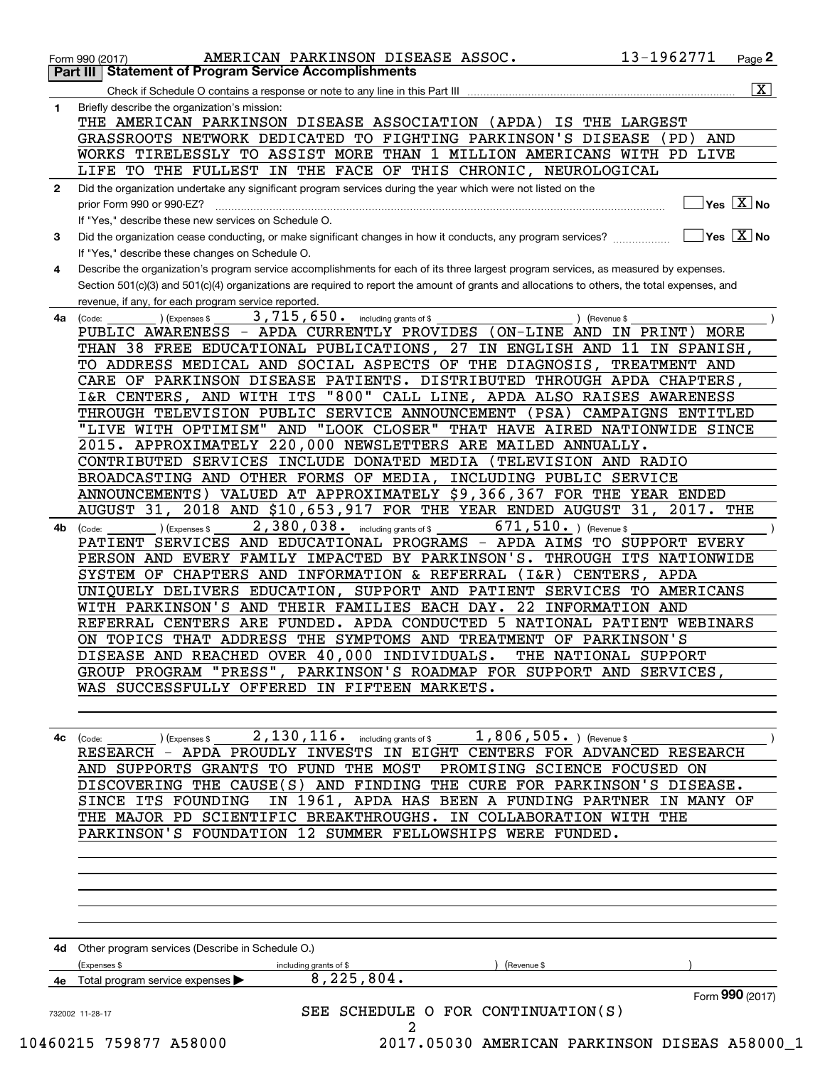Form 990 (2017) AMERICAN PARKINSON DISEASE ASSOC. 13-1962771 Page **2**

## Part III Statement of Program Service Accomplishments

Check if Schedule O contains a response or note to any line in this Part III .......... [X]

**1** Briefly describe the organization's mission:

THE AMERICAN PARKINSON DISEASE ASSOCIATION (APDA) IS THE LARGEST GRASSROOTS NETWORK DEDICATED TO FIGHTING PARKINSON'S DISEASE (PD) AND WORKS TIRELESSLY TO ASSIST MORE THAN 1 MILLION AMERICANS WITH PD LIVE LIFE TO THE FULLEST IN THE FACE OF THIS CHRONIC, NEUROLOGICAL

**2** Did the organization undertake any significant program services during the year which were not listed on the prior Form 990 or 990-EZ? .......... [ ] Yes [X] No

If "Yes," describe these new services on Schedule O.

**3** Did the organization cease conducting, or make significant changes in how it conducts, any program services? .......... [ ] Yes [X] No

If "Yes," describe these changes on Schedule O.

**4** Describe the organization's program service accomplishments for each of its three largest program services, as measured by expenses. Section 501(c)(3) and 501(c)(4) organizations are required to report the amount of grants and allocations to others, the total expenses, and revenue, if any, for each program service reported.

**4a** (Code: ) (Expenses $ 3,715,650. including grants of $ ) (Revenue $ )

PUBLIC AWARENESS - APDA CURRENTLY PROVIDES (ON-LINE AND IN PRINT) MORE THAN 38 FREE EDUCATIONAL PUBLICATIONS, 27 IN ENGLISH AND 11 IN SPANISH, TO ADDRESS MEDICAL AND SOCIAL ASPECTS OF THE DIAGNOSIS, TREATMENT AND CARE OF PARKINSON DISEASE PATIENTS. DISTRIBUTED THROUGH APDA CHAPTERS, I&R CENTERS, AND WITH ITS "800" CALL LINE, APDA ALSO RAISES AWARENESS THROUGH TELEVISION PUBLIC SERVICE ANNOUNCEMENT (PSA) CAMPAIGNS ENTITLED "LIVE WITH OPTIMISM" AND "LOOK CLOSER" THAT HAVE AIRED NATIONWIDE SINCE 2015. APPROXIMATELY 220,000 NEWSLETTERS ARE MAILED ANNUALLY. CONTRIBUTED SERVICES INCLUDE DONATED MEDIA (TELEVISION AND RADIO BROADCASTING AND OTHER FORMS OF MEDIA, INCLUDING PUBLIC SERVICE ANNOUNCEMENTS) VALUED AT APPROXIMATELY $9,366,367 FOR THE YEAR ENDED AUGUST 31, 2018 AND $10,653,917 FOR THE YEAR ENDED AUGUST 31, 2017. THE

**4b** (Code: ) (Expenses $ 2,380,038. including grants of $ 671,510. ) (Revenue $ )

PATIENT SERVICES AND EDUCATIONAL PROGRAMS - APDA AIMS TO SUPPORT EVERY PERSON AND EVERY FAMILY IMPACTED BY PARKINSON'S. THROUGH ITS NATIONWIDE SYSTEM OF CHAPTERS AND INFORMATION & REFERRAL (I&R) CENTERS, APDA UNIQUELY DELIVERS EDUCATION, SUPPORT AND PATIENT SERVICES TO AMERICANS WITH PARKINSON'S AND THEIR FAMILIES EACH DAY. 22 INFORMATION AND REFERRAL CENTERS ARE FUNDED. APDA CONDUCTED 5 NATIONAL PATIENT WEBINARS ON TOPICS THAT ADDRESS THE SYMPTOMS AND TREATMENT OF PARKINSON'S DISEASE AND REACHED OVER 40,000 INDIVIDUALS. THE NATIONAL SUPPORT GROUP PROGRAM "PRESS", PARKINSON'S ROADMAP FOR SUPPORT AND SERVICES, WAS SUCCESSFULLY OFFERED IN FIFTEEN MARKETS.

**4c** (Code: ) (Expenses $ 2,130,116. including grants of $ 1,806,505. ) (Revenue $ )

RESEARCH - APDA PROUDLY INVESTS IN EIGHT CENTERS FOR ADVANCED RESEARCH AND SUPPORTS GRANTS TO FUND THE MOST PROMISING SCIENCE FOCUSED ON DISCOVERING THE CAUSE(S) AND FINDING THE CURE FOR PARKINSON'S DISEASE. SINCE ITS FOUNDING IN 1961, APDA HAS BEEN A FUNDING PARTNER IN MANY OF THE MAJOR PD SCIENTIFIC BREAKTHROUGHS. IN COLLABORATION WITH THE PARKINSON'S FOUNDATION 12 SUMMER FELLOWSHIPS WERE FUNDED.

**4d** Other program services (Describe in Schedule O.)

(Expenses $ including grants of $ ) (Revenue $ )

**4e** Total program service expenses ▶ 8,225,804.

Form **990** (2017)

SEE SCHEDULE O FOR CONTINUATION(S)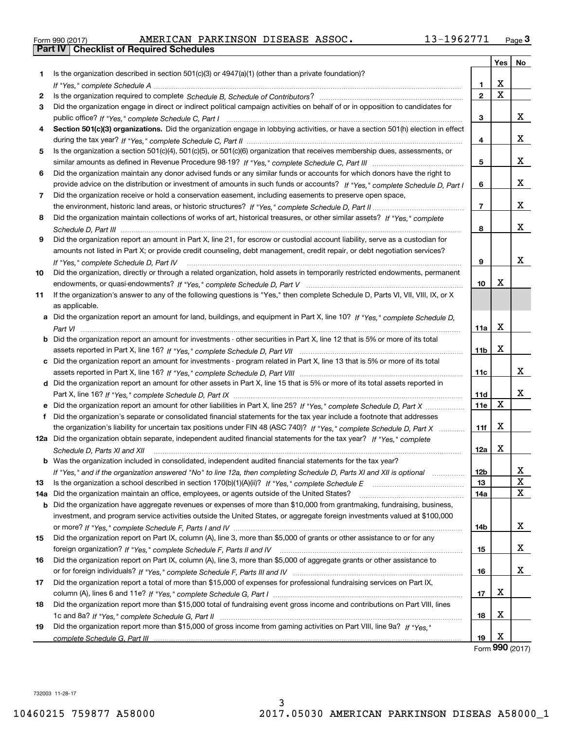Form 990 (2017) AMERICAN PARKINSON DISEASE ASSOC. 13-1962771

## Part IV | Checklist of Required Schedules

| | | | Yes | No |
|---|---|---|---|---|
| 1 | Is the organization described in section 501(c)(3) or 4947(a)(1) (other than a private foundation)? *If "Yes," complete Schedule A* | 1 | X | |
| 2 | Is the organization required to complete *Schedule B, Schedule of Contributors*? | 2 | X | |
| 3 | Did the organization engage in direct or indirect political campaign activities on behalf of or in opposition to candidates for public office? *If "Yes," complete Schedule C, Part I* | 3 | | X |
| 4 | **Section 501(c)(3) organizations.** Did the organization engage in lobbying activities, or have a section 501(h) election in effect during the tax year? *If "Yes," complete Schedule C, Part II* | 4 | | X |
| 5 | Is the organization a section 501(c)(4), 501(c)(5), or 501(c)(6) organization that receives membership dues, assessments, or similar amounts as defined in Revenue Procedure 98-19? *If "Yes," complete Schedule C, Part III* | 5 | | X |
| 6 | Did the organization maintain any donor advised funds or any similar funds or accounts for which donors have the right to provide advice on the distribution or investment of amounts in such funds or accounts? *If "Yes," complete Schedule D, Part I* | 6 | | X |
| 7 | Did the organization receive or hold a conservation easement, including easements to preserve open space, the environment, historic land areas, or historic structures? *If "Yes," complete Schedule D, Part II* | 7 | | X |
| 8 | Did the organization maintain collections of works of art, historical treasures, or other similar assets? *If "Yes," complete Schedule D, Part III* | 8 | | X |
| 9 | Did the organization report an amount in Part X, line 21, for escrow or custodial account liability, serve as a custodian for amounts not listed in Part X; or provide credit counseling, debt management, credit repair, or debt negotiation services? *If "Yes," complete Schedule D, Part IV* | 9 | | X |
| 10 | Did the organization, directly or through a related organization, hold assets in temporarily restricted endowments, permanent endowments, or quasi-endowments? *If "Yes," complete Schedule D, Part V* | 10 | X | |
| 11 | If the organization's answer to any of the following questions is "Yes," then complete Schedule D, Parts VI, VII, VIII, IX, or X as applicable. | | | |
| a | Did the organization report an amount for land, buildings, and equipment in Part X, line 10? *If "Yes," complete Schedule D, Part VI* | 11a | X | |
| b | Did the organization report an amount for investments - other securities in Part X, line 12 that is 5% or more of its total assets reported in Part X, line 16? *If "Yes," complete Schedule D, Part VII* | 11b | X | |
| c | Did the organization report an amount for investments - program related in Part X, line 13 that is 5% or more of its total assets reported in Part X, line 16? *If "Yes," complete Schedule D, Part VIII* | 11c | | X |
| d | Did the organization report an amount for other assets in Part X, line 15 that is 5% or more of its total assets reported in Part X, line 16? *If "Yes," complete Schedule D, Part IX* | 11d | | X |
| e | Did the organization report an amount for other liabilities in Part X, line 25? *If "Yes," complete Schedule D, Part X* | 11e | X | |
| f | Did the organization's separate or consolidated financial statements for the tax year include a footnote that addresses the organization's liability for uncertain tax positions under FIN 48 (ASC 740)? *If "Yes," complete Schedule D, Part X* | 11f | X | |
| 12a | Did the organization obtain separate, independent audited financial statements for the tax year? *If "Yes," complete Schedule D, Parts XI and XII* | 12a | X | |
| b | Was the organization included in consolidated, independent audited financial statements for the tax year? *If "Yes," and if the organization answered "No" to line 12a, then completing Schedule D, Parts XI and XII is optional* | 12b | | X |
| 13 | Is the organization a school described in section 170(b)(1)(A)(ii)? *If "Yes," complete Schedule E* | 13 | | X |
| 14a | Did the organization maintain an office, employees, or agents outside of the United States? | 14a | | X |
| b | Did the organization have aggregate revenues or expenses of more than $10,000 from grantmaking, fundraising, business, investment, and program service activities outside the United States, or aggregate foreign investments valued at $100,000 or more? *If "Yes," complete Schedule F, Parts I and IV* | 14b | | X |
| 15 | Did the organization report on Part IX, column (A), line 3, more than $5,000 of grants or other assistance to or for any foreign organization? *If "Yes," complete Schedule F, Parts II and IV* | 15 | | X |
| 16 | Did the organization report on Part IX, column (A), line 3, more than $5,000 of aggregate grants or other assistance to or for foreign individuals? *If "Yes," complete Schedule F, Parts III and IV* | 16 | | X |
| 17 | Did the organization report a total of more than $15,000 of expenses for professional fundraising services on Part IX, column (A), lines 6 and 11e? *If "Yes," complete Schedule G, Part I* | 17 | X | |
| 18 | Did the organization report more than $15,000 total of fundraising event gross income and contributions on Part VIII, lines 1c and 8a? *If "Yes," complete Schedule G, Part II* | 18 | X | |
| 19 | Did the organization report more than $15,000 of gross income from gaming activities on Part VIII, line 9a? *If "Yes," complete Schedule G, Part III* | 19 | X | |

Form **990** (2017)

732003 11-28-17

10460215 759877 A58000 2017.05030 AMERICAN PARKINSON DISEAS A58000_1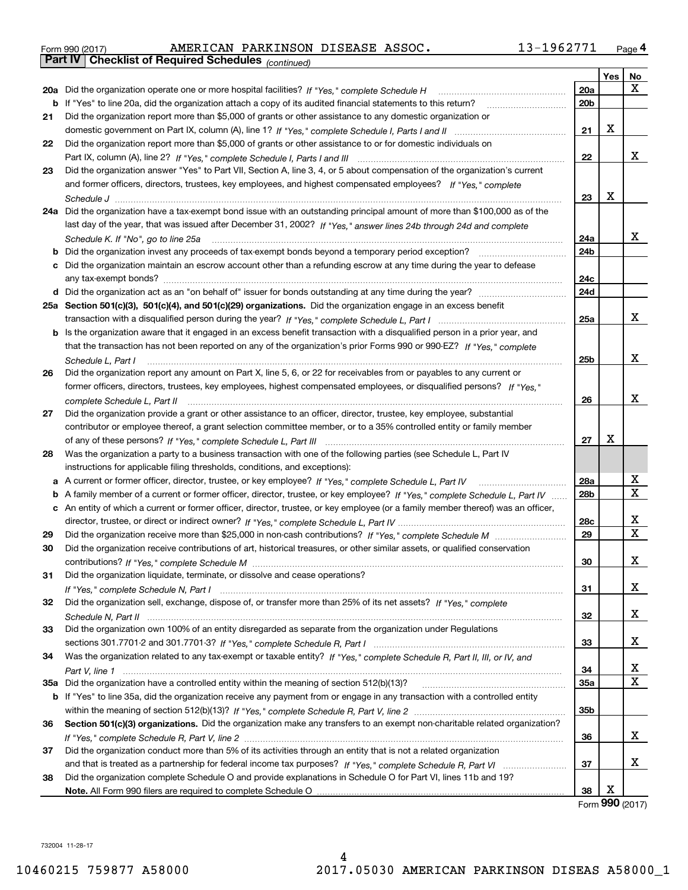Form 990 (2017) AMERICAN PARKINSON DISEASE ASSOC. 13-1962771 Page 4

**Part IV Checklist of Required Schedules** *(continued)*

| | | | Yes | No |
|---|---|---|---|---|
| **20a** | Did the organization operate one or more hospital facilities? *If "Yes," complete Schedule H* | 20a | | X |
| **b** | If "Yes" to line 20a, did the organization attach a copy of its audited financial statements to this return? | 20b | | |
| **21** | Did the organization report more than $5,000 of grants or other assistance to any domestic organization or domestic government on Part IX, column (A), line 1? *If "Yes," complete Schedule I, Parts I and II* | 21 | X | |
| **22** | Did the organization report more than $5,000 of grants or other assistance to or for domestic individuals on Part IX, column (A), line 2? *If "Yes," complete Schedule I, Parts I and III* | 22 | | X |
| **23** | Did the organization answer "Yes" to Part VII, Section A, line 3, 4, or 5 about compensation of the organization's current and former officers, directors, trustees, key employees, and highest compensated employees? *If "Yes," complete Schedule J* | 23 | X | |
| **24a** | Did the organization have a tax-exempt bond issue with an outstanding principal amount of more than $100,000 as of the last day of the year, that was issued after December 31, 2002? *If "Yes," answer lines 24b through 24d and complete Schedule K. If "No", go to line 25a* | 24a | | X |
| **b** | Did the organization invest any proceeds of tax-exempt bonds beyond a temporary period exception? | 24b | | |
| **c** | Did the organization maintain an escrow account other than a refunding escrow at any time during the year to defease any tax-exempt bonds? | 24c | | |
| **d** | Did the organization act as an "on behalf of" issuer for bonds outstanding at any time during the year? | 24d | | |
| **25a** | **Section 501(c)(3), 501(c)(4), and 501(c)(29) organizations.** Did the organization engage in an excess benefit transaction with a disqualified person during the year? *If "Yes," complete Schedule L, Part I* | 25a | | X |
| **b** | Is the organization aware that it engaged in an excess benefit transaction with a disqualified person in a prior year, and that the transaction has not been reported on any of the organization's prior Forms 990 or 990-EZ? *If "Yes," complete Schedule L, Part I* | 25b | | X |
| **26** | Did the organization report any amount on Part X, line 5, 6, or 22 for receivables from or payables to any current or former officers, directors, trustees, key employees, highest compensated employees, or disqualified persons? *If "Yes," complete Schedule L, Part II* | 26 | | X |
| **27** | Did the organization provide a grant or other assistance to an officer, director, trustee, key employee, substantial contributor or employee thereof, a grant selection committee member, or to a 35% controlled entity or family member of any of these persons? *If "Yes," complete Schedule L, Part III* | 27 | X | |
| **28** | Was the organization a party to a business transaction with one of the following parties (see Schedule L, Part IV instructions for applicable filing thresholds, conditions, and exceptions): | | | |
| **a** | A current or former officer, director, trustee, or key employee? *If "Yes," complete Schedule L, Part IV* | 28a | | X |
| **b** | A family member of a current or former officer, director, trustee, or key employee? *If "Yes," complete Schedule L, Part IV* | 28b | | X |
| **c** | An entity of which a current or former officer, director, trustee, or key employee (or a family member thereof) was an officer, director, trustee, or direct or indirect owner? *If "Yes," complete Schedule L, Part IV* | 28c | | X |
| **29** | Did the organization receive more than $25,000 in non-cash contributions? *If "Yes," complete Schedule M* | 29 | | X |
| **30** | Did the organization receive contributions of art, historical treasures, or other similar assets, or qualified conservation contributions? *If "Yes," complete Schedule M* | 30 | | X |
| **31** | Did the organization liquidate, terminate, or dissolve and cease operations? *If "Yes," complete Schedule N, Part I* | 31 | | X |
| **32** | Did the organization sell, exchange, dispose of, or transfer more than 25% of its net assets? *If "Yes," complete Schedule N, Part II* | 32 | | X |
| **33** | Did the organization own 100% of an entity disregarded as separate from the organization under Regulations sections 301.7701-2 and 301.7701-3? *If "Yes," complete Schedule R, Part I* | 33 | | X |
| **34** | Was the organization related to any tax-exempt or taxable entity? *If "Yes," complete Schedule R, Part II, III, or IV, and Part V, line 1* | 34 | | X |
| **35a** | Did the organization have a controlled entity within the meaning of section 512(b)(13)? | 35a | | X |
| **b** | If "Yes" to line 35a, did the organization receive any payment from or engage in any transaction with a controlled entity within the meaning of section 512(b)(13)? *If "Yes," complete Schedule R, Part V, line 2* | 35b | | |
| **36** | **Section 501(c)(3) organizations.** Did the organization make any transfers to an exempt non-charitable related organization? *If "Yes," complete Schedule R, Part V, line 2* | 36 | | X |
| **37** | Did the organization conduct more than 5% of its activities through an entity that is not a related organization and that is treated as a partnership for federal income tax purposes? *If "Yes," complete Schedule R, Part VI* | 37 | | X |
| **38** | Did the organization complete Schedule O and provide explanations in Schedule O for Part VI, lines 11b and 19? **Note.** All Form 990 filers are required to complete Schedule O | 38 | X | |

Form **990** (2017)

732004 11-28-17

10460215 759877 A58000 2017.05030 AMERICAN PARKINSON DISEAS A58000_1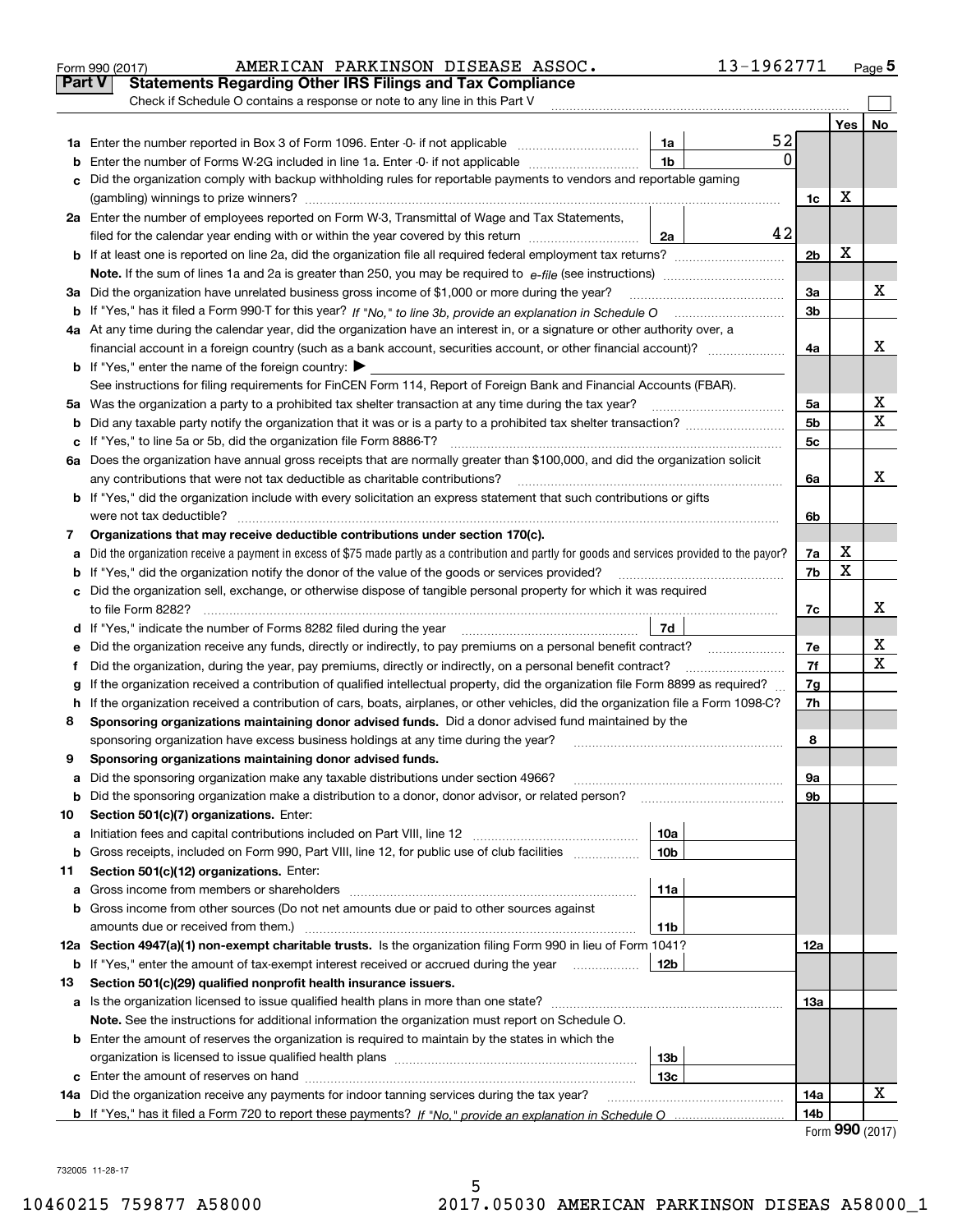Form 990 (2017) AMERICAN PARKINSON DISEASE ASSOC. 13-1962771 Page 5

## Part V Statements Regarding Other IRS Filings and Tax Compliance

Check if Schedule O contains a response or note to any line in this Part V

| | | | | | Yes | No |
|---|---|---|---|---|---|---|
| **1a** | Enter the number reported in Box 3 of Form 1096. Enter -0- if not applicable | 1a | 52 | | | |
| **b** | Enter the number of Forms W-2G included in line 1a. Enter -0- if not applicable | 1b | 0 | | | |
| **c** | Did the organization comply with backup withholding rules for reportable payments to vendors and reportable gaming (gambling) winnings to prize winners? | | | 1c | X | |
| **2a** | Enter the number of employees reported on Form W-3, Transmittal of Wage and Tax Statements, filed for the calendar year ending with or within the year covered by this return | 2a | 42 | | | |
| **b** | If at least one is reported on line 2a, did the organization file all required federal employment tax returns? | | | 2b | X | |
| | **Note.** If the sum of lines 1a and 2a is greater than 250, you may be required to *e-file* (see instructions) | | | | | |
| **3a** | Did the organization have unrelated business gross income of $1,000 or more during the year? | | | 3a | | X |
| **b** | If "Yes," has it filed a Form 990-T for this year? *If "No," to line 3b, provide an explanation in Schedule O* | | | 3b | | |
| **4a** | At any time during the calendar year, did the organization have an interest in, or a signature or other authority over, a financial account in a foreign country (such as a bank account, securities account, or other financial account)? | | | 4a | | X |
| **b** | If "Yes," enter the name of the foreign country: ▶ | | | | | |
| | See instructions for filing requirements for FinCEN Form 114, Report of Foreign Bank and Financial Accounts (FBAR). | | | | | |
| **5a** | Was the organization a party to a prohibited tax shelter transaction at any time during the tax year? | | | 5a | | X |
| **b** | Did any taxable party notify the organization that it was or is a party to a prohibited tax shelter transaction? | | | 5b | | X |
| **c** | If "Yes," to line 5a or 5b, did the organization file Form 8886-T? | | | 5c | | |
| **6a** | Does the organization have annual gross receipts that are normally greater than $100,000, and did the organization solicit any contributions that were not tax deductible as charitable contributions? | | | 6a | | X |
| **b** | If "Yes," did the organization include with every solicitation an express statement that such contributions or gifts were not tax deductible? | | | 6b | | |
| **7** | **Organizations that may receive deductible contributions under section 170(c).** | | | | | |
| **a** | Did the organization receive a payment in excess of $75 made partly as a contribution and partly for goods and services provided to the payor? | | | 7a | X | |
| **b** | If "Yes," did the organization notify the donor of the value of the goods or services provided? | | | 7b | X | |
| **c** | Did the organization sell, exchange, or otherwise dispose of tangible personal property for which it was required to file Form 8282? | | | 7c | | X |
| **d** | If "Yes," indicate the number of Forms 8282 filed during the year | 7d | | | | |
| **e** | Did the organization receive any funds, directly or indirectly, to pay premiums on a personal benefit contract? | | | 7e | | X |
| **f** | Did the organization, during the year, pay premiums, directly or indirectly, on a personal benefit contract? | | | 7f | | X |
| **g** | If the organization received a contribution of qualified intellectual property, did the organization file Form 8899 as required? | | | 7g | | |
| **h** | If the organization received a contribution of cars, boats, airplanes, or other vehicles, did the organization file a Form 1098-C? | | | 7h | | |
| **8** | **Sponsoring organizations maintaining donor advised funds.** Did a donor advised fund maintained by the sponsoring organization have excess business holdings at any time during the year? | | | 8 | | |
| **9** | **Sponsoring organizations maintaining donor advised funds.** | | | | | |
| **a** | Did the sponsoring organization make any taxable distributions under section 4966? | | | 9a | | |
| **b** | Did the sponsoring organization make a distribution to a donor, donor advisor, or related person? | | | 9b | | |
| **10** | **Section 501(c)(7) organizations.** Enter: | | | | | |
| **a** | Initiation fees and capital contributions included on Part VIII, line 12 | 10a | | | | |
| **b** | Gross receipts, included on Form 990, Part VIII, line 12, for public use of club facilities | 10b | | | | |
| **11** | **Section 501(c)(12) organizations.** Enter: | | | | | |
| **a** | Gross income from members or shareholders | 11a | | | | |
| **b** | Gross income from other sources (Do not net amounts due or paid to other sources against amounts due or received from them.) | 11b | | | | |
| **12a** | **Section 4947(a)(1) non-exempt charitable trusts.** Is the organization filing Form 990 in lieu of Form 1041? | | | 12a | | |
| **b** | If "Yes," enter the amount of tax-exempt interest received or accrued during the year | 12b | | | | |
| **13** | **Section 501(c)(29) qualified nonprofit health insurance issuers.** | | | | | |
| **a** | Is the organization licensed to issue qualified health plans in more than one state? | | | 13a | | |
| | **Note.** See the instructions for additional information the organization must report on Schedule O. | | | | | |
| **b** | Enter the amount of reserves the organization is required to maintain by the states in which the organization is licensed to issue qualified health plans | 13b | | | | |
| **c** | Enter the amount of reserves on hand | 13c | | | | |
| **14a** | Did the organization receive any payments for indoor tanning services during the tax year? | | | 14a | | X |
| **b** | If "Yes," has it filed a Form 720 to report these payments? *If "No," provide an explanation in Schedule O* | | | 14b | | |

Form **990** (2017)

732005 11-28-17

10460215 759877 A58000 2017.05030 AMERICAN PARKINSON DISEAS A58000_1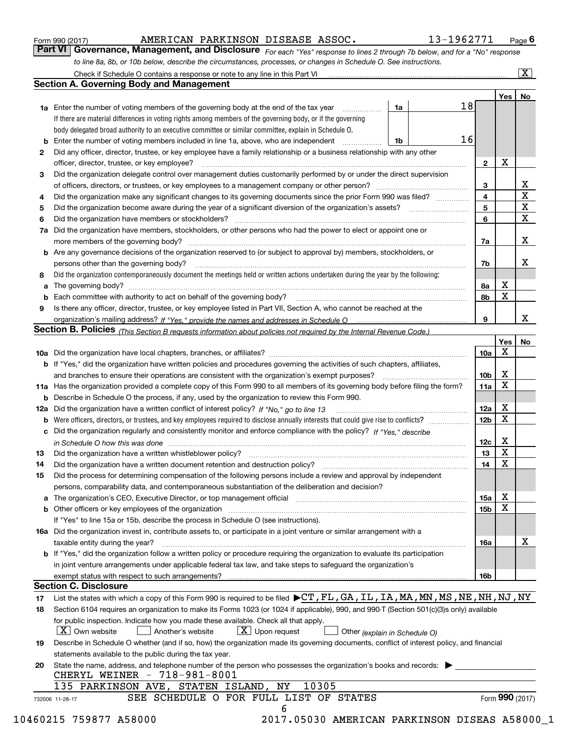Form 990 (2017) AMERICAN PARKINSON DISEASE ASSOC. 13-1962771 Page 6

**Part VI Governance, Management, and Disclosure** *For each "Yes" response to lines 2 through 7b below, and for a "No" response to line 8a, 8b, or 10b below, describe the circumstances, processes, or changes in Schedule O. See instructions.*

Check if Schedule O contains a response or note to any line in this Part VI ..... [X]

## Section A. Governing Body and Management

| | | | | Yes | No |
|---|---|---|---|---|---|
| **1a** | Enter the number of voting members of the governing body at the end of the tax year. If there are material differences in voting rights among members of the governing body, or if the governing body delegated broad authority to an executive committee or similar committee, explain in Schedule O. | 1a | 18 | | |
| **b** | Enter the number of voting members included in line 1a, above, who are independent | 1b | 16 | | |
| **2** | Did any officer, director, trustee, or key employee have a family relationship or a business relationship with any other officer, director, trustee, or key employee? | | 2 | X | |
| **3** | Did the organization delegate control over management duties customarily performed by or under the direct supervision of officers, directors, or trustees, or key employees to a management company or other person? | | 3 | | X |
| **4** | Did the organization make any significant changes to its governing documents since the prior Form 990 was filed? | | 4 | | X |
| **5** | Did the organization become aware during the year of a significant diversion of the organization's assets? | | 5 | | X |
| **6** | Did the organization have members or stockholders? | | 6 | | X |
| **7a** | Did the organization have members, stockholders, or other persons who had the power to elect or appoint one or more members of the governing body? | | 7a | | X |
| **b** | Are any governance decisions of the organization reserved to (or subject to approval by) members, stockholders, or persons other than the governing body? | | 7b | | X |
| **8** | Did the organization contemporaneously document the meetings held or written actions undertaken during the year by the following: | | | | |
| **a** | The governing body? | | 8a | X | |
| **b** | Each committee with authority to act on behalf of the governing body? | | 8b | X | |
| **9** | Is there any officer, director, trustee, or key employee listed in Part VII, Section A, who cannot be reached at the organization's mailing address? *If "Yes," provide the names and addresses in Schedule O* | | 9 | | X |

## Section B. Policies *(This Section B requests information about policies not required by the Internal Revenue Code.)*

| | | | Yes | No |
|---|---|---|---|---|
| **10a** | Did the organization have local chapters, branches, or affiliates? | 10a | X | |
| **b** | If "Yes," did the organization have written policies and procedures governing the activities of such chapters, affiliates, and branches to ensure their operations are consistent with the organization's exempt purposes? | 10b | X | |
| **11a** | Has the organization provided a complete copy of this Form 990 to all members of its governing body before filing the form? | 11a | X | |
| **b** | Describe in Schedule O the process, if any, used by the organization to review this Form 990. | | | |
| **12a** | Did the organization have a written conflict of interest policy? *If "No," go to line 13* | 12a | X | |
| **b** | Were officers, directors, or trustees, and key employees required to disclose annually interests that could give rise to conflicts? | 12b | X | |
| **c** | Did the organization regularly and consistently monitor and enforce compliance with the policy? *If "Yes," describe in Schedule O how this was done* | 12c | X | |
| **13** | Did the organization have a written whistleblower policy? | 13 | X | |
| **14** | Did the organization have a written document retention and destruction policy? | 14 | X | |
| **15** | Did the process for determining compensation of the following persons include a review and approval by independent persons, comparability data, and contemporaneous substantiation of the deliberation and decision? | | | |
| **a** | The organization's CEO, Executive Director, or top management official | 15a | X | |
| **b** | Other officers or key employees of the organization | 15b | X | |
| | If "Yes" to line 15a or 15b, describe the process in Schedule O (see instructions). | | | |
| **16a** | Did the organization invest in, contribute assets to, or participate in a joint venture or similar arrangement with a taxable entity during the year? | 16a | | X |
| **b** | If "Yes," did the organization follow a written policy or procedure requiring the organization to evaluate its participation in joint venture arrangements under applicable federal tax law, and take steps to safeguard the organization's exempt status with respect to such arrangements? | 16b | | |

## Section C. Disclosure

**17** List the states with which a copy of this Form 990 is required to be filed ▶ CT, FL, GA, IL, IA, MA, MN, MS, NE, NH, NJ, NY

**18** Section 6104 requires an organization to make its Forms 1023 (or 1024 if applicable), 990, and 990-T (Section 501(c)(3)s only) available for public inspection. Indicate how you made these available. Check all that apply.

[X] Own website [ ] Another's website [X] Upon request [ ] Other *(explain in Schedule O)*

**19** Describe in Schedule O whether (and if so, how) the organization made its governing documents, conflict of interest policy, and financial statements available to the public during the tax year.

**20** State the name, address, and telephone number of the person who possesses the organization's books and records: ▶

CHERYL WEINER - 718-981-8001
135 PARKINSON AVE, STATEN ISLAND, NY 10305

SEE SCHEDULE O FOR FULL LIST OF STATES

732006 11-28-17 Form **990** (2017)

10460215 759877 A58000 2017.05030 AMERICAN PARKINSON DISEAS A58000_1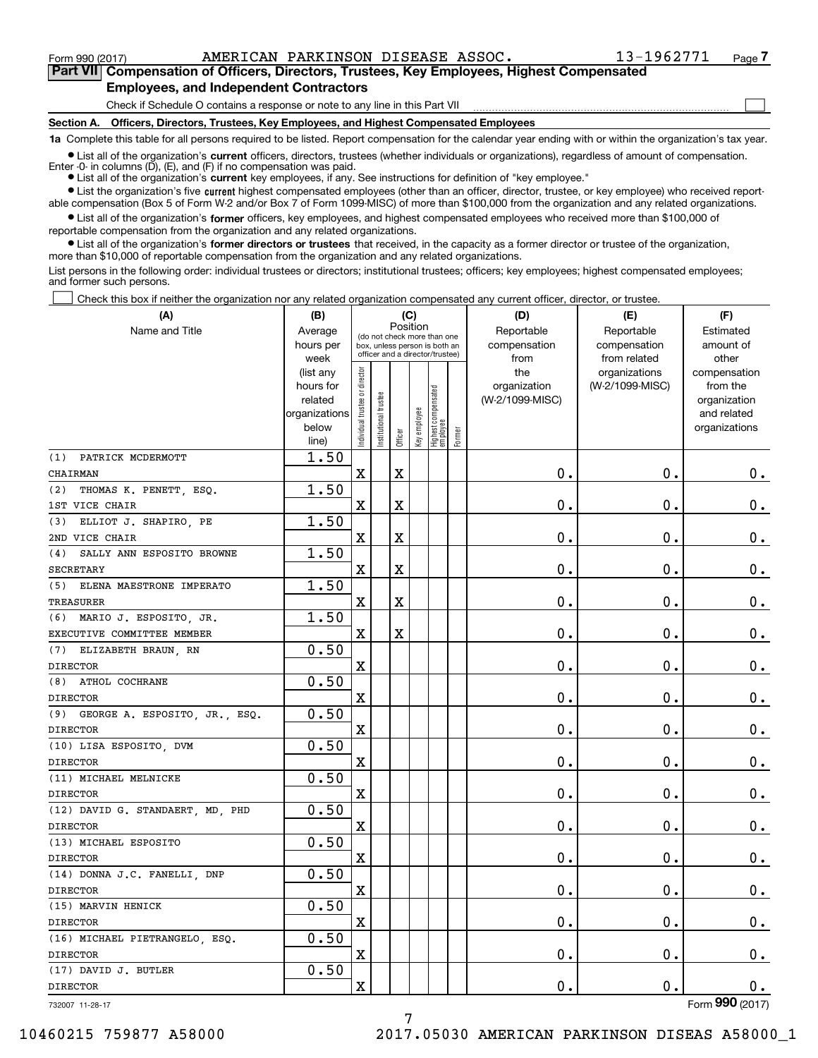Form 990 (2017) AMERICAN PARKINSON DISEASE ASSOC. 13-1962771 Page 7

## Part VII Compensation of Officers, Directors, Trustees, Key Employees, Highest Compensated Employees, and Independent Contractors

Check if Schedule O contains a response or note to any line in this Part VII ☐

### Section A. Officers, Directors, Trustees, Key Employees, and Highest Compensated Employees

**1a** Complete this table for all persons required to be listed. Report compensation for the calendar year ending with or within the organization's tax year.

- List all of the organization's **current** officers, directors, trustees (whether individuals or organizations), regardless of amount of compensation. Enter -0- in columns (D), (E), and (F) if no compensation was paid.
- List all of the organization's **current** key employees, if any. See instructions for definition of "key employee."
- List the organization's five **current** highest compensated employees (other than an officer, director, trustee, or key employee) who received reportable compensation (Box 5 of Form W-2 and/or Box 7 of Form 1099-MISC) of more than $100,000 from the organization and any related organizations.
- List all of the organization's **former** officers, key employees, and highest compensated employees who received more than $100,000 of reportable compensation from the organization and any related organizations.
- List all of the organization's **former directors or trustees** that received, in the capacity as a former director or trustee of the organization, more than $10,000 of reportable compensation from the organization and any related organizations.

List persons in the following order: individual trustees or directors; institutional trustees; officers; key employees; highest compensated employees; and former such persons.

☐ Check this box if neither the organization nor any related organization compensated any current officer, director, or trustee.

| (A) Name and Title | (B) Average hours per week (list any hours for related organizations below line) | (C) Position: Individual trustee or director | Institutional trustee | Officer | Key employee | Highest compensated employee | Former | (D) Reportable compensation from the organization (W-2/1099-MISC) | (E) Reportable compensation from related organizations (W-2/1099-MISC) | (F) Estimated amount of other compensation from the organization and related organizations |
|---|---|---|---|---|---|---|---|---|---|---|
| (1) PATRICK MCDERMOTT<br>CHAIRMAN | 1.50 | X | | X | | | | 0. | 0. | 0. |
| (2) THOMAS K. PENETT, ESQ.<br>1ST VICE CHAIR | 1.50 | X | | X | | | | 0. | 0. | 0. |
| (3) ELLIOT J. SHAPIRO, PE<br>2ND VICE CHAIR | 1.50 | X | | X | | | | 0. | 0. | 0. |
| (4) SALLY ANN ESPOSITO BROWNE<br>SECRETARY | 1.50 | X | | X | | | | 0. | 0. | 0. |
| (5) ELENA MAESTRONE IMPERATO<br>TREASURER | 1.50 | X | | X | | | | 0. | 0. | 0. |
| (6) MARIO J. ESPOSITO, JR.<br>EXECUTIVE COMMITTEE MEMBER | 1.50 | X | | X | | | | 0. | 0. | 0. |
| (7) ELIZABETH BRAUN, RN<br>DIRECTOR | 0.50 | X | | | | | | 0. | 0. | 0. |
| (8) ATHOL COCHRANE<br>DIRECTOR | 0.50 | X | | | | | | 0. | 0. | 0. |
| (9) GEORGE A. ESPOSITO, JR., ESQ.<br>DIRECTOR | 0.50 | X | | | | | | 0. | 0. | 0. |
| (10) LISA ESPOSITO, DVM<br>DIRECTOR | 0.50 | X | | | | | | 0. | 0. | 0. |
| (11) MICHAEL MELNICKE<br>DIRECTOR | 0.50 | X | | | | | | 0. | 0. | 0. |
| (12) DAVID G. STANDAERT, MD, PHD<br>DIRECTOR | 0.50 | X | | | | | | 0. | 0. | 0. |
| (13) MICHAEL ESPOSITO<br>DIRECTOR | 0.50 | X | | | | | | 0. | 0. | 0. |
| (14) DONNA J.C. FANELLI, DNP<br>DIRECTOR | 0.50 | X | | | | | | 0. | 0. | 0. |
| (15) MARVIN HENICK<br>DIRECTOR | 0.50 | X | | | | | | 0. | 0. | 0. |
| (16) MICHAEL PIETRANGELO, ESQ.<br>DIRECTOR | 0.50 | X | | | | | | 0. | 0. | 0. |
| (17) DAVID J. BUTLER<br>DIRECTOR | 0.50 | X | | | | | | 0. | 0. | 0. |

732007 11-28-17 Form **990** (2017)

10460215 759877 A58000 2017.05030 AMERICAN PARKINSON DISEAS A58000_1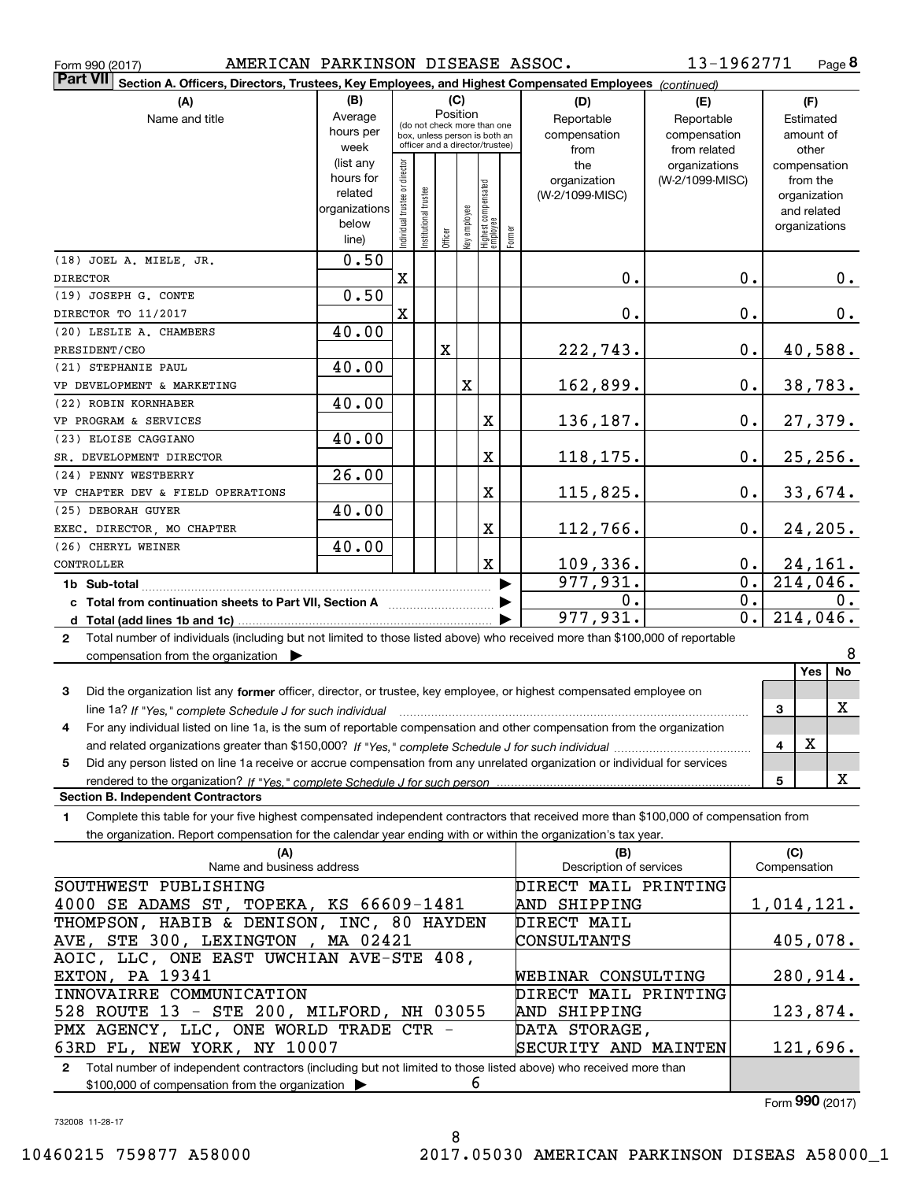Form 990 (2017) AMERICAN PARKINSON DISEASE ASSOC. 13-1962771 Page 8

## Part VII Section A. Officers, Directors, Trustees, Key Employees, and Highest Compensated Employees *(continued)*

| (A) Name and title | (B) Average hours per week (list any hours for related organizations below line) | (C) Position: Individual trustee or director | Institutional trustee | Officer | Key employee | Highest compensated employee | Former | (D) Reportable compensation from the organization (W-2/1099-MISC) | (E) Reportable compensation from related organizations (W-2/1099-MISC) | (F) Estimated amount of other compensation from the organization and related organizations |
|---|---|---|---|---|---|---|---|---|---|---|
| (18) JOEL A. MIELE, JR. DIRECTOR | 0.50 | X | | | | | | 0. | 0. | 0. |
| (19) JOSEPH G. CONTE DIRECTOR TO 11/2017 | 0.50 | X | | | | | | 0. | 0. | 0. |
| (20) LESLIE A. CHAMBERS PRESIDENT/CEO | 40.00 | | | X | | | | 222,743. | 0. | 40,588. |
| (21) STEPHANIE PAUL VP DEVELOPMENT & MARKETING | 40.00 | | | | X | | | 162,899. | 0. | 38,783. |
| (22) ROBIN KORNHABER VP PROGRAM & SERVICES | 40.00 | | | | | X | | 136,187. | 0. | 27,379. |
| (23) ELOISE CAGGIANO SR. DEVELOPMENT DIRECTOR | 40.00 | | | | | X | | 118,175. | 0. | 25,256. |
| (24) PENNY WESTBERRY VP CHAPTER DEV & FIELD OPERATIONS | 26.00 | | | | | X | | 115,825. | 0. | 33,674. |
| (25) DEBORAH GUYER EXEC. DIRECTOR, MO CHAPTER | 40.00 | | | | | X | | 112,766. | 0. | 24,205. |
| (26) CHERYL WEINER CONTROLLER | 40.00 | | | | | X | | 109,336. | 0. | 24,161. |
| **1b Sub-total** | | | | | | | | 977,931. | 0. | 214,046. |
| **c Total from continuation sheets to Part VII, Section A** | | | | | | | | 0. | 0. | 0. |
| **d Total (add lines 1b and 1c)** | | | | | | | | 977,931. | 0. | 214,046. |

**2** Total number of individuals (including but not limited to those listed above) who received more than $100,000 of reportable compensation from the organization ▶ 8

| | | Yes | No |
|---|---|---|---|
| **3** Did the organization list any **former** officer, director, or trustee, key employee, or highest compensated employee on line 1a? *If "Yes," complete Schedule J for such individual* | 3 | | X |
| **4** For any individual listed on line 1a, is the sum of reportable compensation and other compensation from the organization and related organizations greater than $150,000? *If "Yes," complete Schedule J for such individual* | 4 | X | |
| **5** Did any person listed on line 1a receive or accrue compensation from any unrelated organization or individual for services rendered to the organization? *If "Yes," complete Schedule J for such person* | 5 | | X |

### Section B. Independent Contractors

**1** Complete this table for your five highest compensated independent contractors that received more than $100,000 of compensation from the organization. Report compensation for the calendar year ending with or within the organization's tax year.

| (A) Name and business address | (B) Description of services | (C) Compensation |
|---|---|---|
| SOUTHWEST PUBLISHING 4000 SE ADAMS ST, TOPEKA, KS 66609-1481 | DIRECT MAIL PRINTING AND SHIPPING | 1,014,121. |
| THOMPSON, HABIB & DENISON, INC, 80 HAYDEN AVE, STE 300, LEXINGTON , MA 02421 | DIRECT MAIL CONSULTANTS | 405,078. |
| AOIC, LLC, ONE EAST UWCHIAN AVE-STE 408, EXTON, PA 19341 | WEBINAR CONSULTING | 280,914. |
| INNOVAIRRE COMMUNICATION 528 ROUTE 13 - STE 200, MILFORD, NH 03055 | DIRECT MAIL PRINTING AND SHIPPING | 123,874. |
| PMX AGENCY, LLC, ONE WORLD TRADE CTR - 63RD FL, NEW YORK, NY 10007 | DATA STORAGE, SECURITY AND MAINTEN | 121,696. |

**2** Total number of independent contractors (including but not limited to those listed above) who received more than $100,000 of compensation from the organization ▶ 6

Form **990** (2017)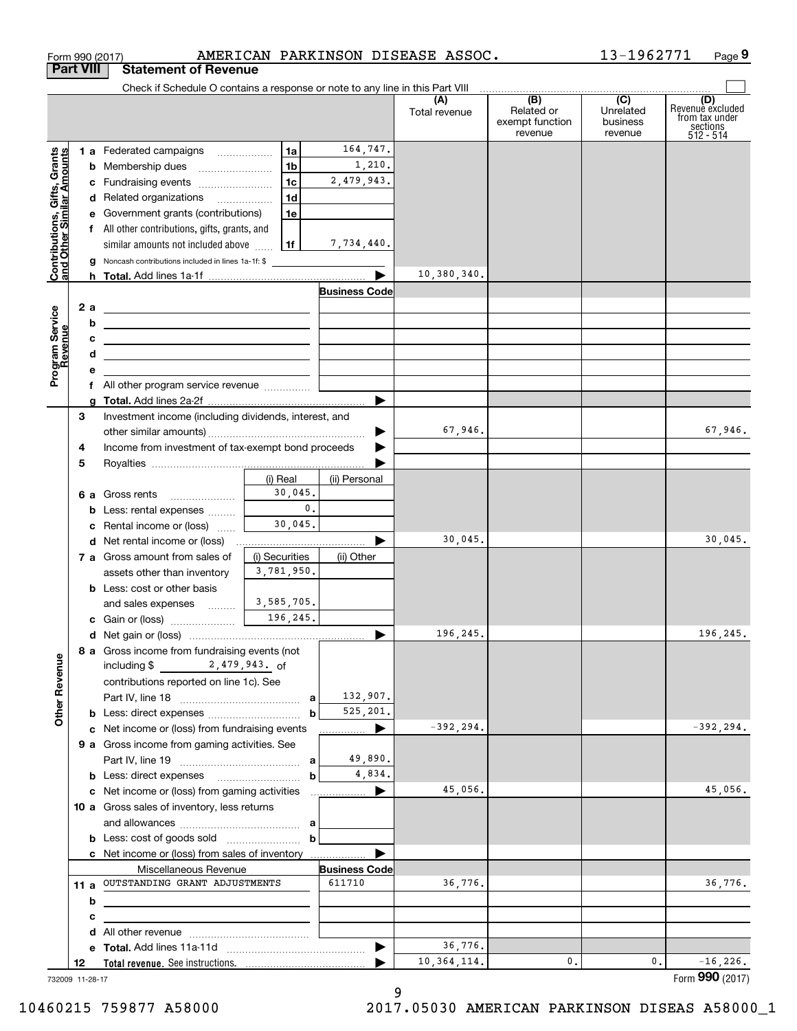Form 990 (2017) AMERICAN PARKINSON DISEASE ASSOC. 13-1962771 Page 9

**Part VIII Statement of Revenue**

Check if Schedule O contains a response or note to any line in this Part VIII

| | | | | (A) Total revenue | (B) Related or exempt function revenue | (C) Unrelated business revenue | (D) Revenue excluded from tax under sections 512 - 514 |
|---|---|---|---|---|---|---|---|
| **Contributions, Gifts, Grants and Other Similar Amounts** | 1 a Federated campaigns | 1a | 164,747. | | | | |
| | b Membership dues | 1b | 1,210. | | | | |
| | c Fundraising events | 1c | 2,479,943. | | | | |
| | d Related organizations | 1d | | | | | |
| | e Government grants (contributions) | 1e | | | | | |
| | f All other contributions, gifts, grants, and similar amounts not included above | 1f | 7,734,440. | | | | |
| | g Noncash contributions included in lines 1a-1f: $ | | | | | | |
| | h **Total.** Add lines 1a-1f | | | 10,380,340. | | | |
| **Program Service Revenue** | | | Business Code | | | | |
| | 2 a | | | | | | |
| | b | | | | | | |
| | c | | | | | | |
| | d | | | | | | |
| | e | | | | | | |
| | f All other program service revenue | | | | | | |
| | g **Total.** Add lines 2a-2f | | | | | | |
| **Other Revenue** | 3 Investment income (including dividends, interest, and other similar amounts) | | | 67,946. | | | 67,946. |
| | 4 Income from investment of tax-exempt bond proceeds | | | | | | |
| | 5 Royalties | | | | | | |
| | | (i) Real | (ii) Personal | | | | |
| | 6 a Gross rents | 30,045. | | | | | |
| | b Less: rental expenses | 0. | | | | | |
| | c Rental income or (loss) | 30,045. | | | | | |
| | d Net rental income or (loss) | | | 30,045. | | | 30,045. |
| | 7 a Gross amount from sales of assets other than inventory | (i) Securities 3,781,950. | (ii) Other | | | | |
| | b Less: cost or other basis and sales expenses | 3,585,705. | | | | | |
| | c Gain or (loss) | 196,245. | | | | | |
| | d Net gain or (loss) | | | 196,245. | | | 196,245. |
| | 8 a Gross income from fundraising events (not including $ 2,479,943. of contributions reported on line 1c). See Part IV, line 18 | a | 132,907. | | | | |
| | b Less: direct expenses | b | 525,201. | | | | |
| | c Net income or (loss) from fundraising events | | | -392,294. | | | -392,294. |
| | 9 a Gross income from gaming activities. See Part IV, line 19 | a | 49,890. | | | | |
| | b Less: direct expenses | b | 4,834. | | | | |
| | c Net income or (loss) from gaming activities | | | 45,056. | | | 45,056. |
| | 10 a Gross sales of inventory, less returns and allowances | a | | | | | |
| | b Less: cost of goods sold | b | | | | | |
| | c Net income or (loss) from sales of inventory | | | | | | |
| | Miscellaneous Revenue | | Business Code | | | | |
| | 11 a OUTSTANDING GRANT ADJUSTMENTS | | 611710 | 36,776. | | | 36,776. |
| | b | | | | | | |
| | c | | | | | | |
| | d All other revenue | | | | | | |
| | e **Total.** Add lines 11a-11d | | | 36,776. | | | |
| | 12 **Total revenue.** See instructions. | | | 10,364,114. | 0. | 0. | -16,226. |

732009 11-28-17

Form **990** (2017)

10460215 759877 A58000 2017.05030 AMERICAN PARKINSON DISEAS A58000_1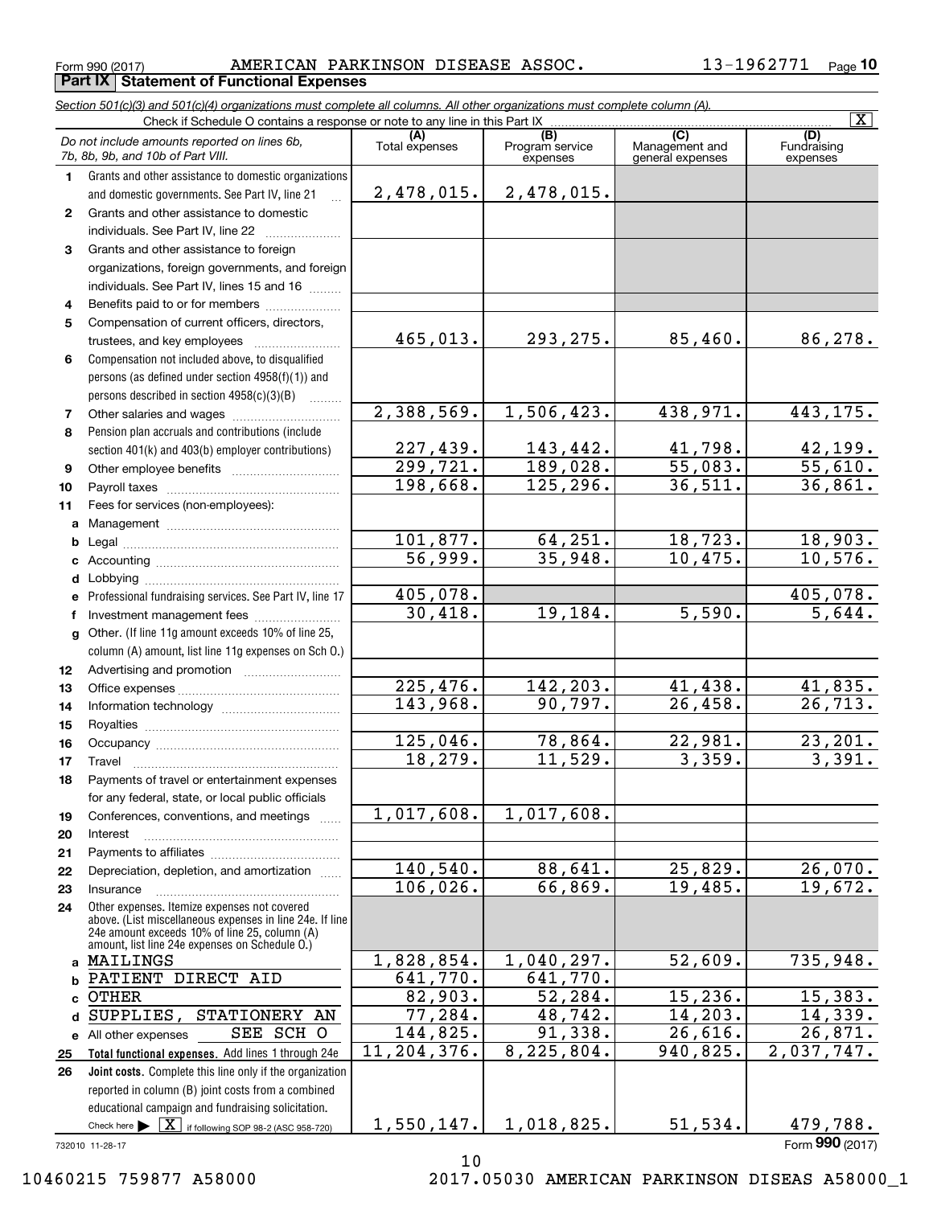Form 990 (2017) AMERICAN PARKINSON DISEASE ASSOC. 13-1962771 Page **10**

**Part IX Statement of Functional Expenses**

*Section 501(c)(3) and 501(c)(4) organizations must complete all columns. All other organizations must complete column (A).*

Check if Schedule O contains a response or note to any line in this Part IX [X]

| *Do not include amounts reported on lines 6b, 7b, 8b, 9b, and 10b of Part VIII.* | (A) Total expenses | (B) Program service expenses | (C) Management and general expenses | (D) Fundraising expenses |
|---|---|---|---|---|
| **1** Grants and other assistance to domestic organizations and domestic governments. See Part IV, line 21 | 2,478,015. | 2,478,015. | | |
| **2** Grants and other assistance to domestic individuals. See Part IV, line 22 | | | | |
| **3** Grants and other assistance to foreign organizations, foreign governments, and foreign individuals. See Part IV, lines 15 and 16 | | | | |
| **4** Benefits paid to or for members | | | | |
| **5** Compensation of current officers, directors, trustees, and key employees | 465,013. | 293,275. | 85,460. | 86,278. |
| **6** Compensation not included above, to disqualified persons (as defined under section 4958(f)(1)) and persons described in section 4958(c)(3)(B) | | | | |
| **7** Other salaries and wages | 2,388,569. | 1,506,423. | 438,971. | 443,175. |
| **8** Pension plan accruals and contributions (include section 401(k) and 403(b) employer contributions) | 227,439. | 143,442. | 41,798. | 42,199. |
| **9** Other employee benefits | 299,721. | 189,028. | 55,083. | 55,610. |
| **10** Payroll taxes | 198,668. | 125,296. | 36,511. | 36,861. |
| **11** Fees for services (non-employees): | | | | |
| **a** Management | | | | |
| **b** Legal | 101,877. | 64,251. | 18,723. | 18,903. |
| **c** Accounting | 56,999. | 35,948. | 10,475. | 10,576. |
| **d** Lobbying | | | | |
| **e** Professional fundraising services. See Part IV, line 17 | 405,078. | | | 405,078. |
| **f** Investment management fees | 30,418. | 19,184. | 5,590. | 5,644. |
| **g** Other. (If line 11g amount exceeds 10% of line 25, column (A) amount, list line 11g expenses on Sch O.) | | | | |
| **12** Advertising and promotion | | | | |
| **13** Office expenses | 225,476. | 142,203. | 41,438. | 41,835. |
| **14** Information technology | 143,968. | 90,797. | 26,458. | 26,713. |
| **15** Royalties | | | | |
| **16** Occupancy | 125,046. | 78,864. | 22,981. | 23,201. |
| **17** Travel | 18,279. | 11,529. | 3,359. | 3,391. |
| **18** Payments of travel or entertainment expenses for any federal, state, or local public officials | | | | |
| **19** Conferences, conventions, and meetings | 1,017,608. | 1,017,608. | | |
| **20** Interest | | | | |
| **21** Payments to affiliates | | | | |
| **22** Depreciation, depletion, and amortization | 140,540. | 88,641. | 25,829. | 26,070. |
| **23** Insurance | 106,026. | 66,869. | 19,485. | 19,672. |
| **24** Other expenses. Itemize expenses not covered above. (List miscellaneous expenses in line 24e. If line 24e amount exceeds 10% of line 25, column (A) amount, list line 24e expenses on Schedule O.) | | | | |
| **a** MAILINGS | 1,828,854. | 1,040,297. | 52,609. | 735,948. |
| **b** PATIENT DIRECT AID | 641,770. | 641,770. | | |
| **c** OTHER | 82,903. | 52,284. | 15,236. | 15,383. |
| **d** SUPPLIES, STATIONERY AN | 77,284. | 48,742. | 14,203. | 14,339. |
| **e** All other expenses SEE SCH O | 144,825. | 91,338. | 26,616. | 26,871. |
| **25 Total functional expenses.** Add lines 1 through 24e | 11,204,376. | 8,225,804. | 940,825. | 2,037,747. |
| **26 Joint costs.** Complete this line only if the organization reported in column (B) joint costs from a combined educational campaign and fundraising solicitation. Check here ▶ [X] if following SOP 98-2 (ASC 958-720) | 1,550,147. | 1,018,825. | 51,534. | 479,788. |

732010 11-28-17

Form **990** (2017)

10460215 759877 A58000 2017.05030 AMERICAN PARKINSON DISEAS A58000_1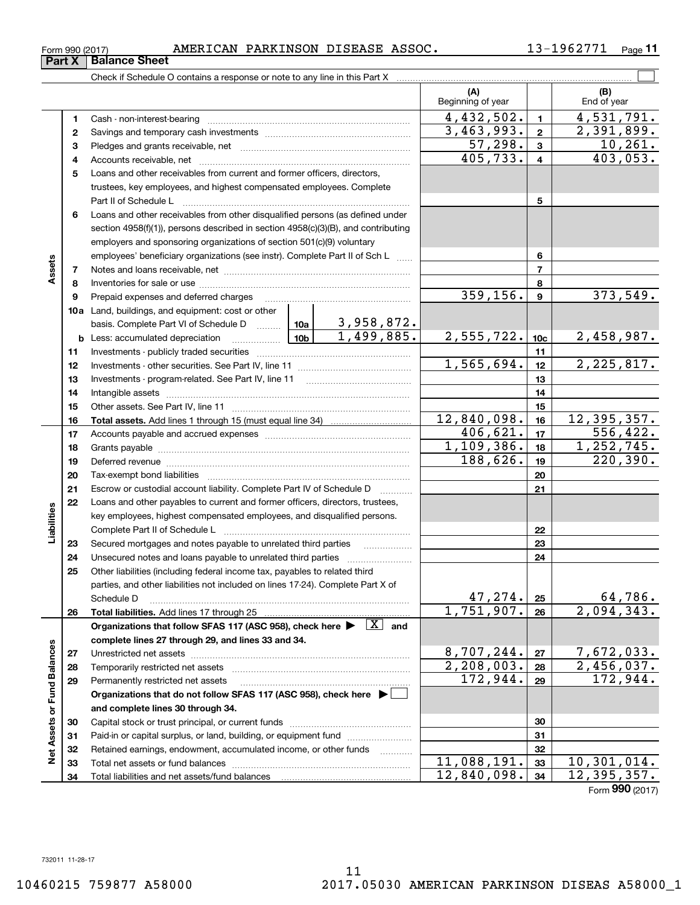Form 990 (2017) AMERICAN PARKINSON DISEASE ASSOC. 13-1962771

## Part X Balance Sheet

Check if Schedule O contains a response or note to any line in this Part X ☐

| | | | | (A) Beginning of year | | (B) End of year |
|---|---|---|---|---|---|---|
| **Assets** | 1 | Cash - non-interest-bearing | | 4,432,502. | 1 | 4,531,791. |
| | 2 | Savings and temporary cash investments | | 3,463,993. | 2 | 2,391,899. |
| | 3 | Pledges and grants receivable, net | | 57,298. | 3 | 10,261. |
| | 4 | Accounts receivable, net | | 405,733. | 4 | 403,053. |
| | 5 | Loans and other receivables from current and former officers, directors, trustees, key employees, and highest compensated employees. Complete Part II of Schedule L | | | 5 | |
| | 6 | Loans and other receivables from other disqualified persons (as defined under section 4958(f)(1)), persons described in section 4958(c)(3)(B), and contributing employers and sponsoring organizations of section 501(c)(9) voluntary employees' beneficiary organizations (see instr). Complete Part II of Sch L | | | 6 | |
| | 7 | Notes and loans receivable, net | | | 7 | |
| | 8 | Inventories for sale or use | | | 8 | |
| | 9 | Prepaid expenses and deferred charges | | 359,156. | 9 | 373,549. |
| | 10a | Land, buildings, and equipment: cost or other basis. Complete Part VI of Schedule D | 10a 3,958,872. | | | |
| | b | Less: accumulated depreciation | 10b 1,499,885. | 2,555,722. | 10c | 2,458,987. |
| | 11 | Investments - publicly traded securities | | | 11 | |
| | 12 | Investments - other securities. See Part IV, line 11 | | 1,565,694. | 12 | 2,225,817. |
| | 13 | Investments - program-related. See Part IV, line 11 | | | 13 | |
| | 14 | Intangible assets | | | 14 | |
| | 15 | Other assets. See Part IV, line 11 | | | 15 | |
| | 16 | **Total assets.** Add lines 1 through 15 (must equal line 34) | | 12,840,098. | 16 | 12,395,357. |
| **Liabilities** | 17 | Accounts payable and accrued expenses | | 406,621. | 17 | 556,422. |
| | 18 | Grants payable | | 1,109,386. | 18 | 1,252,745. |
| | 19 | Deferred revenue | | 188,626. | 19 | 220,390. |
| | 20 | Tax-exempt bond liabilities | | | 20 | |
| | 21 | Escrow or custodial account liability. Complete Part IV of Schedule D | | | 21 | |
| | 22 | Loans and other payables to current and former officers, directors, trustees, key employees, highest compensated employees, and disqualified persons. Complete Part II of Schedule L | | | 22 | |
| | 23 | Secured mortgages and notes payable to unrelated third parties | | | 23 | |
| | 24 | Unsecured notes and loans payable to unrelated third parties | | | 24 | |
| | 25 | Other liabilities (including federal income tax, payables to related third parties, and other liabilities not included on lines 17-24). Complete Part X of Schedule D | | 47,274. | 25 | 64,786. |
| | 26 | **Total liabilities.** Add lines 17 through 25 | | 1,751,907. | 26 | 2,094,343. |
| **Net Assets or Fund Balances** | | **Organizations that follow SFAS 117 (ASC 958), check here ▶ ☒ and complete lines 27 through 29, and lines 33 and 34.** | | | | |
| | 27 | Unrestricted net assets | | 8,707,244. | 27 | 7,672,033. |
| | 28 | Temporarily restricted net assets | | 2,208,003. | 28 | 2,456,037. |
| | 29 | Permanently restricted net assets | | 172,944. | 29 | 172,944. |
| | | **Organizations that do not follow SFAS 117 (ASC 958), check here ▶ ☐ and complete lines 30 through 34.** | | | | |
| | 30 | Capital stock or trust principal, or current funds | | | 30 | |
| | 31 | Paid-in or capital surplus, or land, building, or equipment fund | | | 31 | |
| | 32 | Retained earnings, endowment, accumulated income, or other funds | | | 32 | |
| | 33 | Total net assets or fund balances | | 11,088,191. | 33 | 10,301,014. |
| | 34 | Total liabilities and net assets/fund balances | | 12,840,098. | 34 | 12,395,357. |

Form **990** (2017)

732011 11-28-17

10460215 759877 A58000 2017.05030 AMERICAN PARKINSON DISEAS A58000_1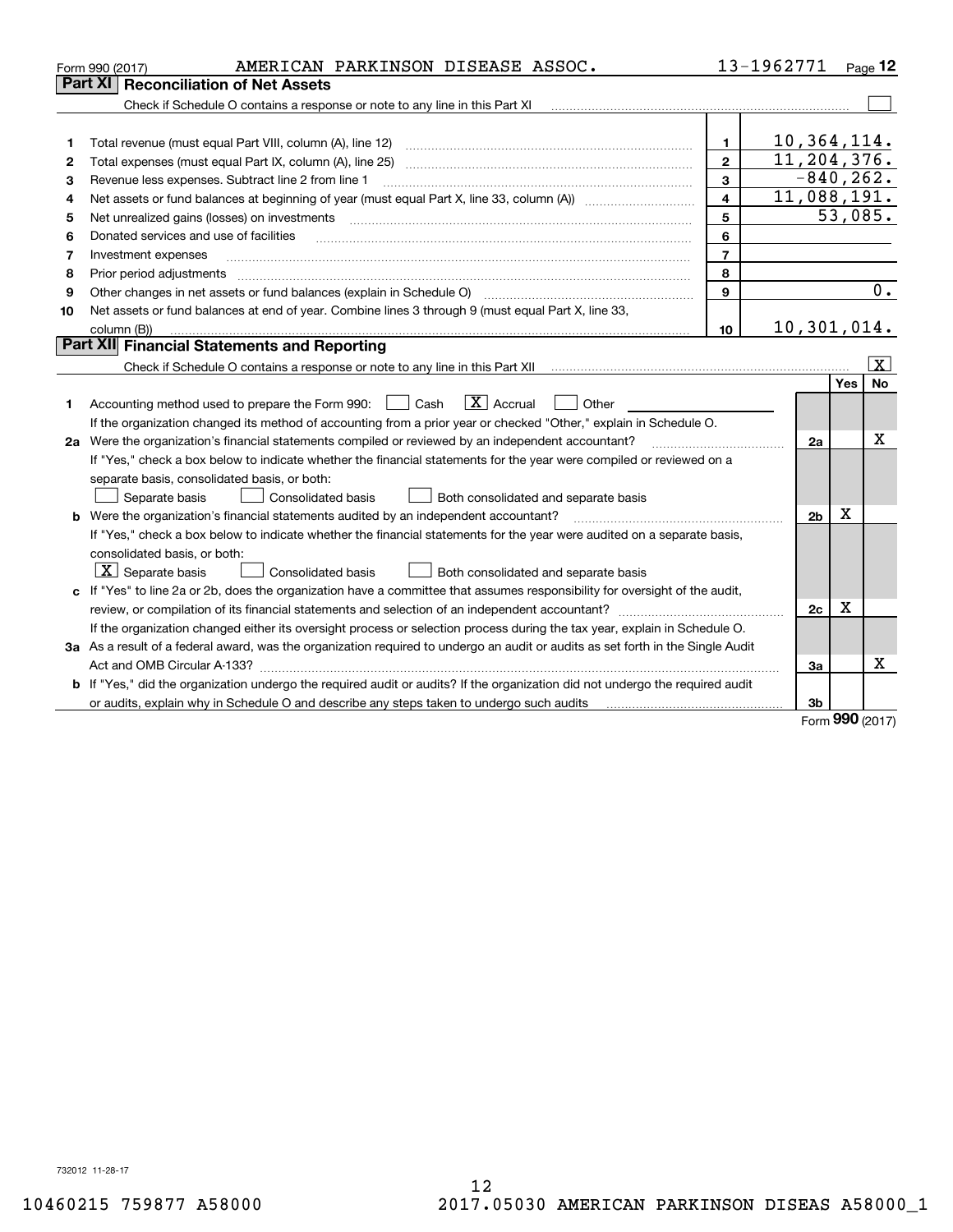Form 990 (2017) AMERICAN PARKINSON DISEASE ASSOC. 13-1962771 Page 12

## Part XI Reconciliation of Net Assets

Check if Schedule O contains a response or note to any line in this Part XI ☐

| | | | |
|---|---|---|---|
| 1 | Total revenue (must equal Part VIII, column (A), line 12) | 1 | 10,364,114. |
| 2 | Total expenses (must equal Part IX, column (A), line 25) | 2 | 11,204,376. |
| 3 | Revenue less expenses. Subtract line 2 from line 1 | 3 | -840,262. |
| 4 | Net assets or fund balances at beginning of year (must equal Part X, line 33, column (A)) | 4 | 11,088,191. |
| 5 | Net unrealized gains (losses) on investments | 5 | 53,085. |
| 6 | Donated services and use of facilities | 6 | |
| 7 | Investment expenses | 7 | |
| 8 | Prior period adjustments | 8 | |
| 9 | Other changes in net assets or fund balances (explain in Schedule O) | 9 | 0. |
| 10 | Net assets or fund balances at end of year. Combine lines 3 through 9 (must equal Part X, line 33, column (B)) | 10 | 10,301,014. |

## Part XII Financial Statements and Reporting

Check if Schedule O contains a response or note to any line in this Part XII ☒

| | | | Yes | No |
|---|---|---|---|---|
| 1 | Accounting method used to prepare the Form 990: ☐ Cash ☒ Accrual ☐ Other<br>If the organization changed its method of accounting from a prior year or checked "Other," explain in Schedule O. | | | |
| 2a | Were the organization's financial statements compiled or reviewed by an independent accountant?<br>If "Yes," check a box below to indicate whether the financial statements for the year were compiled or reviewed on a separate basis, consolidated basis, or both:<br>☐ Separate basis ☐ Consolidated basis ☐ Both consolidated and separate basis | 2a | | X |
| b | Were the organization's financial statements audited by an independent accountant?<br>If "Yes," check a box below to indicate whether the financial statements for the year were audited on a separate basis, consolidated basis, or both:<br>☒ Separate basis ☐ Consolidated basis ☐ Both consolidated and separate basis | 2b | X | |
| c | If "Yes" to line 2a or 2b, does the organization have a committee that assumes responsibility for oversight of the audit, review, or compilation of its financial statements and selection of an independent accountant?<br>If the organization changed either its oversight process or selection process during the tax year, explain in Schedule O. | 2c | X | |
| 3a | As a result of a federal award, was the organization required to undergo an audit or audits as set forth in the Single Audit Act and OMB Circular A-133? | 3a | | X |
| b | If "Yes," did the organization undergo the required audit or audits? If the organization did not undergo the required audit or audits, explain why in Schedule O and describe any steps taken to undergo such audits | 3b | | |

Form 990 (2017)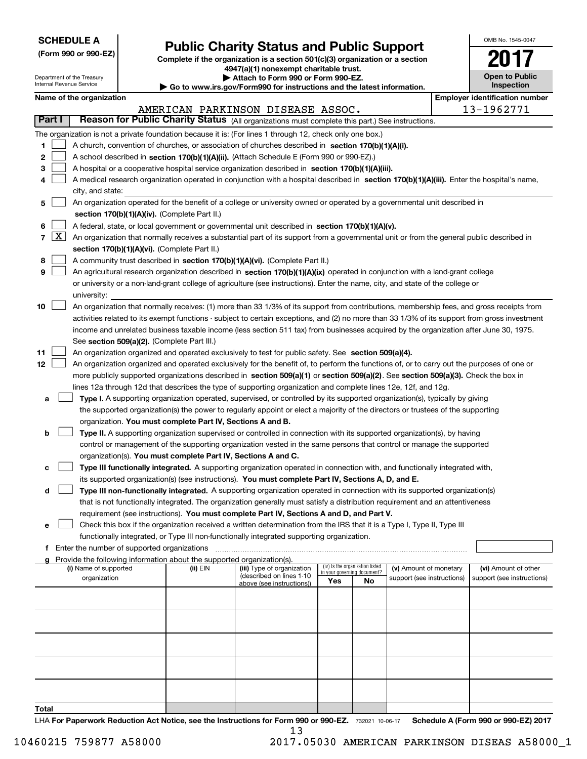**SCHEDULE A**
**(Form 990 or 990-EZ)**

Department of the Treasury
Internal Revenue Service

# Public Charity Status and Public Support

**Complete if the organization is a section 501(c)(3) organization or a section 4947(a)(1) nonexempt charitable trust.**
**▶ Attach to Form 990 or Form 990-EZ.**
**▶ Go to www.irs.gov/Form990 for instructions and the latest information.**

OMB No. 1545-0047
**2017**
**Open to Public Inspection**

**Name of the organization:** AMERICAN PARKINSON DISEASE ASSOC.
**Employer identification number:** 13-1962771

## Part I — Reason for Public Charity Status (All organizations must complete this part.) See instructions.

The organization is not a private foundation because it is: (For lines 1 through 12, check only one box.)

1. [ ] A church, convention of churches, or association of churches described in **section 170(b)(1)(A)(i).**
2. [ ] A school described in **section 170(b)(1)(A)(ii).** (Attach Schedule E (Form 990 or 990-EZ).)
3. [ ] A hospital or a cooperative hospital service organization described in **section 170(b)(1)(A)(iii).**
4. [ ] A medical research organization operated in conjunction with a hospital described in **section 170(b)(1)(A)(iii).** Enter the hospital's name, city, and state:
5. [ ] An organization operated for the benefit of a college or university owned or operated by a governmental unit described in **section 170(b)(1)(A)(iv).** (Complete Part II.)
6. [ ] A federal, state, or local government or governmental unit described in **section 170(b)(1)(A)(v).**
7. [X] An organization that normally receives a substantial part of its support from a governmental unit or from the general public described in **section 170(b)(1)(A)(vi).** (Complete Part II.)
8. [ ] A community trust described in **section 170(b)(1)(A)(vi).** (Complete Part II.)
9. [ ] An agricultural research organization described in **section 170(b)(1)(A)(ix)** operated in conjunction with a land-grant college or university or a non-land-grant college of agriculture (see instructions). Enter the name, city, and state of the college or university:
10. [ ] An organization that normally receives: (1) more than 33 1/3% of its support from contributions, membership fees, and gross receipts from activities related to its exempt functions - subject to certain exceptions, and (2) no more than 33 1/3% of its support from gross investment income and unrelated business taxable income (less section 511 tax) from businesses acquired by the organization after June 30, 1975. See **section 509(a)(2).** (Complete Part III.)
11. [ ] An organization organized and operated exclusively to test for public safety. See **section 509(a)(4).**
12. [ ] An organization organized and operated exclusively for the benefit of, to perform the functions of, or to carry out the purposes of one or more publicly supported organizations described in **section 509(a)(1)** or **section 509(a)(2)**. See **section 509(a)(3).** Check the box in lines 12a through 12d that describes the type of supporting organization and complete lines 12e, 12f, and 12g.
   - **a** [ ] **Type I.** A supporting organization operated, supervised, or controlled by its supported organization(s), typically by giving the supported organization(s) the power to regularly appoint or elect a majority of the directors or trustees of the supporting organization. **You must complete Part IV, Sections A and B.**
   - **b** [ ] **Type II.** A supporting organization supervised or controlled in connection with its supported organization(s), by having control or management of the supporting organization vested in the same persons that control or manage the supported organization(s). **You must complete Part IV, Sections A and C.**
   - **c** [ ] **Type III functionally integrated.** A supporting organization operated in connection with, and functionally integrated with, its supported organization(s) (see instructions). **You must complete Part IV, Sections A, D, and E.**
   - **d** [ ] **Type III non-functionally integrated.** A supporting organization operated in connection with its supported organization(s) that is not functionally integrated. The organization generally must satisfy a distribution requirement and an attentiveness requirement (see instructions). **You must complete Part IV, Sections A and D, and Part V.**
   - **e** [ ] Check this box if the organization received a written determination from the IRS that it is a Type I, Type II, Type III functionally integrated, or Type III non-functionally integrated supporting organization.
   - **f** Enter the number of supported organizations
   - **g** Provide the following information about the supported organization(s).

| (i) Name of supported organization | (ii) EIN | (iii) Type of organization (described on lines 1-10 above (see instructions)) | (iv) Is the organization listed in your governing document? Yes | No | (v) Amount of monetary support (see instructions) | (vi) Amount of other support (see instructions) |
|---|---|---|---|---|---|---|
| | | | | | | |
| | | | | | | |
| | | | | | | |
| | | | | | | |
| | | | | | | |
| **Total** | | | | | | |

LHA **For Paperwork Reduction Act Notice, see the Instructions for Form 990 or 990-EZ.** 732021 10-06-17 **Schedule A (Form 990 or 990-EZ) 2017**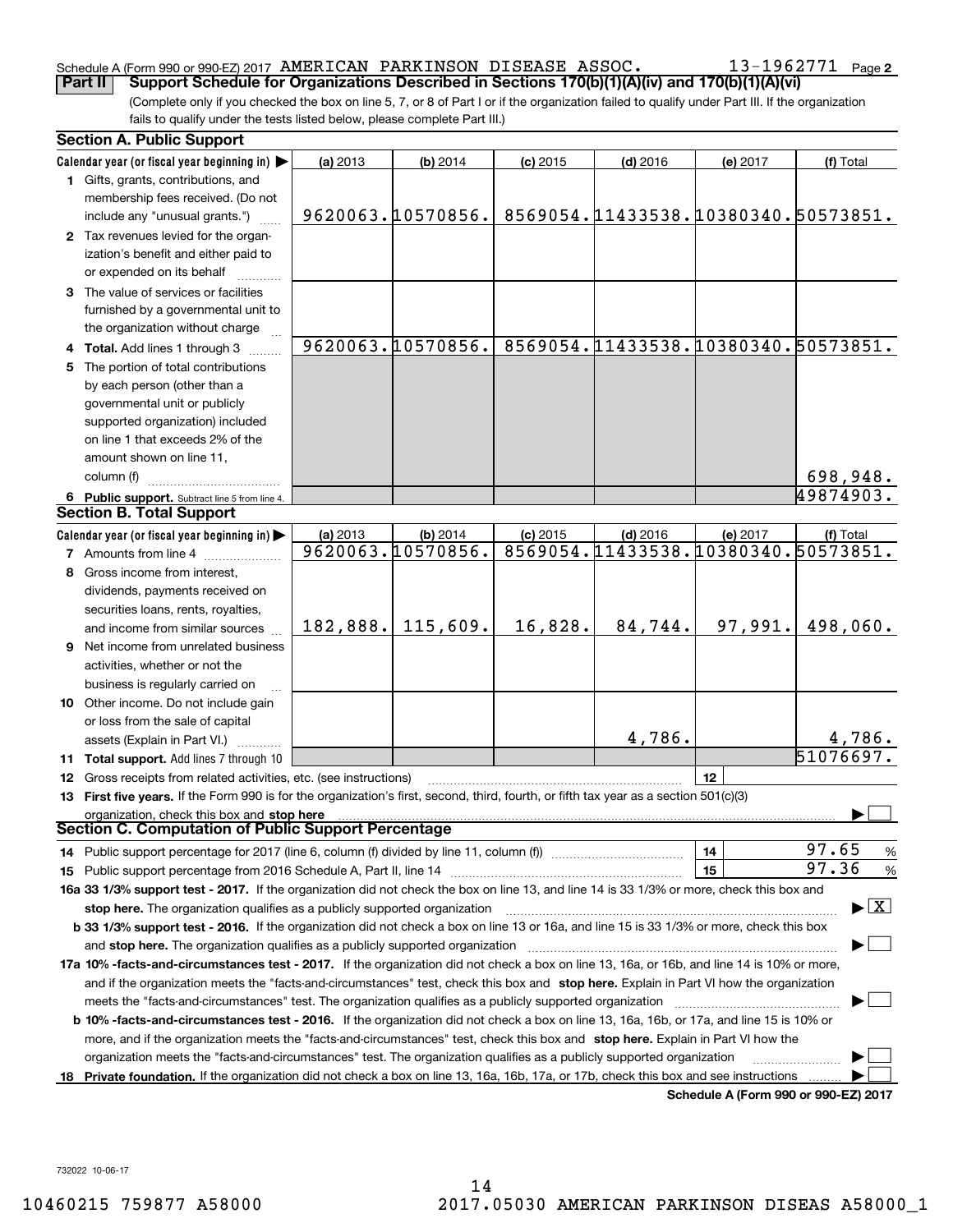Schedule A (Form 990 or 990-EZ) 2017 AMERICAN PARKINSON DISEASE ASSOC. 13-1962771 Page 2

**Part II Support Schedule for Organizations Described in Sections 170(b)(1)(A)(iv) and 170(b)(1)(A)(vi)**

(Complete only if you checked the box on line 5, 7, or 8 of Part I or if the organization failed to qualify under Part III. If the organization fails to qualify under the tests listed below, please complete Part III.)

## Section A. Public Support

| Calendar year (or fiscal year beginning in) ▶ | (a) 2013 | (b) 2014 | (c) 2015 | (d) 2016 | (e) 2017 | (f) Total |
|---|---|---|---|---|---|---|
| **1** Gifts, grants, contributions, and membership fees received. (Do not include any "unusual grants.") | 9620063. | 10570856. | 8569054. | 11433538. | 10380340. | 50573851. |
| **2** Tax revenues levied for the organization's benefit and either paid to or expended on its behalf | | | | | | |
| **3** The value of services or facilities furnished by a governmental unit to the organization without charge | | | | | | |
| **4 Total.** Add lines 1 through 3 | 9620063. | 10570856. | 8569054. | 11433538. | 10380340. | 50573851. |
| **5** The portion of total contributions by each person (other than a governmental unit or publicly supported organization) included on line 1 that exceeds 2% of the amount shown on line 11, column (f) | | | | | | 698,948. |
| **6 Public support.** Subtract line 5 from line 4. | | | | | | 49874903. |

## Section B. Total Support

| Calendar year (or fiscal year beginning in) ▶ | (a) 2013 | (b) 2014 | (c) 2015 | (d) 2016 | (e) 2017 | (f) Total |
|---|---|---|---|---|---|---|
| **7** Amounts from line 4 | 9620063. | 10570856. | 8569054. | 11433538. | 10380340. | 50573851. |
| **8** Gross income from interest, dividends, payments received on securities loans, rents, royalties, and income from similar sources | 182,888. | 115,609. | 16,828. | 84,744. | 97,991. | 498,060. |
| **9** Net income from unrelated business activities, whether or not the business is regularly carried on | | | | | | |
| **10** Other income. Do not include gain or loss from the sale of capital assets (Explain in Part VI.) | | | | 4,786. | | 4,786. |
| **11 Total support.** Add lines 7 through 10 | | | | | | 51076697. |

**12** Gross receipts from related activities, etc. (see instructions) | **12** |

**13 First five years.** If the Form 990 is for the organization's first, second, third, fourth, or fifth tax year as a section 501(c)(3) organization, check this box and **stop here** ▶ ☐

## Section C. Computation of Public Support Percentage

**14** Public support percentage for 2017 (line 6, column (f) divided by line 11, column (f)) | **14** | 97.65 %

**15** Public support percentage from 2016 Schedule A, Part II, line 14 | **15** | 97.36 %

**16a 33 1/3% support test - 2017.** If the organization did not check the box on line 13, and line 14 is 33 1/3% or more, check this box and **stop here.** The organization qualifies as a publicly supported organization ▶ ☒

**b 33 1/3% support test - 2016.** If the organization did not check a box on line 13 or 16a, and line 15 is 33 1/3% or more, check this box and **stop here.** The organization qualifies as a publicly supported organization ▶ ☐

**17a 10% -facts-and-circumstances test - 2017.** If the organization did not check a box on line 13, 16a, or 16b, and line 14 is 10% or more, and if the organization meets the "facts-and-circumstances" test, check this box and **stop here.** Explain in Part VI how the organization meets the "facts-and-circumstances" test. The organization qualifies as a publicly supported organization ▶ ☐

**b 10% -facts-and-circumstances test - 2016.** If the organization did not check a box on line 13, 16a, 16b, or 17a, and line 15 is 10% or more, and if the organization meets the "facts-and-circumstances" test, check this box and **stop here.** Explain in Part VI how the organization meets the "facts-and-circumstances" test. The organization qualifies as a publicly supported organization ▶ ☐

**18 Private foundation.** If the organization did not check a box on line 13, 16a, 16b, 17a, or 17b, check this box and see instructions ▶ ☐

**Schedule A (Form 990 or 990-EZ) 2017**

732022 10-06-17

10460215 759877 A58000 2017.05030 AMERICAN PARKINSON DISEAS A58000_1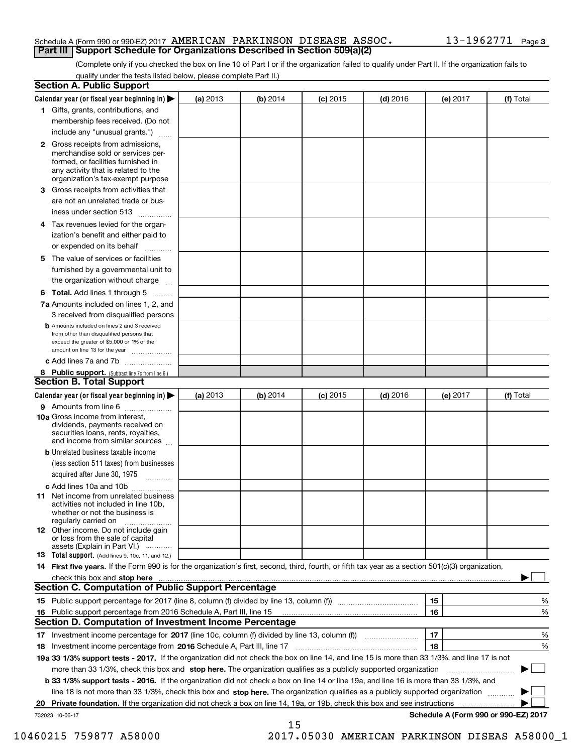Schedule A (Form 990 or 990-EZ) 2017 AMERICAN PARKINSON DISEASE ASSOC. 13-1962771 Page 3

## Part III Support Schedule for Organizations Described in Section 509(a)(2)

(Complete only if you checked the box on line 10 of Part I or if the organization failed to qualify under Part II. If the organization fails to qualify under the tests listed below, please complete Part II.)

### Section A. Public Support

| Calendar year (or fiscal year beginning in) ▶ | (a) 2013 | (b) 2014 | (c) 2015 | (d) 2016 | (e) 2017 | (f) Total |
|---|---|---|---|---|---|---|
| **1** Gifts, grants, contributions, and membership fees received. (Do not include any "unusual grants.") | | | | | | |
| **2** Gross receipts from admissions, merchandise sold or services performed, or facilities furnished in any activity that is related to the organization's tax-exempt purpose | | | | | | |
| **3** Gross receipts from activities that are not an unrelated trade or business under section 513 | | | | | | |
| **4** Tax revenues levied for the organization's benefit and either paid to or expended on its behalf | | | | | | |
| **5** The value of services or facilities furnished by a governmental unit to the organization without charge | | | | | | |
| **6 Total.** Add lines 1 through 5 | | | | | | |
| **7a** Amounts included on lines 1, 2, and 3 received from disqualified persons | | | | | | |
| **b** Amounts included on lines 2 and 3 received from other than disqualified persons that exceed the greater of $5,000 or 1% of the amount on line 13 for the year | | | | | | |
| **c** Add lines 7a and 7b | | | | | | |
| **8 Public support.** (Subtract line 7c from line 6.) | | | | | | |

### Section B. Total Support

| Calendar year (or fiscal year beginning in) ▶ | (a) 2013 | (b) 2014 | (c) 2015 | (d) 2016 | (e) 2017 | (f) Total |
|---|---|---|---|---|---|---|
| **9** Amounts from line 6 | | | | | | |
| **10a** Gross income from interest, dividends, payments received on securities loans, rents, royalties, and income from similar sources | | | | | | |
| **b** Unrelated business taxable income (less section 511 taxes) from businesses acquired after June 30, 1975 | | | | | | |
| **c** Add lines 10a and 10b | | | | | | |
| **11** Net income from unrelated business activities not included in line 10b, whether or not the business is regularly carried on | | | | | | |
| **12** Other income. Do not include gain or loss from the sale of capital assets (Explain in Part VI.) | | | | | | |
| **13 Total support.** (Add lines 9, 10c, 11, and 12.) | | | | | | |

**14 First five years.** If the Form 990 is for the organization's first, second, third, fourth, or fifth tax year as a section 501(c)(3) organization, check this box and **stop here** ▶ ☐

### Section C. Computation of Public Support Percentage

| | | | |
|---|---|---|---|
| **15** | Public support percentage for 2017 (line 8, column (f) divided by line 13, column (f)) | 15 | % |
| **16** | Public support percentage from 2016 Schedule A, Part III, line 15 | 16 | % |

### Section D. Computation of Investment Income Percentage

| | | | |
|---|---|---|---|
| **17** | Investment income percentage for **2017** (line 10c, column (f) divided by line 13, column (f)) | 17 | % |
| **18** | Investment income percentage from **2016** Schedule A, Part III, line 17 | 18 | % |

**19a 33 1/3% support tests - 2017.** If the organization did not check the box on line 14, and line 15 is more than 33 1/3%, and line 17 is not more than 33 1/3%, check this box and **stop here.** The organization qualifies as a publicly supported organization ▶ ☐

**b 33 1/3% support tests - 2016.** If the organization did not check a box on line 14 or line 19a, and line 16 is more than 33 1/3%, and line 18 is not more than 33 1/3%, check this box and **stop here.** The organization qualifies as a publicly supported organization ▶ ☐

**20 Private foundation.** If the organization did not check a box on line 14, 19a, or 19b, check this box and see instructions ▶ ☐

732023 10-06-17

**Schedule A (Form 990 or 990-EZ) 2017**

10460215 759877 A58000 2017.05030 AMERICAN PARKINSON DISEAS A58000_1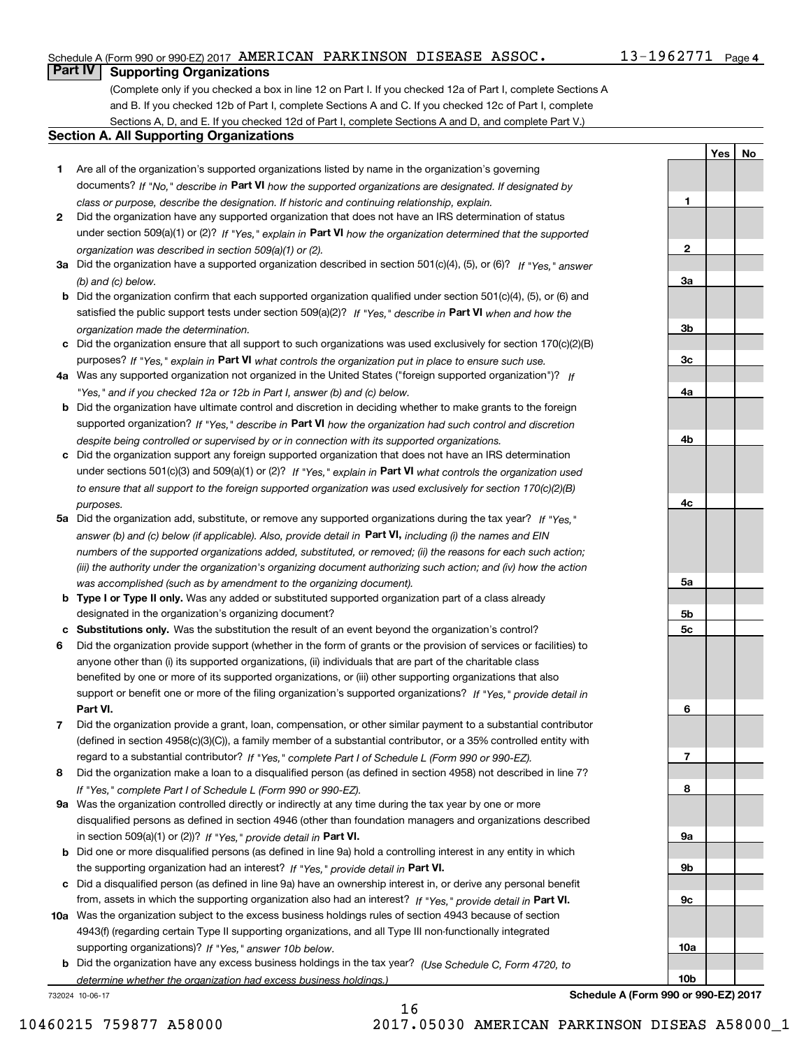## Part IV Supporting Organizations

(Complete only if you checked a box in line 12 on Part I. If you checked 12a of Part I, complete Sections A and B. If you checked 12b of Part I, complete Sections A and C. If you checked 12c of Part I, complete Sections A, D, and E. If you checked 12d of Part I, complete Sections A and D, and complete Part V.)

### Section A. All Supporting Organizations

| | | | Yes | No |
|---|---|---|---|---|
| **1** | Are all of the organization's supported organizations listed by name in the organization's governing documents? *If "No," describe in* **Part VI** *how the supported organizations are designated. If designated by class or purpose, describe the designation. If historic and continuing relationship, explain.* | **1** | | |
| **2** | Did the organization have any supported organization that does not have an IRS determination of status under section 509(a)(1) or (2)? *If "Yes," explain in* **Part VI** *how the organization determined that the supported organization was described in section 509(a)(1) or (2).* | **2** | | |
| **3a** | Did the organization have a supported organization described in section 501(c)(4), (5), or (6)? *If "Yes," answer (b) and (c) below.* | **3a** | | |
| **b** | Did the organization confirm that each supported organization qualified under section 501(c)(4), (5), or (6) and satisfied the public support tests under section 509(a)(2)? *If "Yes," describe in* **Part VI** *when and how the organization made the determination.* | **3b** | | |
| **c** | Did the organization ensure that all support to such organizations was used exclusively for section 170(c)(2)(B) purposes? *If "Yes," explain in* **Part VI** *what controls the organization put in place to ensure such use.* | **3c** | | |
| **4a** | Was any supported organization not organized in the United States ("foreign supported organization")? *If "Yes," and if you checked 12a or 12b in Part I, answer (b) and (c) below.* | **4a** | | |
| **b** | Did the organization have ultimate control and discretion in deciding whether to make grants to the foreign supported organization? *If "Yes," describe in* **Part VI** *how the organization had such control and discretion despite being controlled or supervised by or in connection with its supported organizations.* | **4b** | | |
| **c** | Did the organization support any foreign supported organization that does not have an IRS determination under sections 501(c)(3) and 509(a)(1) or (2)? *If "Yes," explain in* **Part VI** *what controls the organization used to ensure that all support to the foreign supported organization was used exclusively for section 170(c)(2)(B) purposes.* | **4c** | | |
| **5a** | Did the organization add, substitute, or remove any supported organizations during the tax year? *If "Yes," answer (b) and (c) below (if applicable). Also, provide detail in* **Part VI,** *including (i) the names and EIN numbers of the supported organizations added, substituted, or removed; (ii) the reasons for each such action; (iii) the authority under the organization's organizing document authorizing such action; and (iv) how the action was accomplished (such as by amendment to the organizing document).* | **5a** | | |
| **b** | **Type I or Type II only.** Was any added or substituted supported organization part of a class already designated in the organization's organizing document? | **5b** | | |
| **c** | **Substitutions only.** Was the substitution the result of an event beyond the organization's control? | **5c** | | |
| **6** | Did the organization provide support (whether in the form of grants or the provision of services or facilities) to anyone other than (i) its supported organizations, (ii) individuals that are part of the charitable class benefited by one or more of its supported organizations, or (iii) other supporting organizations that also support or benefit one or more of the filing organization's supported organizations? *If "Yes," provide detail in* **Part VI.** | **6** | | |
| **7** | Did the organization provide a grant, loan, compensation, or other similar payment to a substantial contributor (defined in section 4958(c)(3)(C)), a family member of a substantial contributor, or a 35% controlled entity with regard to a substantial contributor? *If "Yes," complete Part I of Schedule L (Form 990 or 990-EZ).* | **7** | | |
| **8** | Did the organization make a loan to a disqualified person (as defined in section 4958) not described in line 7? *If "Yes," complete Part I of Schedule L (Form 990 or 990-EZ).* | **8** | | |
| **9a** | Was the organization controlled directly or indirectly at any time during the tax year by one or more disqualified persons as defined in section 4946 (other than foundation managers and organizations described in section 509(a)(1) or (2))? *If "Yes," provide detail in* **Part VI.** | **9a** | | |
| **b** | Did one or more disqualified persons (as defined in line 9a) hold a controlling interest in any entity in which the supporting organization had an interest? *If "Yes," provide detail in* **Part VI.** | **9b** | | |
| **c** | Did a disqualified person (as defined in line 9a) have an ownership interest in, or derive any personal benefit from, assets in which the supporting organization also had an interest? *If "Yes," provide detail in* **Part VI.** | **9c** | | |
| **10a** | Was the organization subject to the excess business holdings rules of section 4943 because of section 4943(f) (regarding certain Type II supporting organizations, and all Type III non-functionally integrated supporting organizations)? *If "Yes," answer 10b below.* | **10a** | | |
| **b** | Did the organization have any excess business holdings in the tax year? *(Use Schedule C, Form 4720, to determine whether the organization had excess business holdings.)* | **10b** | | |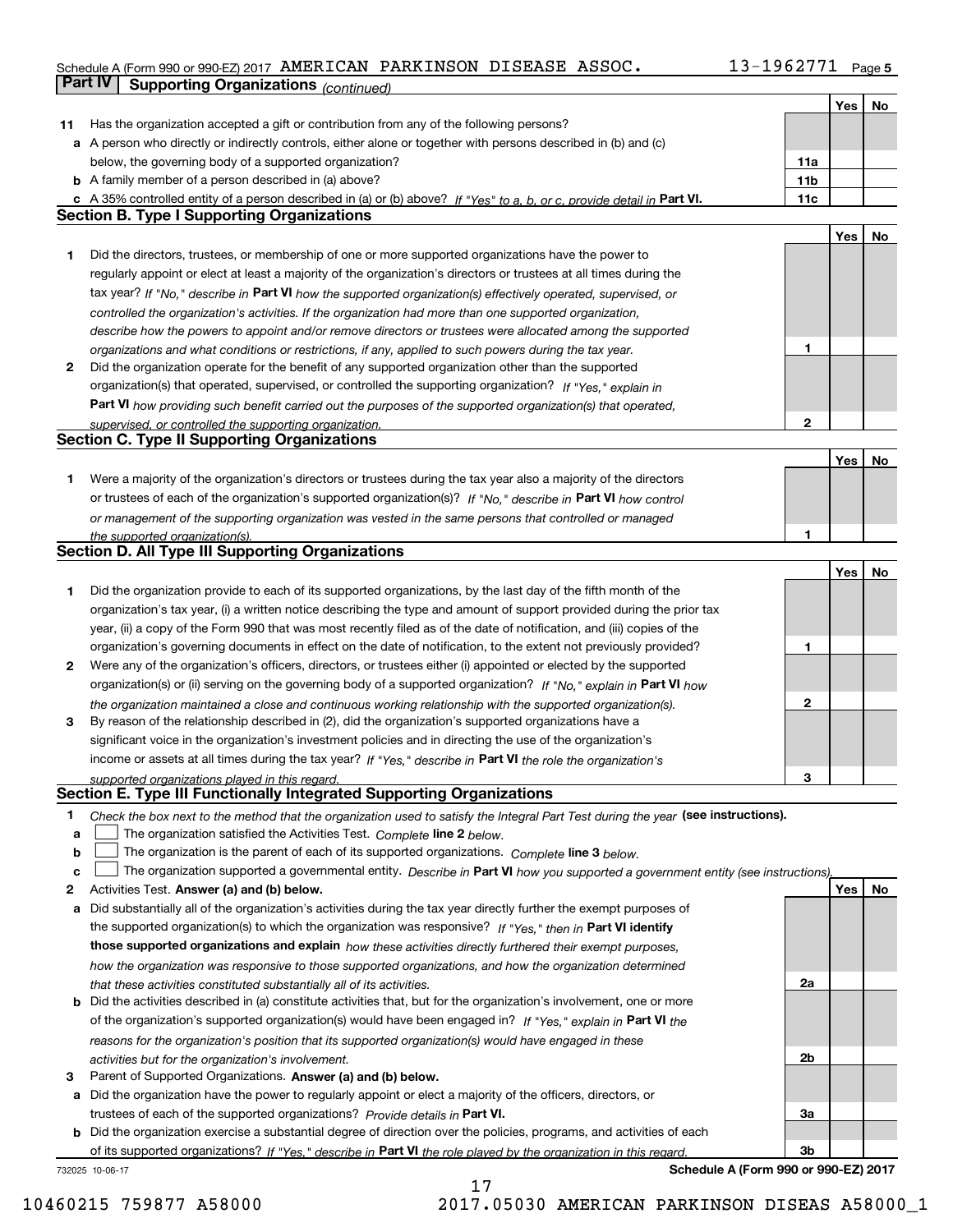Schedule A (Form 990 or 990-EZ) 2017 AMERICAN PARKINSON DISEASE ASSOC. 13-1962771

## Part IV Supporting Organizations *(continued)*

| | | | Yes | No |
|---|---|---|---|---|
| **11** | Has the organization accepted a gift or contribution from any of the following persons? | | | |
| **a** | A person who directly or indirectly controls, either alone or together with persons described in (b) and (c) below, the governing body of a supported organization? | 11a | | |
| **b** | A family member of a person described in (a) above? | 11b | | |
| **c** | A 35% controlled entity of a person described in (a) or (b) above? *If "Yes" to a, b, or c, provide detail in* **Part VI.** | 11c | | |

### Section B. Type I Supporting Organizations

| | | | Yes | No |
|---|---|---|---|---|
| **1** | Did the directors, trustees, or membership of one or more supported organizations have the power to regularly appoint or elect at least a majority of the organization's directors or trustees at all times during the tax year? *If "No," describe in* **Part VI** *how the supported organization(s) effectively operated, supervised, or controlled the organization's activities. If the organization had more than one supported organization, describe how the powers to appoint and/or remove directors or trustees were allocated among the supported organizations and what conditions or restrictions, if any, applied to such powers during the tax year.* | 1 | | |
| **2** | Did the organization operate for the benefit of any supported organization other than the supported organization(s) that operated, supervised, or controlled the supporting organization? *If "Yes," explain in* **Part VI** *how providing such benefit carried out the purposes of the supported organization(s) that operated, supervised, or controlled the supporting organization.* | 2 | | |

### Section C. Type II Supporting Organizations

| | | | Yes | No |
|---|---|---|---|---|
| **1** | Were a majority of the organization's directors or trustees during the tax year also a majority of the directors or trustees of each of the organization's supported organization(s)? *If "No," describe in* **Part VI** *how control or management of the supporting organization was vested in the same persons that controlled or managed the supported organization(s).* | 1 | | |

### Section D. All Type III Supporting Organizations

| | | | Yes | No |
|---|---|---|---|---|
| **1** | Did the organization provide to each of its supported organizations, by the last day of the fifth month of the organization's tax year, (i) a written notice describing the type and amount of support provided during the prior tax year, (ii) a copy of the Form 990 that was most recently filed as of the date of notification, and (iii) copies of the organization's governing documents in effect on the date of notification, to the extent not previously provided? | 1 | | |
| **2** | Were any of the organization's officers, directors, or trustees either (i) appointed or elected by the supported organization(s) or (ii) serving on the governing body of a supported organization? *If "No," explain in* **Part VI** *how the organization maintained a close and continuous working relationship with the supported organization(s).* | 2 | | |
| **3** | By reason of the relationship described in (2), did the organization's supported organizations have a significant voice in the organization's investment policies and in directing the use of the organization's income or assets at all times during the tax year? *If "Yes," describe in* **Part VI** *the role the organization's supported organizations played in this regard.* | 3 | | |

### Section E. Type III Functionally Integrated Supporting Organizations

**1** *Check the box next to the method that the organization used to satisfy the Integral Part Test during the year* **(see instructions).**

- **a** ☐ The organization satisfied the Activities Test. *Complete* **line 2** *below.*
- **b** ☐ The organization is the parent of each of its supported organizations. *Complete* **line 3** *below.*
- **c** ☐ The organization supported a governmental entity. *Describe in* **Part VI** *how you supported a government entity (see instructions).*

| | | | Yes | No |
|---|---|---|---|---|
| **2** | Activities Test. **Answer (a) and (b) below.** | | | |
| **a** | Did substantially all of the organization's activities during the tax year directly further the exempt purposes of the supported organization(s) to which the organization was responsive? *If "Yes," then in* **Part VI identify those supported organizations and explain** *how these activities directly furthered their exempt purposes, how the organization was responsive to those supported organizations, and how the organization determined that these activities constituted substantially all of its activities.* | 2a | | |
| **b** | Did the activities described in (a) constitute activities that, but for the organization's involvement, one or more of the organization's supported organization(s) would have been engaged in? *If "Yes," explain in* **Part VI** *the reasons for the organization's position that its supported organization(s) would have engaged in these activities but for the organization's involvement.* | 2b | | |
| **3** | Parent of Supported Organizations. **Answer (a) and (b) below.** | | | |
| **a** | Did the organization have the power to regularly appoint or elect a majority of the officers, directors, or trustees of each of the supported organizations? *Provide details in* **Part VI.** | 3a | | |
| **b** | Did the organization exercise a substantial degree of direction over the policies, programs, and activities of each of its supported organizations? *If "Yes," describe in* **Part VI** *the role played by the organization in this regard.* | 3b | | |

732025 10-06-17 **Schedule A (Form 990 or 990-EZ) 2017**

10460215 759877 A58000 2017.05030 AMERICAN PARKINSON DISEAS A58000_1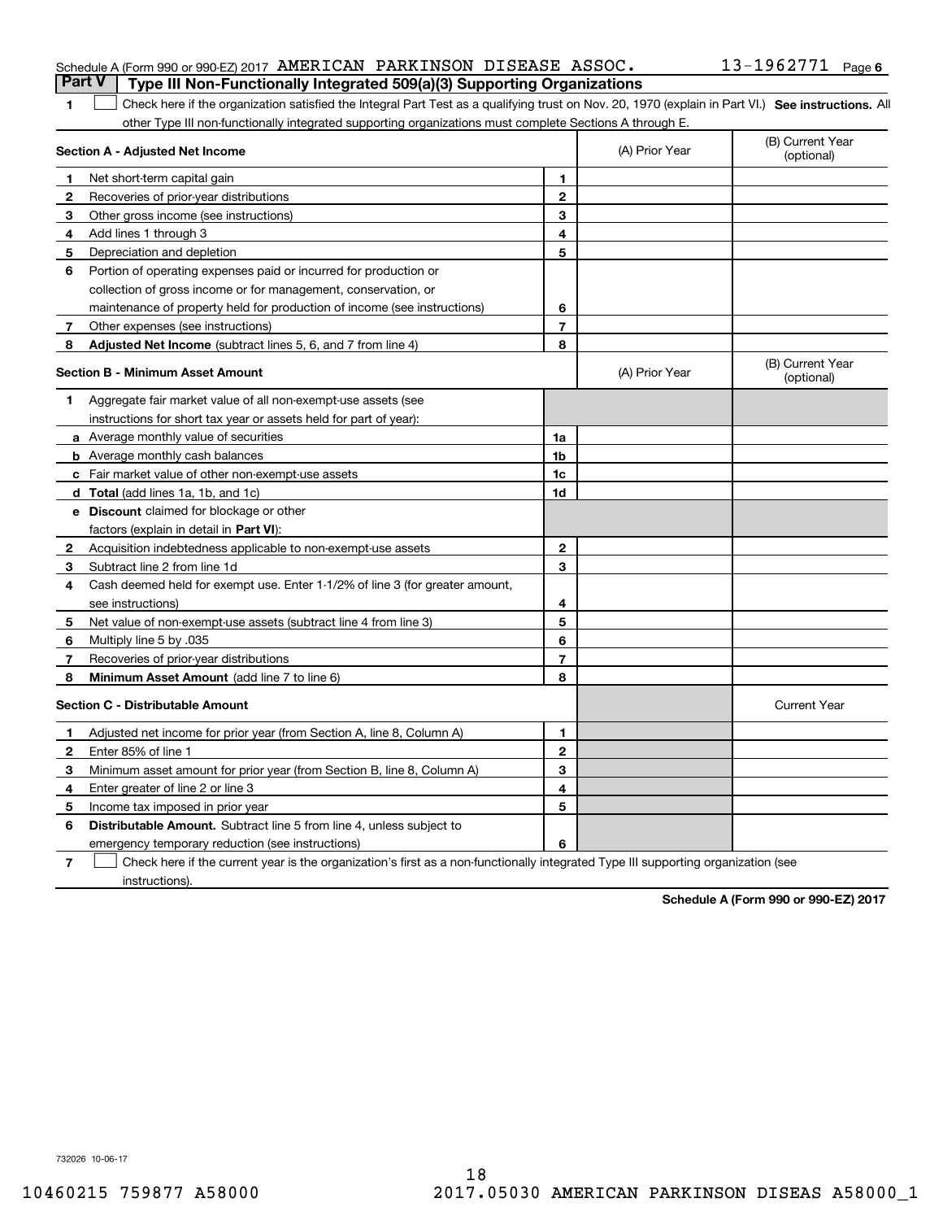Schedule A (Form 990 or 990-EZ) 2017 AMERICAN PARKINSON DISEASE ASSOC. 13-1962771 Page 6

## Part V Type III Non-Functionally Integrated 509(a)(3) Supporting Organizations

1 ☐ Check here if the organization satisfied the Integral Part Test as a qualifying trust on Nov. 20, 1970 (explain in Part VI.) **See instructions.** All other Type III non-functionally integrated supporting organizations must complete Sections A through E.

| **Section A - Adjusted Net Income** | | | (A) Prior Year | (B) Current Year (optional) |
|---|---|---|---|---|
| 1 | Net short-term capital gain | 1 | | |
| 2 | Recoveries of prior-year distributions | 2 | | |
| 3 | Other gross income (see instructions) | 3 | | |
| 4 | Add lines 1 through 3 | 4 | | |
| 5 | Depreciation and depletion | 5 | | |
| 6 | Portion of operating expenses paid or incurred for production or collection of gross income or for management, conservation, or maintenance of property held for production of income (see instructions) | 6 | | |
| 7 | Other expenses (see instructions) | 7 | | |
| 8 | **Adjusted Net Income** (subtract lines 5, 6, and 7 from line 4) | 8 | | |

| **Section B - Minimum Asset Amount** | | | (A) Prior Year | (B) Current Year (optional) |
|---|---|---|---|---|
| 1 | Aggregate fair market value of all non-exempt-use assets (see instructions for short tax year or assets held for part of year): | | | |
| a | Average monthly value of securities | 1a | | |
| b | Average monthly cash balances | 1b | | |
| c | Fair market value of other non-exempt-use assets | 1c | | |
| d | **Total** (add lines 1a, 1b, and 1c) | 1d | | |
| e | **Discount** claimed for blockage or other factors (explain in detail in **Part VI**): | | | |
| 2 | Acquisition indebtedness applicable to non-exempt-use assets | 2 | | |
| 3 | Subtract line 2 from line 1d | 3 | | |
| 4 | Cash deemed held for exempt use. Enter 1-1/2% of line 3 (for greater amount, see instructions) | 4 | | |
| 5 | Net value of non-exempt-use assets (subtract line 4 from line 3) | 5 | | |
| 6 | Multiply line 5 by .035 | 6 | | |
| 7 | Recoveries of prior-year distributions | 7 | | |
| 8 | **Minimum Asset Amount** (add line 7 to line 6) | 8 | | |

| **Section C - Distributable Amount** | | | | Current Year |
|---|---|---|---|---|
| 1 | Adjusted net income for prior year (from Section A, line 8, Column A) | 1 | | |
| 2 | Enter 85% of line 1 | 2 | | |
| 3 | Minimum asset amount for prior year (from Section B, line 8, Column A) | 3 | | |
| 4 | Enter greater of line 2 or line 3 | 4 | | |
| 5 | Income tax imposed in prior year | 5 | | |
| 6 | **Distributable Amount.** Subtract line 5 from line 4, unless subject to emergency temporary reduction (see instructions) | 6 | | |

7 ☐ Check here if the current year is the organization's first as a non-functionally integrated Type III supporting organization (see instructions).

**Schedule A (Form 990 or 990-EZ) 2017**

732026 10-06-17

10460215 759877 A58000 2017.05030 AMERICAN PARKINSON DISEAS A58000_1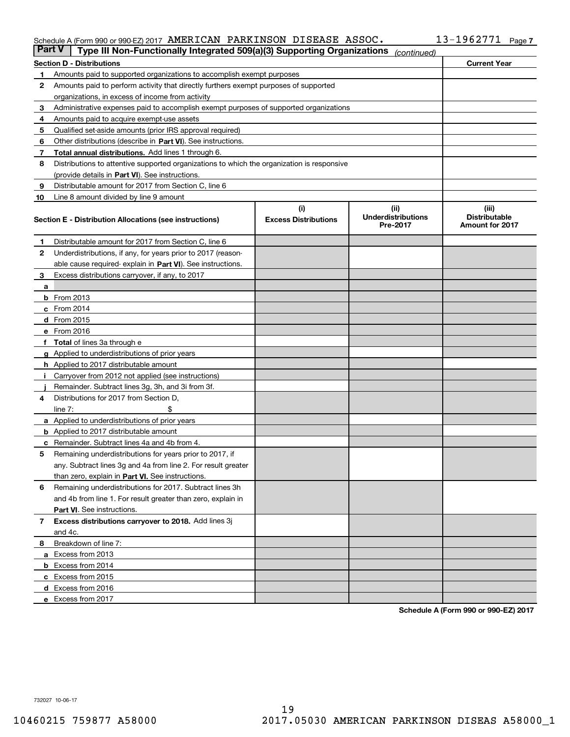Schedule A (Form 990 or 990-EZ) 2017 AMERICAN PARKINSON DISEASE ASSOC. 13-1962771

**Part V** Type III Non-Functionally Integrated 509(a)(3) Supporting Organizations *(continued)*

| Section D - Distributions | | Current Year |
|---|---|---|
| 1 | Amounts paid to supported organizations to accomplish exempt purposes | |
| 2 | Amounts paid to perform activity that directly furthers exempt purposes of supported organizations, in excess of income from activity | |
| 3 | Administrative expenses paid to accomplish exempt purposes of supported organizations | |
| 4 | Amounts paid to acquire exempt-use assets | |
| 5 | Qualified set-aside amounts (prior IRS approval required) | |
| 6 | Other distributions (describe in **Part VI**). See instructions. | |
| 7 | **Total annual distributions.** Add lines 1 through 6. | |
| 8 | Distributions to attentive supported organizations to which the organization is responsive (provide details in **Part VI**). See instructions. | |
| 9 | Distributable amount for 2017 from Section C, line 6 | |
| 10 | Line 8 amount divided by line 9 amount | |

| Section E - Distribution Allocations (see instructions) | (i) Excess Distributions | (ii) Underdistributions Pre-2017 | (iii) Distributable Amount for 2017 |
|---|---|---|---|
| **1** Distributable amount for 2017 from Section C, line 6 | | | |
| **2** Underdistributions, if any, for years prior to 2017 (reasonable cause required- explain in **Part VI**). See instructions. | | | |
| **3** Excess distributions carryover, if any, to 2017 | | | |
| **a** | | | |
| **b** From 2013 | | | |
| **c** From 2014 | | | |
| **d** From 2015 | | | |
| **e** From 2016 | | | |
| **f** **Total** of lines 3a through e | | | |
| **g** Applied to underdistributions of prior years | | | |
| **h** Applied to 2017 distributable amount | | | |
| **i** Carryover from 2012 not applied (see instructions) | | | |
| **j** Remainder. Subtract lines 3g, 3h, and 3i from 3f. | | | |
| **4** Distributions for 2017 from Section D, line 7: $ | | | |
| **a** Applied to underdistributions of prior years | | | |
| **b** Applied to 2017 distributable amount | | | |
| **c** Remainder. Subtract lines 4a and 4b from 4. | | | |
| **5** Remaining underdistributions for years prior to 2017, if any. Subtract lines 3g and 4a from line 2. For result greater than zero, explain in **Part VI.** See instructions. | | | |
| **6** Remaining underdistributions for 2017. Subtract lines 3h and 4b from line 1. For result greater than zero, explain in **Part VI**. See instructions. | | | |
| **7** **Excess distributions carryover to 2018.** Add lines 3j and 4c. | | | |
| **8** Breakdown of line 7: | | | |
| **a** Excess from 2013 | | | |
| **b** Excess from 2014 | | | |
| **c** Excess from 2015 | | | |
| **d** Excess from 2016 | | | |
| **e** Excess from 2017 | | | |

**Schedule A (Form 990 or 990-EZ) 2017**

732027 10-06-17

10460215 759877 A58000 2017.05030 AMERICAN PARKINSON DISEAS A58000_1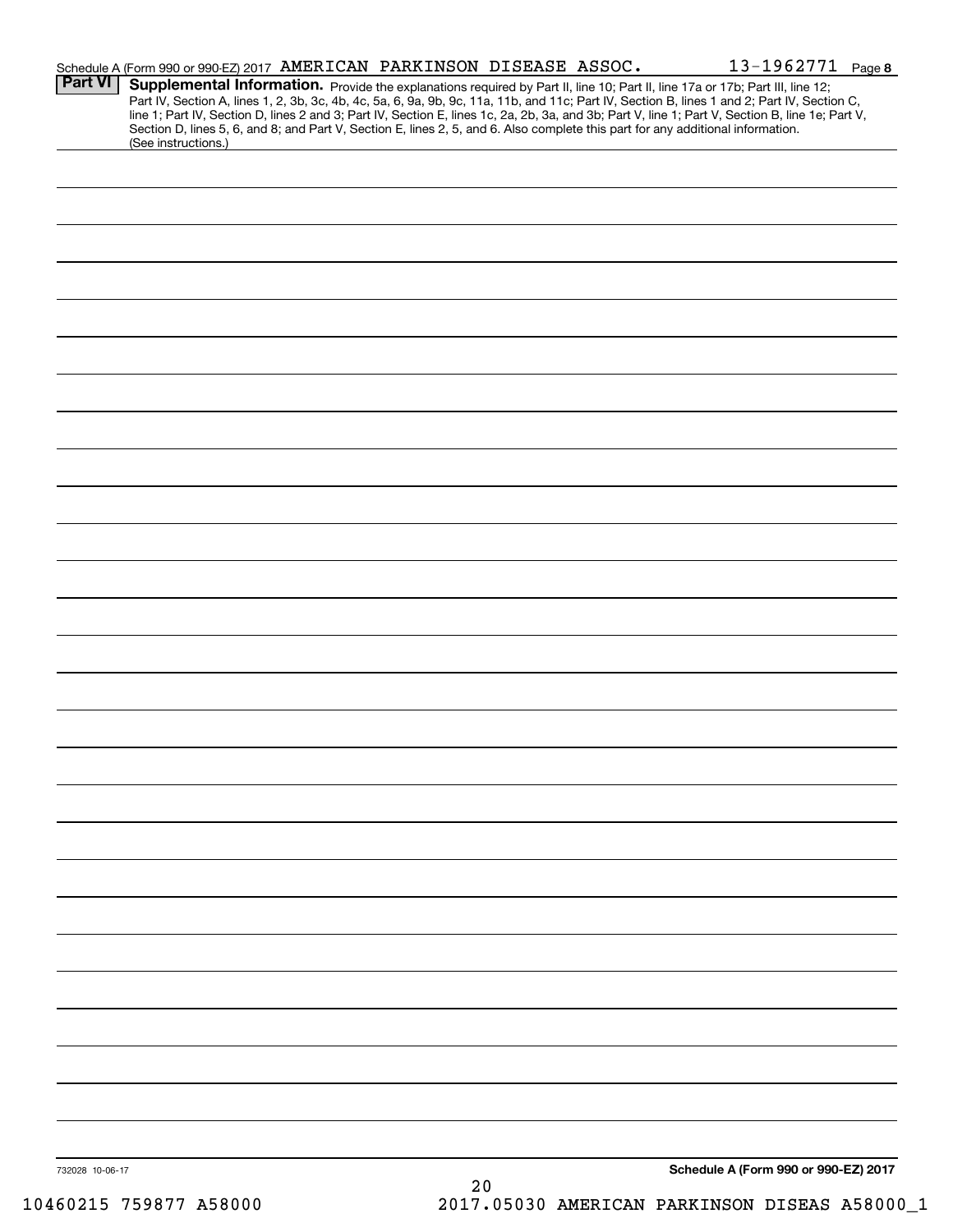Schedule A (Form 990 or 990-EZ) 2017 AMERICAN PARKINSON DISEASE ASSOC. 13-1962771 Page 8

**Part VI** **Supplemental Information.** Provide the explanations required by Part II, line 10; Part II, line 17a or 17b; Part III, line 12; Part IV, Section A, lines 1, 2, 3b, 3c, 4b, 4c, 5a, 6, 9a, 9b, 9c, 11a, 11b, and 11c; Part IV, Section B, lines 1 and 2; Part IV, Section C, line 1; Part IV, Section D, lines 2 and 3; Part IV, Section E, lines 1c, 2a, 2b, 3a, and 3b; Part V, line 1; Part V, Section B, line 1e; Part V, Section D, lines 5, 6, and 8; and Part V, Section E, lines 2, 5, and 6. Also complete this part for any additional information. (See instructions.)

732028 10-06-17

**Schedule A (Form 990 or 990-EZ) 2017**

10460215 759877 A58000 2017.05030 AMERICAN PARKINSON DISEAS A58000_1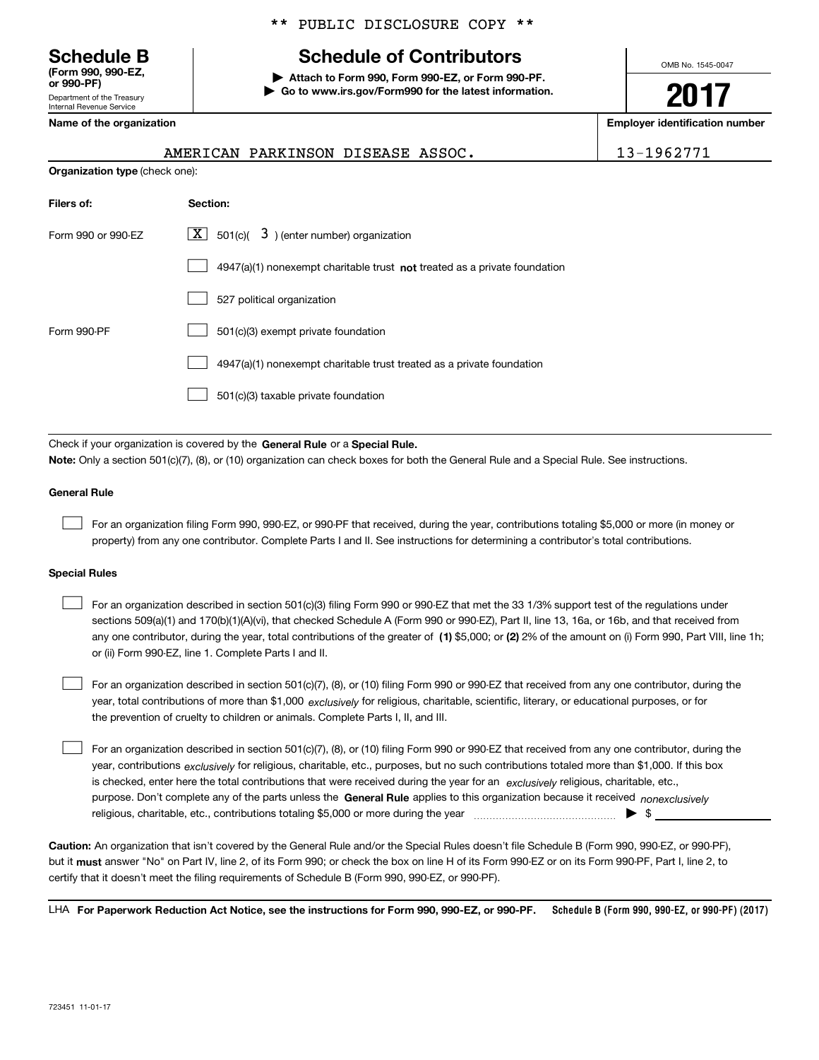** PUBLIC DISCLOSURE COPY **

# Schedule B

**(Form 990, 990-EZ, or 990-PF)**

Department of the Treasury
Internal Revenue Service

## Schedule of Contributors

▶ **Attach to Form 990, Form 990-EZ, or Form 990-PF.**
▶ **Go to www.irs.gov/Form990 for the latest information.**

OMB No. 1545-0047

**2017**

**Name of the organization**: AMERICAN PARKINSON DISEASE ASSOC.

**Employer identification number**: 13-1962771

**Organization type** (check one):

| Filers of: | Section: |
|---|---|
| Form 990 or 990-EZ | [X] 501(c)( 3 ) (enter number) organization |
| | [ ] 4947(a)(1) nonexempt charitable trust **not** treated as a private foundation |
| | [ ] 527 political organization |
| Form 990-PF | [ ] 501(c)(3) exempt private foundation |
| | [ ] 4947(a)(1) nonexempt charitable trust treated as a private foundation |
| | [ ] 501(c)(3) taxable private foundation |

Check if your organization is covered by the **General Rule** or a **Special Rule.**

**Note:** Only a section 501(c)(7), (8), or (10) organization can check boxes for both the General Rule and a Special Rule. See instructions.

**General Rule**

[ ] For an organization filing Form 990, 990-EZ, or 990-PF that received, during the year, contributions totaling $5,000 or more (in money or property) from any one contributor. Complete Parts I and II. See instructions for determining a contributor's total contributions.

**Special Rules**

[ ] For an organization described in section 501(c)(3) filing Form 990 or 990-EZ that met the 33 1/3% support test of the regulations under sections 509(a)(1) and 170(b)(1)(A)(vi), that checked Schedule A (Form 990 or 990-EZ), Part II, line 13, 16a, or 16b, and that received from any one contributor, during the year, total contributions of the greater of **(1)** $5,000; or **(2)** 2% of the amount on (i) Form 990, Part VIII, line 1h; or (ii) Form 990-EZ, line 1. Complete Parts I and II.

[ ] For an organization described in section 501(c)(7), (8), or (10) filing Form 990 or 990-EZ that received from any one contributor, during the year, total contributions of more than $1,000 *exclusively* for religious, charitable, scientific, literary, or educational purposes, or for the prevention of cruelty to children or animals. Complete Parts I, II, and III.

[ ] For an organization described in section 501(c)(7), (8), or (10) filing Form 990 or 990-EZ that received from any one contributor, during the year, contributions *exclusively* for religious, charitable, etc., purposes, but no such contributions totaled more than $1,000. If this box is checked, enter here the total contributions that were received during the year for an *exclusively* religious, charitable, etc., purpose. Don't complete any of the parts unless the **General Rule** applies to this organization because it received *nonexclusively* religious, charitable, etc., contributions totaling $5,000 or more during the year ▶ $ ________

**Caution:** An organization that isn't covered by the General Rule and/or the Special Rules doesn't file Schedule B (Form 990, 990-EZ, or 990-PF), but it **must** answer "No" on Part IV, line 2, of its Form 990; or check the box on line H of its Form 990-EZ or on its Form 990-PF, Part I, line 2, to certify that it doesn't meet the filing requirements of Schedule B (Form 990, 990-EZ, or 990-PF).

LHA **For Paperwork Reduction Act Notice, see the instructions for Form 990, 990-EZ, or 990-PF.** **Schedule B (Form 990, 990-EZ, or 990-PF) (2017)**

723451 11-01-17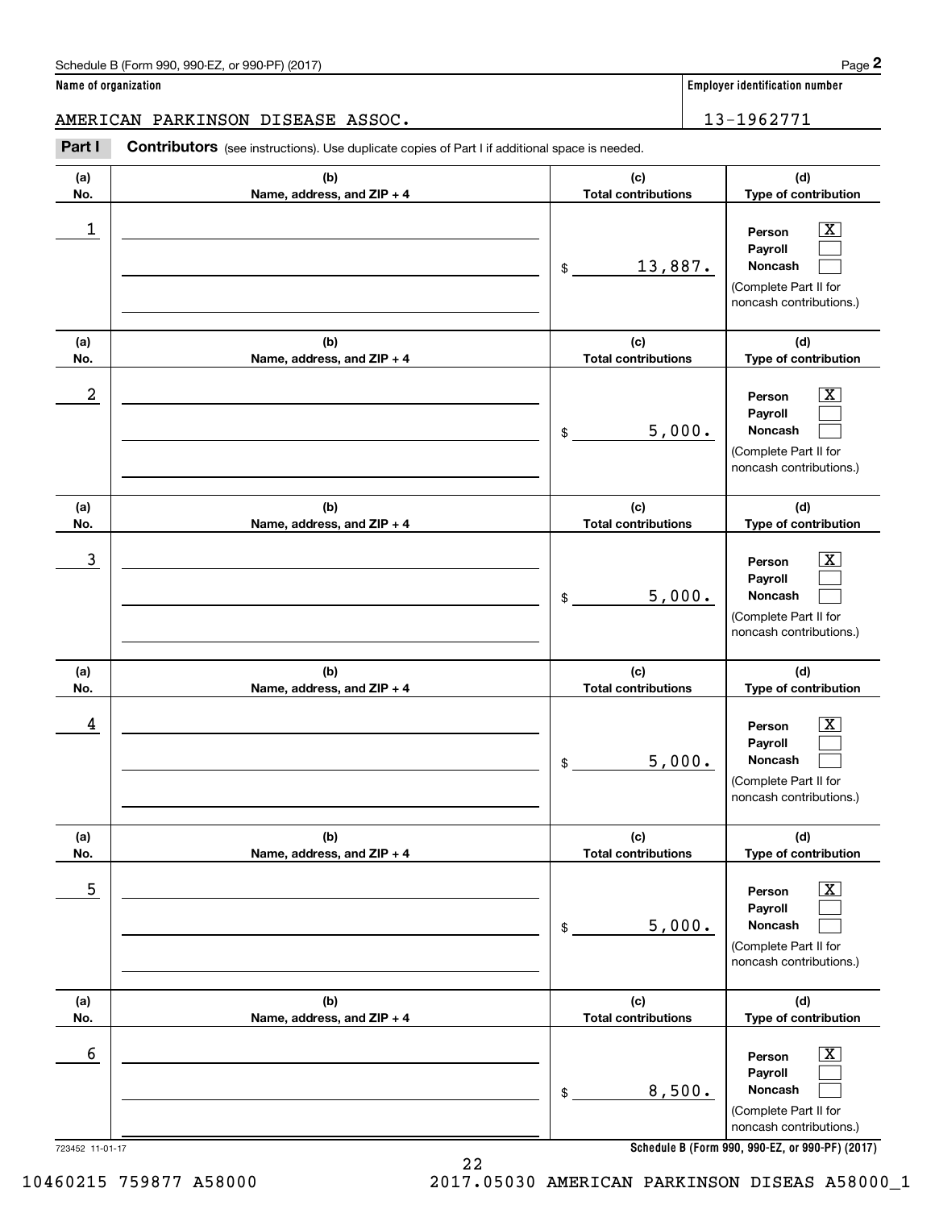Schedule B (Form 990, 990-EZ, or 990-PF) (2017)

**Name of organization**

AMERICAN PARKINSON DISEASE ASSOC.

**Employer identification number**

13-1962771

**Part I** **Contributors** (see instructions). Use duplicate copies of Part I if additional space is needed.

| (a) No. | (b) Name, address, and ZIP + 4 | (c) Total contributions | (d) Type of contribution |
|---|---|---|---|
| 1 | | $ 13,887. | Person [X] Payroll [ ] Noncash [ ] (Complete Part II for noncash contributions.) |
| 2 | | $ 5,000. | Person [X] Payroll [ ] Noncash [ ] (Complete Part II for noncash contributions.) |
| 3 | | $ 5,000. | Person [X] Payroll [ ] Noncash [ ] (Complete Part II for noncash contributions.) |
| 4 | | $ 5,000. | Person [X] Payroll [ ] Noncash [ ] (Complete Part II for noncash contributions.) |
| 5 | | $ 5,000. | Person [X] Payroll [ ] Noncash [ ] (Complete Part II for noncash contributions.) |
| 6 | | $ 8,500. | Person [X] Payroll [ ] Noncash [ ] (Complete Part II for noncash contributions.) |

723452 11-01-17

**Schedule B (Form 990, 990-EZ, or 990-PF) (2017)**

10460215 759877 A58000 2017.05030 AMERICAN PARKINSON DISEAS A58000_1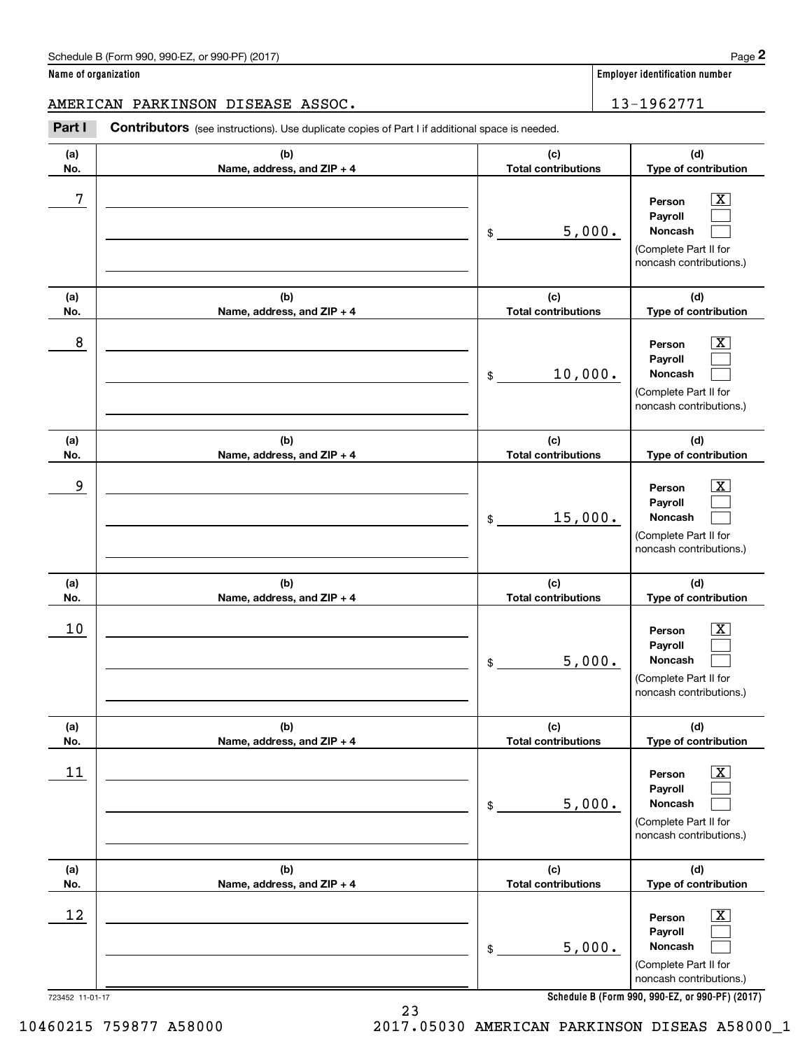Schedule B (Form 990, 990-EZ, or 990-PF) (2017)

**Name of organization**

AMERICAN PARKINSON DISEASE ASSOC.

**Employer identification number**

13-1962771

**Part I** **Contributors** (see instructions). Use duplicate copies of Part I if additional space is needed.

| (a) No. | (b) Name, address, and ZIP + 4 | (c) Total contributions | (d) Type of contribution |
|---|---|---|---|
| 7 | | $ 5,000. | Person [X] Payroll [ ] Noncash [ ] (Complete Part II for noncash contributions.) |
| 8 | | $ 10,000. | Person [X] Payroll [ ] Noncash [ ] (Complete Part II for noncash contributions.) |
| 9 | | $ 15,000. | Person [X] Payroll [ ] Noncash [ ] (Complete Part II for noncash contributions.) |
| 10 | | $ 5,000. | Person [X] Payroll [ ] Noncash [ ] (Complete Part II for noncash contributions.) |
| 11 | | $ 5,000. | Person [X] Payroll [ ] Noncash [ ] (Complete Part II for noncash contributions.) |
| 12 | | $ 5,000. | Person [X] Payroll [ ] Noncash [ ] (Complete Part II for noncash contributions.) |

723452 11-01-17

**Schedule B (Form 990, 990-EZ, or 990-PF) (2017)**

10460215 759877 A58000 2017.05030 AMERICAN PARKINSON DISEAS A58000_1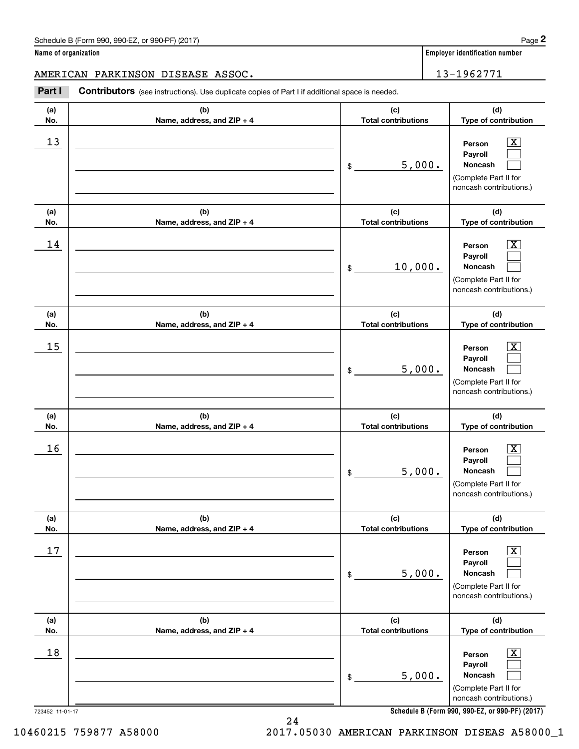Schedule B (Form 990, 990-EZ, or 990-PF) (2017)

**Name of organization**

AMERICAN PARKINSON DISEASE ASSOC.

**Employer identification number**

13-1962771

**Part I** **Contributors** (see instructions). Use duplicate copies of Part I if additional space is needed.

| (a) No. | (b) Name, address, and ZIP + 4 | (c) Total contributions | (d) Type of contribution |
|---|---|---|---|
| 13 | | $ 5,000. | Person [X] Payroll [ ] Noncash [ ] (Complete Part II for noncash contributions.) |
| 14 | | $ 10,000. | Person [X] Payroll [ ] Noncash [ ] (Complete Part II for noncash contributions.) |
| 15 | | $ 5,000. | Person [X] Payroll [ ] Noncash [ ] (Complete Part II for noncash contributions.) |
| 16 | | $ 5,000. | Person [X] Payroll [ ] Noncash [ ] (Complete Part II for noncash contributions.) |
| 17 | | $ 5,000. | Person [X] Payroll [ ] Noncash [ ] (Complete Part II for noncash contributions.) |
| 18 | | $ 5,000. | Person [X] Payroll [ ] Noncash [ ] (Complete Part II for noncash contributions.) |

723452 11-01-17

**Schedule B (Form 990, 990-EZ, or 990-PF) (2017)**

10460215 759877 A58000 2017.05030 AMERICAN PARKINSON DISEAS A58000_1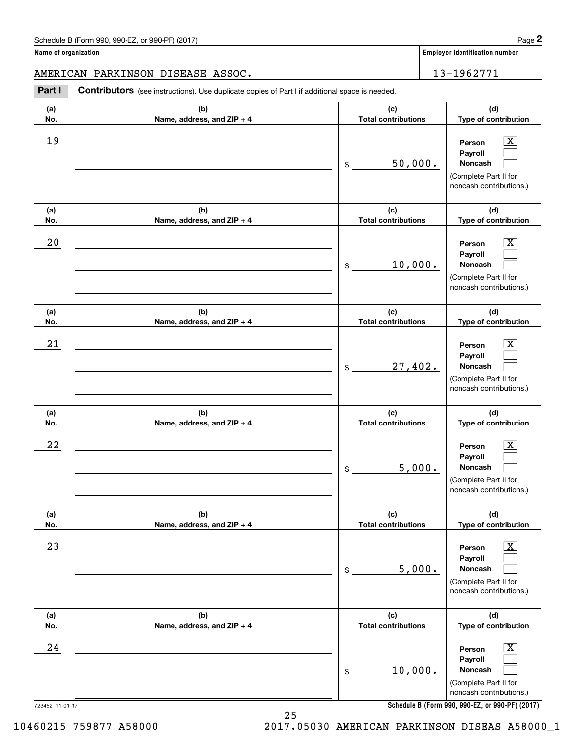Schedule B (Form 990, 990-EZ, or 990-PF) (2017)

**Name of organization**

AMERICAN PARKINSON DISEASE ASSOC.

**Employer identification number**

13-1962771

**Part I** **Contributors** (see instructions). Use duplicate copies of Part I if additional space is needed.

| (a) No. | (b) Name, address, and ZIP + 4 | (c) Total contributions | (d) Type of contribution |
|---|---|---|---|
| 19 | | $ 50,000. | Person [X] Payroll [ ] Noncash [ ] (Complete Part II for noncash contributions.) |
| 20 | | $ 10,000. | Person [X] Payroll [ ] Noncash [ ] (Complete Part II for noncash contributions.) |
| 21 | | $ 27,402. | Person [X] Payroll [ ] Noncash [ ] (Complete Part II for noncash contributions.) |
| 22 | | $ 5,000. | Person [X] Payroll [ ] Noncash [ ] (Complete Part II for noncash contributions.) |
| 23 | | $ 5,000. | Person [X] Payroll [ ] Noncash [ ] (Complete Part II for noncash contributions.) |
| 24 | | $ 10,000. | Person [X] Payroll [ ] Noncash [ ] (Complete Part II for noncash contributions.) |

723452 11-01-17

**Schedule B (Form 990, 990-EZ, or 990-PF) (2017)**

10460215 759877 A58000 2017.05030 AMERICAN PARKINSON DISEAS A58000_1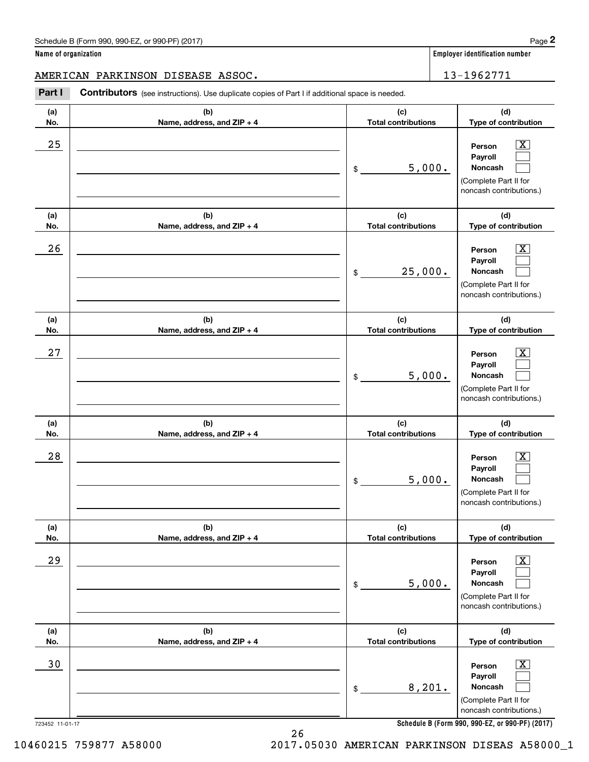Schedule B (Form 990, 990-EZ, or 990-PF) (2017)

**Name of organization**

AMERICAN PARKINSON DISEASE ASSOC.

**Employer identification number**

13-1962771

**Part I** **Contributors** (see instructions). Use duplicate copies of Part I if additional space is needed.

| (a) No. | (b) Name, address, and ZIP + 4 | (c) Total contributions | (d) Type of contribution |
|---|---|---|---|
| 25 | | $ 5,000. | Person [X] Payroll [ ] Noncash [ ] (Complete Part II for noncash contributions.) |
| 26 | | $ 25,000. | Person [X] Payroll [ ] Noncash [ ] (Complete Part II for noncash contributions.) |
| 27 | | $ 5,000. | Person [X] Payroll [ ] Noncash [ ] (Complete Part II for noncash contributions.) |
| 28 | | $ 5,000. | Person [X] Payroll [ ] Noncash [ ] (Complete Part II for noncash contributions.) |
| 29 | | $ 5,000. | Person [X] Payroll [ ] Noncash [ ] (Complete Part II for noncash contributions.) |
| 30 | | $ 8,201. | Person [X] Payroll [ ] Noncash [ ] (Complete Part II for noncash contributions.) |

723452 11-01-17

**Schedule B (Form 990, 990-EZ, or 990-PF) (2017)**

10460215 759877 A58000 2017.05030 AMERICAN PARKINSON DISEAS A58000_1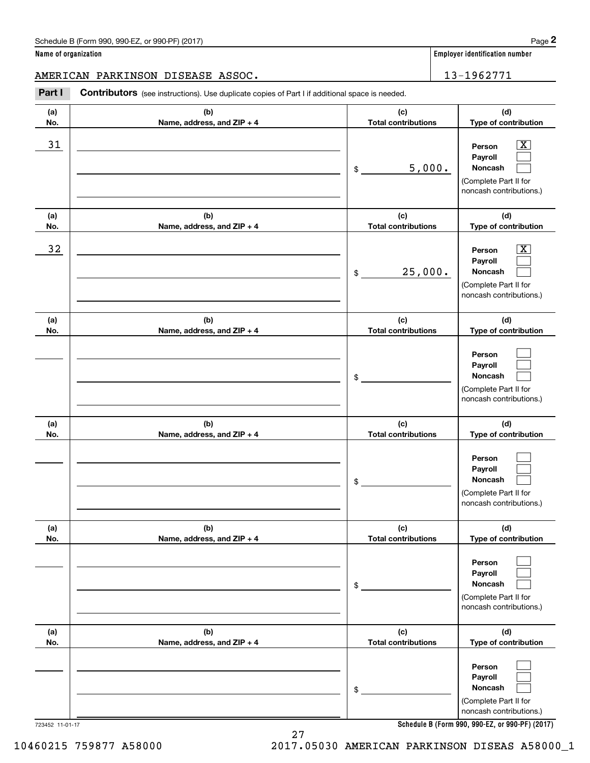Schedule B (Form 990, 990-EZ, or 990-PF) (2017)

**Name of organization**

AMERICAN PARKINSON DISEASE ASSOC.

**Employer identification number**

13-1962771

**Part I** **Contributors** (see instructions). Use duplicate copies of Part I if additional space is needed.

| (a) No. | (b) Name, address, and ZIP + 4 | (c) Total contributions | (d) Type of contribution |
|---|---|---|---|
| 31 | | $ 5,000. | Person [X] Payroll [ ] Noncash [ ] (Complete Part II for noncash contributions.) |
| 32 | | $ 25,000. | Person [X] Payroll [ ] Noncash [ ] (Complete Part II for noncash contributions.) |
| | | $ | Person [ ] Payroll [ ] Noncash [ ] (Complete Part II for noncash contributions.) |
| | | $ | Person [ ] Payroll [ ] Noncash [ ] (Complete Part II for noncash contributions.) |
| | | $ | Person [ ] Payroll [ ] Noncash [ ] (Complete Part II for noncash contributions.) |
| | | $ | Person [ ] Payroll [ ] Noncash [ ] (Complete Part II for noncash contributions.) |

723452 11-01-17

**Schedule B (Form 990, 990-EZ, or 990-PF) (2017)**

10460215 759877 A58000 2017.05030 AMERICAN PARKINSON DISEAS A58000_1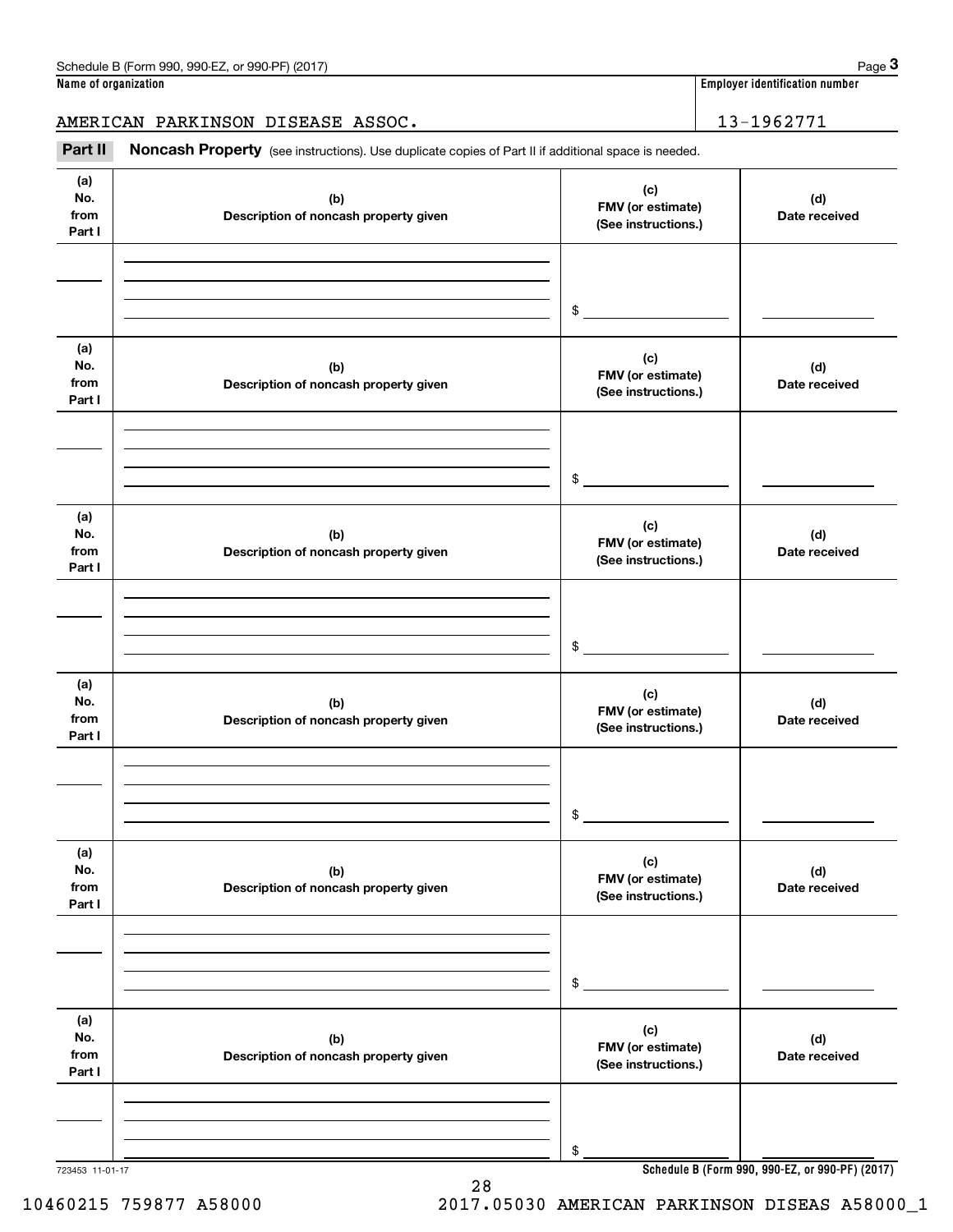Schedule B (Form 990, 990-EZ, or 990-PF) (2017) Page **3**

| Name of organization | Employer identification number |
|---|---|
| AMERICAN PARKINSON DISEASE ASSOC. | 13-1962771 |

**Part II** **Noncash Property** (see instructions). Use duplicate copies of Part II if additional space is needed.

| (a) No. from Part I | (b) Description of noncash property given | (c) FMV (or estimate) (See instructions.) | (d) Date received |
|---|---|---|---|
| | | $ | |

| (a) No. from Part I | (b) Description of noncash property given | (c) FMV (or estimate) (See instructions.) | (d) Date received |
|---|---|---|---|
| | | $ | |

| (a) No. from Part I | (b) Description of noncash property given | (c) FMV (or estimate) (See instructions.) | (d) Date received |
|---|---|---|---|
| | | $ | |

| (a) No. from Part I | (b) Description of noncash property given | (c) FMV (or estimate) (See instructions.) | (d) Date received |
|---|---|---|---|
| | | $ | |

| (a) No. from Part I | (b) Description of noncash property given | (c) FMV (or estimate) (See instructions.) | (d) Date received |
|---|---|---|---|
| | | $ | |

| (a) No. from Part I | (b) Description of noncash property given | (c) FMV (or estimate) (See instructions.) | (d) Date received |
|---|---|---|---|
| | | $ | |

723453 11-01-17 **Schedule B (Form 990, 990-EZ, or 990-PF) (2017)**

10460215 759877 A58000 2017.05030 AMERICAN PARKINSON DISEAS A58000_1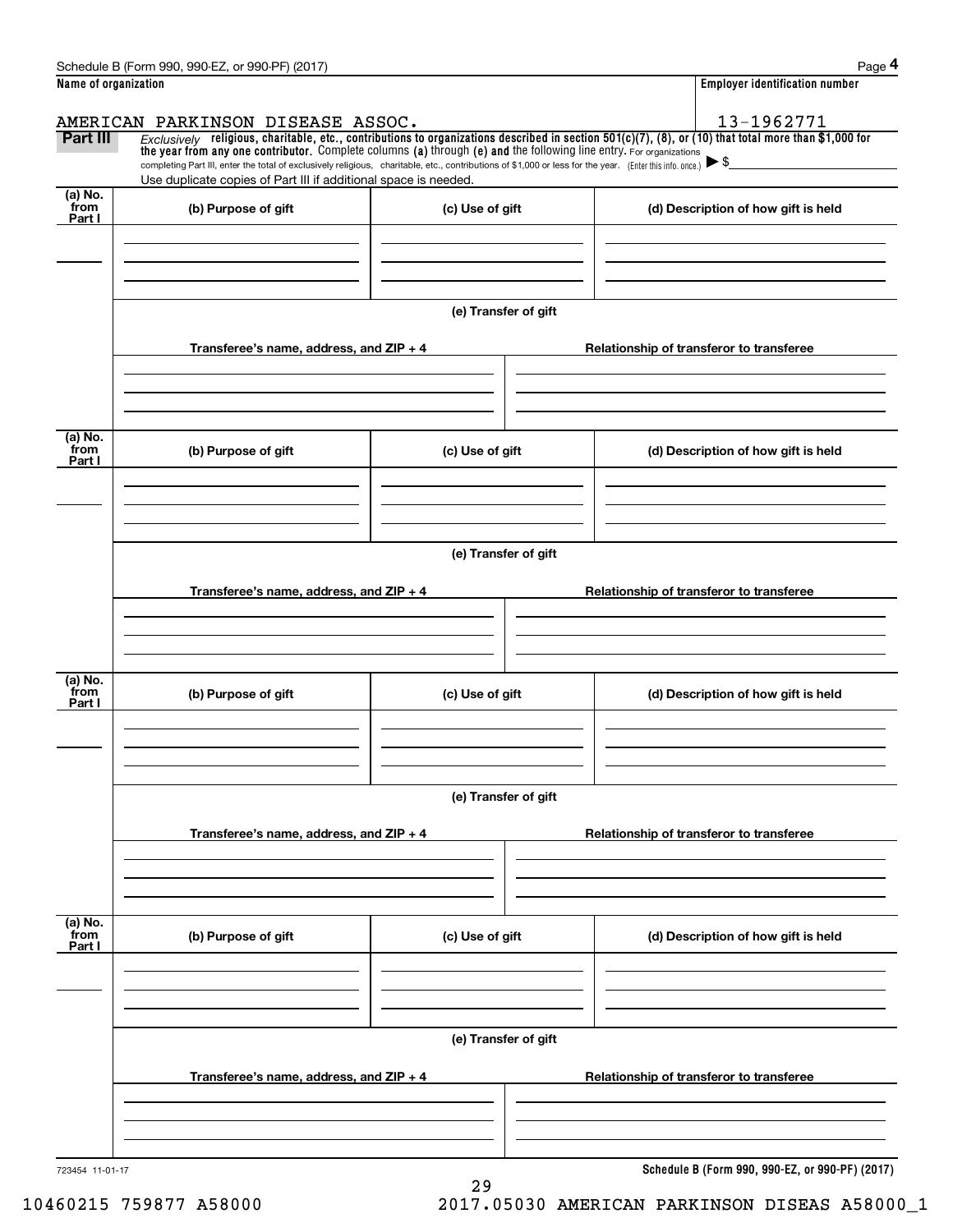Schedule B (Form 990, 990-EZ, or 990-PF) (2017)

**Name of organization**

AMERICAN PARKINSON DISEASE ASSOC.

**Employer identification number**

13-1962771

**Part III** *Exclusively* **religious, charitable, etc., contributions to organizations described in section 501(c)(7), (8), or (10) that total more than $1,000 for the year from any one contributor.** Complete columns **(a)** through **(e) and** the following line entry. For organizations completing Part III, enter the total of exclusively religious, charitable, etc., contributions of $1,000 or less for the year. (Enter this info. once.) ▶ $

Use duplicate copies of Part III if additional space is needed.

| (a) No. from Part I | (b) Purpose of gift | (c) Use of gift | (d) Description of how gift is held |
|---|---|---|---|
| | | | |

**(e) Transfer of gift**

| Transferee's name, address, and ZIP + 4 | Relationship of transferor to transferee |
|---|---|
| | |

| (a) No. from Part I | (b) Purpose of gift | (c) Use of gift | (d) Description of how gift is held |
|---|---|---|---|
| | | | |

**(e) Transfer of gift**

| Transferee's name, address, and ZIP + 4 | Relationship of transferor to transferee |
|---|---|
| | |

| (a) No. from Part I | (b) Purpose of gift | (c) Use of gift | (d) Description of how gift is held |
|---|---|---|---|
| | | | |

**(e) Transfer of gift**

| Transferee's name, address, and ZIP + 4 | Relationship of transferor to transferee |
|---|---|
| | |

| (a) No. from Part I | (b) Purpose of gift | (c) Use of gift | (d) Description of how gift is held |
|---|---|---|---|
| | | | |

**(e) Transfer of gift**

| Transferee's name, address, and ZIP + 4 | Relationship of transferor to transferee |
|---|---|
| | |

723454 11-01-17

**Schedule B (Form 990, 990-EZ, or 990-PF) (2017)**

10460215 759877 A58000 2017.05030 AMERICAN PARKINSON DISEAS A58000_1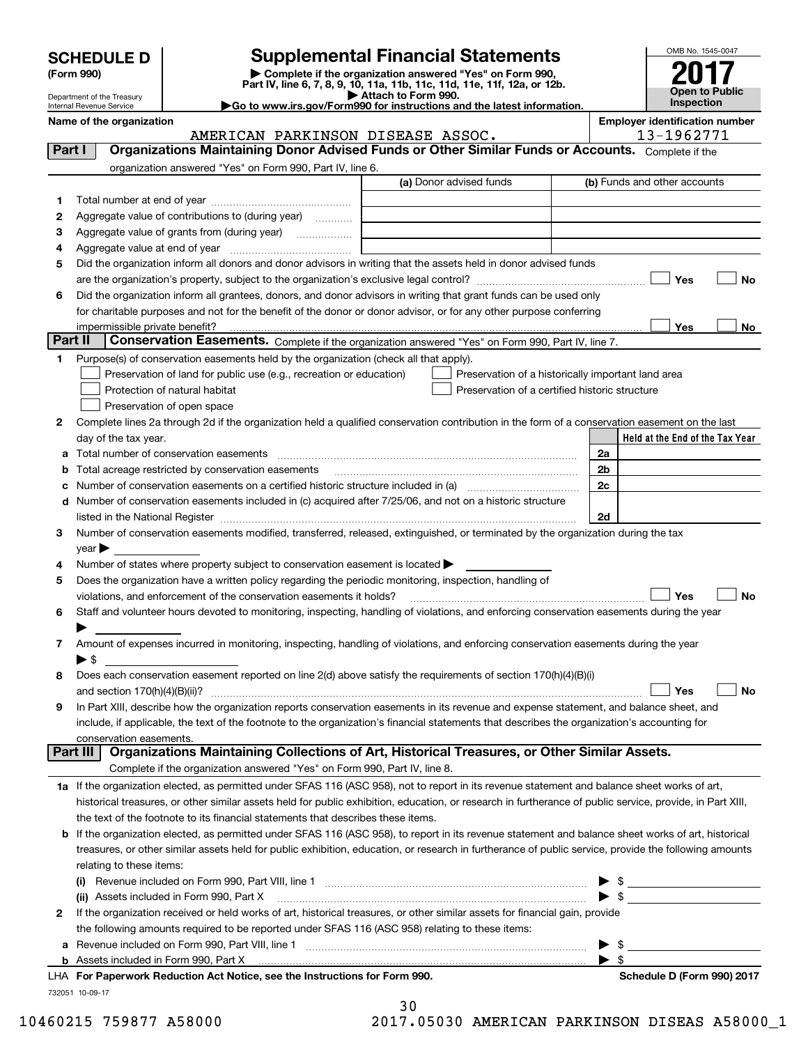# SCHEDULE D (Form 990)

Department of the Treasury
Internal Revenue Service

## Supplemental Financial Statements

▶ Complete if the organization answered "Yes" on Form 990, Part IV, line 6, 7, 8, 9, 10, 11a, 11b, 11c, 11d, 11e, 11f, 12a, or 12b.
▶ Attach to Form 990.
▶Go to www.irs.gov/Form990 for instructions and the latest information.

OMB No. 1545-0047

**2017**

**Open to Public Inspection**

**Name of the organization:** AMERICAN PARKINSON DISEASE ASSOC.

**Employer identification number:** 13-1962771

### Part I — Organizations Maintaining Donor Advised Funds or Other Similar Funds or Accounts. Complete if the organization answered "Yes" on Form 990, Part IV, line 6.

| | | (a) Donor advised funds | (b) Funds and other accounts |
|---|---|---|---|
| 1 | Total number at end of year | | |
| 2 | Aggregate value of contributions to (during year) | | |
| 3 | Aggregate value of grants from (during year) | | |
| 4 | Aggregate value at end of year | | |

5 Did the organization inform all donors and donor advisors in writing that the assets held in donor advised funds are the organization's property, subject to the organization's exclusive legal control? ☐ Yes ☐ No

6 Did the organization inform all grantees, donors, and donor advisors in writing that grant funds can be used only for charitable purposes and not for the benefit of the donor or donor advisor, or for any other purpose conferring impermissible private benefit? ☐ Yes ☐ No

### Part II — Conservation Easements. Complete if the organization answered "Yes" on Form 990, Part IV, line 7.

1 Purpose(s) of conservation easements held by the organization (check all that apply).

- ☐ Preservation of land for public use (e.g., recreation or education)
- ☐ Protection of natural habitat
- ☐ Preservation of open space
- ☐ Preservation of a historically important land area
- ☐ Preservation of a certified historic structure

2 Complete lines 2a through 2d if the organization held a qualified conservation contribution in the form of a conservation easement on the last day of the tax year.

| | | | Held at the End of the Tax Year |
|---|---|---|---|
| a | Total number of conservation easements | 2a | |
| b | Total acreage restricted by conservation easements | 2b | |
| c | Number of conservation easements on a certified historic structure included in (a) | 2c | |
| d | Number of conservation easements included in (c) acquired after 7/25/06, and not on a historic structure listed in the National Register | 2d | |

3 Number of conservation easements modified, transferred, released, extinguished, or terminated by the organization during the tax year ▶

4 Number of states where property subject to conservation easement is located ▶

5 Does the organization have a written policy regarding the periodic monitoring, inspection, handling of violations, and enforcement of the conservation easements it holds? ☐ Yes ☐ No

6 Staff and volunteer hours devoted to monitoring, inspecting, handling of violations, and enforcing conservation easements during the year ▶

7 Amount of expenses incurred in monitoring, inspecting, handling of violations, and enforcing conservation easements during the year ▶ $

8 Does each conservation easement reported on line 2(d) above satisfy the requirements of section 170(h)(4)(B)(i) and section 170(h)(4)(B)(ii)? ☐ Yes ☐ No

9 In Part XIII, describe how the organization reports conservation easements in its revenue and expense statement, and balance sheet, and include, if applicable, the text of the footnote to the organization's financial statements that describes the organization's accounting for conservation easements.

### Part III — Organizations Maintaining Collections of Art, Historical Treasures, or Other Similar Assets. Complete if the organization answered "Yes" on Form 990, Part IV, line 8.

1a If the organization elected, as permitted under SFAS 116 (ASC 958), not to report in its revenue statement and balance sheet works of art, historical treasures, or other similar assets held for public exhibition, education, or research in furtherance of public service, provide, in Part XIII, the text of the footnote to its financial statements that describes these items.

b If the organization elected, as permitted under SFAS 116 (ASC 958), to report in its revenue statement and balance sheet works of art, historical treasures, or other similar assets held for public exhibition, education, or research in furtherance of public service, provide the following amounts relating to these items:

(i) Revenue included on Form 990, Part VIII, line 1 ▶ $

(ii) Assets included in Form 990, Part X ▶ $

2 If the organization received or held works of art, historical treasures, or other similar assets for financial gain, provide the following amounts required to be reported under SFAS 116 (ASC 958) relating to these items:

a Revenue included on Form 990, Part VIII, line 1 ▶ $

b Assets included in Form 990, Part X ▶ $

LHA For Paperwork Reduction Act Notice, see the Instructions for Form 990. Schedule D (Form 990) 2017

732051 10-09-17

10460215 759877 A58000 2017.05030 AMERICAN PARKINSON DISEAS A58000_1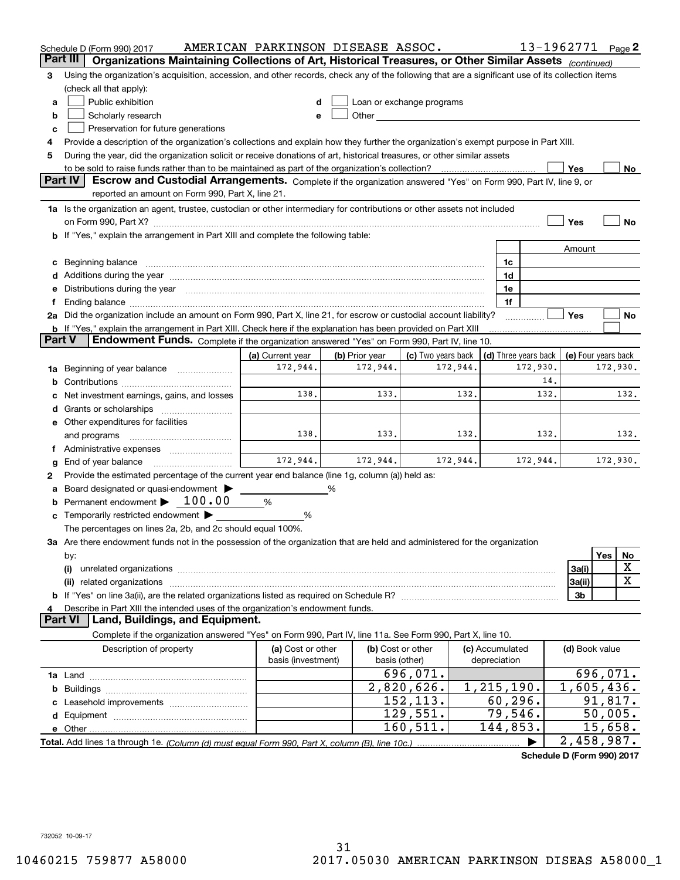Schedule D (Form 990) 2017 AMERICAN PARKINSON DISEASE ASSOC. 13-1962771 Page 2

## Part III Organizations Maintaining Collections of Art, Historical Treasures, or Other Similar Assets *(continued)*

3 Using the organization's acquisition, accession, and other records, check any of the following that are a significant use of its collection items (check all that apply):

a ☐ Public exhibition
b ☐ Scholarly research
c ☐ Preservation for future generations
d ☐ Loan or exchange programs
e ☐ Other

4 Provide a description of the organization's collections and explain how they further the organization's exempt purpose in Part XIII.

5 During the year, did the organization solicit or receive donations of art, historical treasures, or other similar assets to be sold to raise funds rather than to be maintained as part of the organization's collection? ☐ Yes ☐ No

## Part IV Escrow and Custodial Arrangements.

Complete if the organization answered "Yes" on Form 990, Part IV, line 9, or reported an amount on Form 990, Part X, line 21.

1a Is the organization an agent, trustee, custodian or other intermediary for contributions or other assets not included on Form 990, Part X? ☐ Yes ☐ No

b If "Yes," explain the arrangement in Part XIII and complete the following table:

| | | Amount |
|---|---|---|
| c Beginning balance | 1c | |
| d Additions during the year | 1d | |
| e Distributions during the year | 1e | |
| f Ending balance | 1f | |

2a Did the organization include an amount on Form 990, Part X, line 21, for escrow or custodial account liability? ☐ Yes ☐ No

b If "Yes," explain the arrangement in Part XIII. Check here if the explanation has been provided on Part XIII ☐

## Part V Endowment Funds.

Complete if the organization answered "Yes" on Form 990, Part IV, line 10.

| | (a) Current year | (b) Prior year | (c) Two years back | (d) Three years back | (e) Four years back |
|---|---|---|---|---|---|
| 1a Beginning of year balance | 172,944. | 172,944. | 172,944. | 172,930. | 172,930. |
| b Contributions | | | | 14. | |
| c Net investment earnings, gains, and losses | 138. | 133. | 132. | 132. | 132. |
| d Grants or scholarships | | | | | |
| e Other expenditures for facilities and programs | 138. | 133. | 132. | 132. | 132. |
| f Administrative expenses | | | | | |
| g End of year balance | 172,944. | 172,944. | 172,944. | 172,944. | 172,930. |

2 Provide the estimated percentage of the current year end balance (line 1g, column (a)) held as:

a Board designated or quasi-endowment ▶ %
b Permanent endowment ▶ 100.00 %
c Temporarily restricted endowment ▶ %

The percentages on lines 2a, 2b, and 2c should equal 100%.

3a Are there endowment funds not in the possession of the organization that are held and administered for the organization by:

| | | Yes | No |
|---|---|---|---|
| (i) unrelated organizations | 3a(i) | | X |
| (ii) related organizations | 3a(ii) | | X |
| b If "Yes" on line 3a(ii), are the related organizations listed as required on Schedule R? | 3b | | |

4 Describe in Part XIII the intended uses of the organization's endowment funds.

## Part VI Land, Buildings, and Equipment.

Complete if the organization answered "Yes" on Form 990, Part IV, line 11a. See Form 990, Part X, line 10.

| Description of property | (a) Cost or other basis (investment) | (b) Cost or other basis (other) | (c) Accumulated depreciation | (d) Book value |
|---|---|---|---|---|
| 1a Land | | 696,071. | | 696,071. |
| b Buildings | | 2,820,626. | 1,215,190. | 1,605,436. |
| c Leasehold improvements | | 152,113. | 60,296. | 91,817. |
| d Equipment | | 129,551. | 79,546. | 50,005. |
| e Other | | 160,511. | 144,853. | 15,658. |
| **Total.** Add lines 1a through 1e. *(Column (d) must equal Form 990, Part X, column (B), line 10c.)* | | | ▶ | 2,458,987. |

**Schedule D (Form 990) 2017**

732052 10-09-17

10460215 759877 A58000 2017.05030 AMERICAN PARKINSON DISEAS A58000_1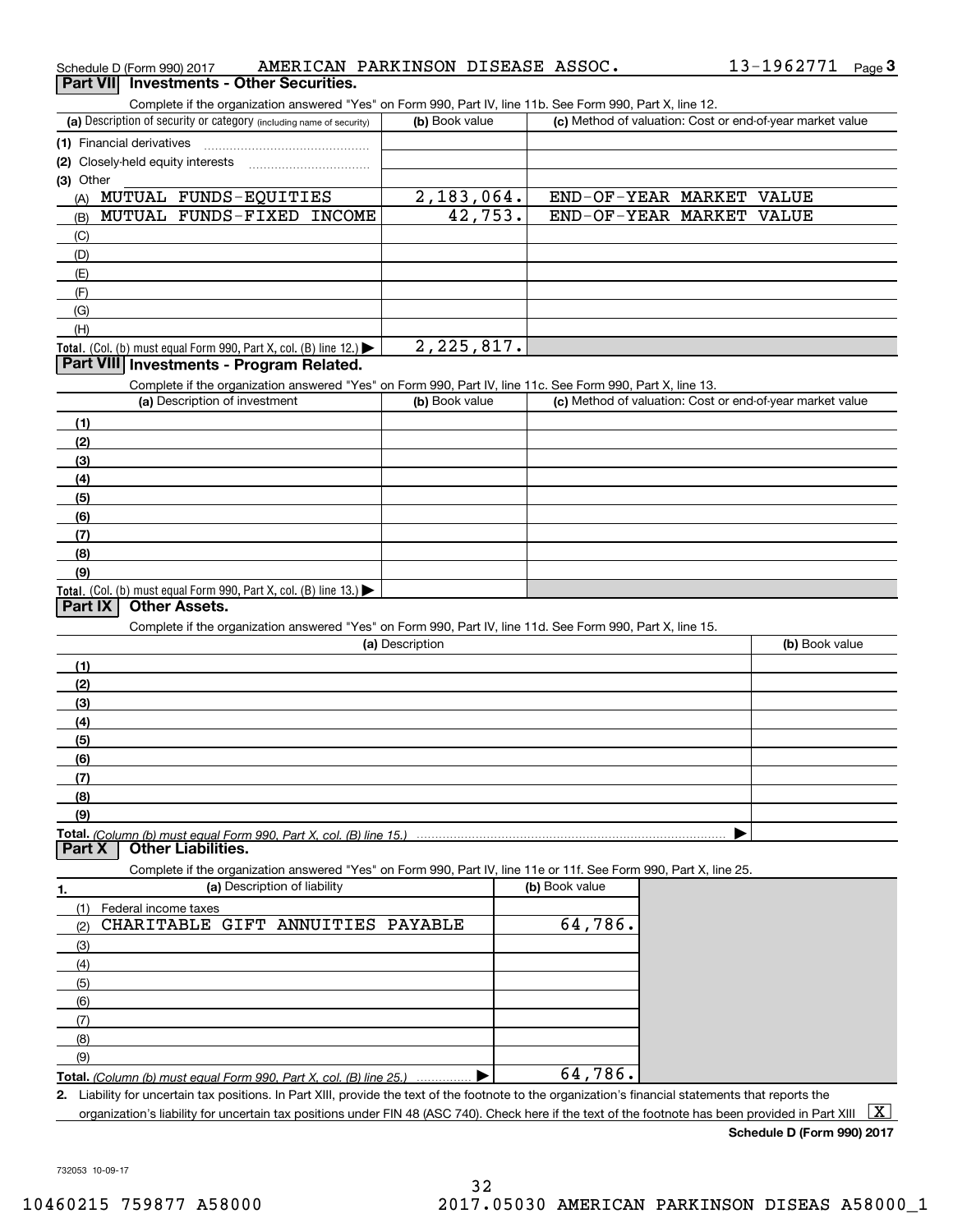Schedule D (Form 990) 2017 AMERICAN PARKINSON DISEASE ASSOC. 13-1962771 Page 3

## Part VII Investments - Other Securities.

Complete if the organization answered "Yes" on Form 990, Part IV, line 11b. See Form 990, Part X, line 12.

| (a) Description of security or category (including name of security) | (b) Book value | (c) Method of valuation: Cost or end-of-year market value |
|---|---|---|
| (1) Financial derivatives | | |
| (2) Closely-held equity interests | | |
| (3) Other | | |
| (A) MUTUAL FUNDS-EQUITIES | 2,183,064. | END-OF-YEAR MARKET VALUE |
| (B) MUTUAL FUNDS-FIXED INCOME | 42,753. | END-OF-YEAR MARKET VALUE |
| (C) | | |
| (D) | | |
| (E) | | |
| (F) | | |
| (G) | | |
| (H) | | |
| **Total.** (Col. (b) must equal Form 990, Part X, col. (B) line 12.) ▶ | 2,225,817. | |

## Part VIII Investments - Program Related.

Complete if the organization answered "Yes" on Form 990, Part IV, line 11c. See Form 990, Part X, line 13.

| (a) Description of investment | (b) Book value | (c) Method of valuation: Cost or end-of-year market value |
|---|---|---|
| (1) | | |
| (2) | | |
| (3) | | |
| (4) | | |
| (5) | | |
| (6) | | |
| (7) | | |
| (8) | | |
| (9) | | |
| **Total.** (Col. (b) must equal Form 990, Part X, col. (B) line 13.) ▶ | | |

## Part IX Other Assets.

Complete if the organization answered "Yes" on Form 990, Part IV, line 11d. See Form 990, Part X, line 15.

| (a) Description | (b) Book value |
|---|---|
| (1) | |
| (2) | |
| (3) | |
| (4) | |
| (5) | |
| (6) | |
| (7) | |
| (8) | |
| (9) | |
| **Total.** *(Column (b) must equal Form 990, Part X, col. (B) line 15.)* ▶ | |

## Part X Other Liabilities.

Complete if the organization answered "Yes" on Form 990, Part IV, line 11e or 11f. See Form 990, Part X, line 25.

| 1. (a) Description of liability | (b) Book value |
|---|---|
| (1) Federal income taxes | |
| (2) CHARITABLE GIFT ANNUITIES PAYABLE | 64,786. |
| (3) | |
| (4) | |
| (5) | |
| (6) | |
| (7) | |
| (8) | |
| (9) | |
| **Total.** *(Column (b) must equal Form 990, Part X, col. (B) line 25.)* ▶ | 64,786. |

**2.** Liability for uncertain tax positions. In Part XIII, provide the text of the footnote to the organization's financial statements that reports the organization's liability for uncertain tax positions under FIN 48 (ASC 740). Check here if the text of the footnote has been provided in Part XIII [X]

**Schedule D (Form 990) 2017**

732053 10-09-17

10460215 759877 A58000 2017.05030 AMERICAN PARKINSON DISEAS A58000_1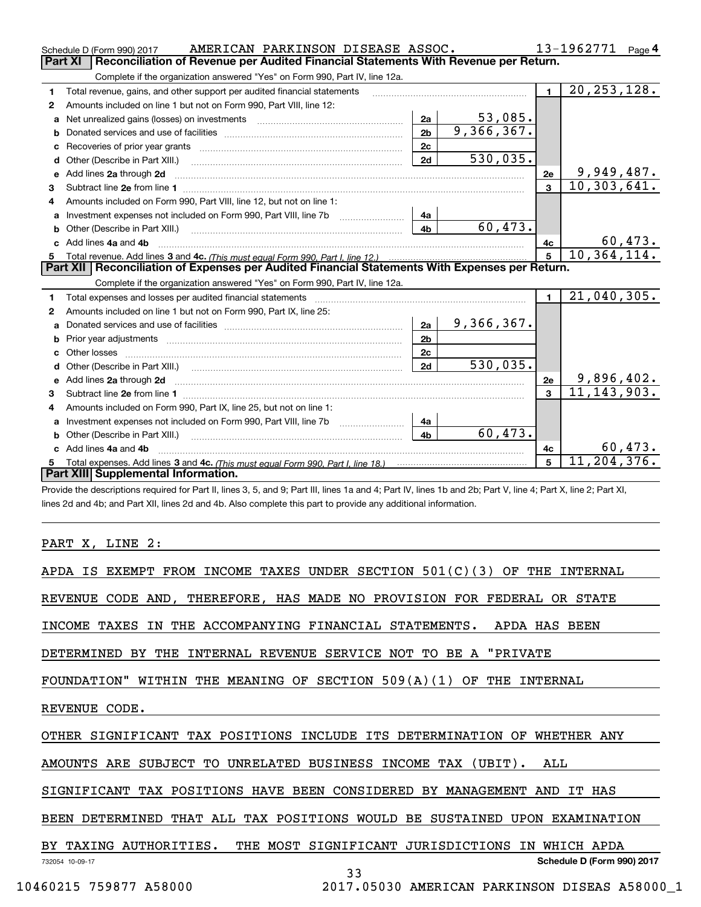Schedule D (Form 990) 2017 AMERICAN PARKINSON DISEASE ASSOC. 13-1962771 Page 4

## Part XI Reconciliation of Revenue per Audited Financial Statements With Revenue per Return.

Complete if the organization answered "Yes" on Form 990, Part IV, line 12a.

| | | | | | |
|---|---|---|---|---|---|
| **1** | Total revenue, gains, and other support per audited financial statements | | | 1 | 20,253,128. |
| **2** | Amounts included on line 1 but not on Form 990, Part VIII, line 12: | | | | |
| **a** | Net unrealized gains (losses) on investments | 2a | 53,085. | | |
| **b** | Donated services and use of facilities | 2b | 9,366,367. | | |
| **c** | Recoveries of prior year grants | 2c | | | |
| **d** | Other (Describe in Part XIII.) | 2d | 530,035. | | |
| **e** | Add lines **2a** through **2d** | | | 2e | 9,949,487. |
| **3** | Subtract line **2e** from line **1** | | | 3 | 10,303,641. |
| **4** | Amounts included on Form 990, Part VIII, line 12, but not on line 1: | | | | |
| **a** | Investment expenses not included on Form 990, Part VIII, line 7b | 4a | | | |
| **b** | Other (Describe in Part XIII.) | 4b | 60,473. | | |
| **c** | Add lines **4a** and **4b** | | | 4c | 60,473. |
| **5** | Total revenue. Add lines **3** and **4c.** *(This must equal Form 990, Part I, line 12.)* | | | 5 | 10,364,114. |

## Part XII Reconciliation of Expenses per Audited Financial Statements With Expenses per Return.

Complete if the organization answered "Yes" on Form 990, Part IV, line 12a.

| | | | | | |
|---|---|---|---|---|---|
| **1** | Total expenses and losses per audited financial statements | | | 1 | 21,040,305. |
| **2** | Amounts included on line 1 but not on Form 990, Part IX, line 25: | | | | |
| **a** | Donated services and use of facilities | 2a | 9,366,367. | | |
| **b** | Prior year adjustments | 2b | | | |
| **c** | Other losses | 2c | | | |
| **d** | Other (Describe in Part XIII.) | 2d | 530,035. | | |
| **e** | Add lines **2a** through **2d** | | | 2e | 9,896,402. |
| **3** | Subtract line **2e** from line **1** | | | 3 | 11,143,903. |
| **4** | Amounts included on Form 990, Part IX, line 25, but not on line 1: | | | | |
| **a** | Investment expenses not included on Form 990, Part VIII, line 7b | 4a | | | |
| **b** | Other (Describe in Part XIII.) | 4b | 60,473. | | |
| **c** | Add lines **4a** and **4b** | | | 4c | 60,473. |
| **5** | Total expenses. Add lines **3** and **4c.** *(This must equal Form 990, Part I, line 18.)* | | | 5 | 11,204,376. |

## Part XIII Supplemental Information.

Provide the descriptions required for Part II, lines 3, 5, and 9; Part III, lines 1a and 4; Part IV, lines 1b and 2b; Part V, line 4; Part X, line 2; Part XI, lines 2d and 4b; and Part XII, lines 2d and 4b. Also complete this part to provide any additional information.

PART X, LINE 2:

APDA IS EXEMPT FROM INCOME TAXES UNDER SECTION 501(C)(3) OF THE INTERNAL REVENUE CODE AND, THEREFORE, HAS MADE NO PROVISION FOR FEDERAL OR STATE INCOME TAXES IN THE ACCOMPANYING FINANCIAL STATEMENTS. APDA HAS BEEN DETERMINED BY THE INTERNAL REVENUE SERVICE NOT TO BE A "PRIVATE FOUNDATION" WITHIN THE MEANING OF SECTION 509(A)(1) OF THE INTERNAL REVENUE CODE.

OTHER SIGNIFICANT TAX POSITIONS INCLUDE ITS DETERMINATION OF WHETHER ANY AMOUNTS ARE SUBJECT TO UNRELATED BUSINESS INCOME TAX (UBIT). ALL SIGNIFICANT TAX POSITIONS HAVE BEEN CONSIDERED BY MANAGEMENT AND IT HAS BEEN DETERMINED THAT ALL TAX POSITIONS WOULD BE SUSTAINED UPON EXAMINATION BY TAXING AUTHORITIES. THE MOST SIGNIFICANT JURISDICTIONS IN WHICH APDA

732054 10-09-17 **Schedule D (Form 990) 2017**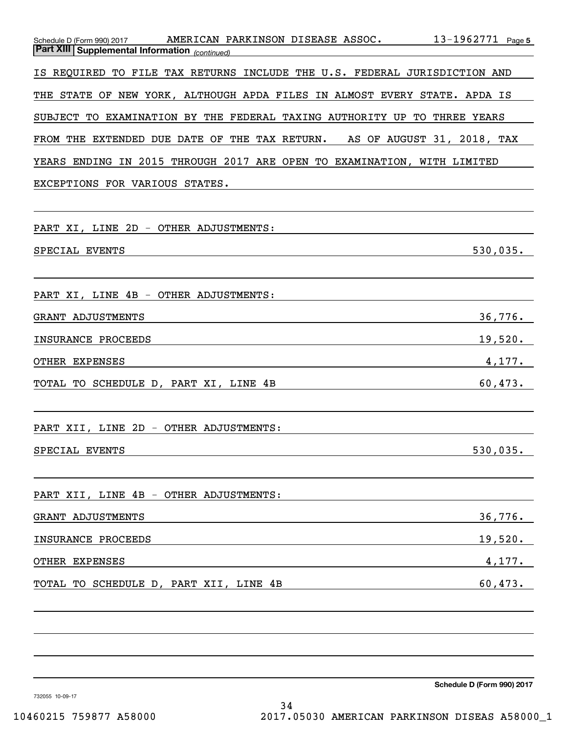**Part XIII | Supplemental Information** *(continued)*

IS REQUIRED TO FILE TAX RETURNS INCLUDE THE U.S. FEDERAL JURISDICTION AND THE STATE OF NEW YORK, ALTHOUGH APDA FILES IN ALMOST EVERY STATE. APDA IS SUBJECT TO EXAMINATION BY THE FEDERAL TAXING AUTHORITY UP TO THREE YEARS FROM THE EXTENDED DUE DATE OF THE TAX RETURN. AS OF AUGUST 31, 2018, TAX YEARS ENDING IN 2015 THROUGH 2017 ARE OPEN TO EXAMINATION, WITH LIMITED EXCEPTIONS FOR VARIOUS STATES.

PART XI, LINE 2D - OTHER ADJUSTMENTS:

| | |
|---|---|
| SPECIAL EVENTS | 530,035. |

PART XI, LINE 4B - OTHER ADJUSTMENTS:

| | |
|---|---|
| GRANT ADJUSTMENTS | 36,776. |
| INSURANCE PROCEEDS | 19,520. |
| OTHER EXPENSES | 4,177. |
| TOTAL TO SCHEDULE D, PART XI, LINE 4B | 60,473. |

PART XII, LINE 2D - OTHER ADJUSTMENTS:

| | |
|---|---|
| SPECIAL EVENTS | 530,035. |

PART XII, LINE 4B - OTHER ADJUSTMENTS:

| | |
|---|---|
| GRANT ADJUSTMENTS | 36,776. |
| INSURANCE PROCEEDS | 19,520. |
| OTHER EXPENSES | 4,177. |
| TOTAL TO SCHEDULE D, PART XII, LINE 4B | 60,473. |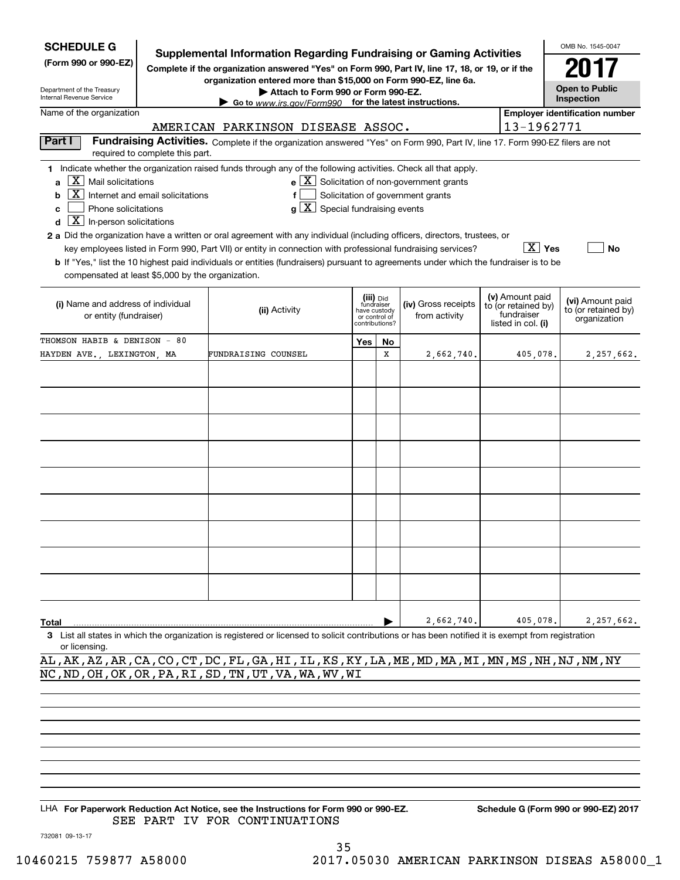**SCHEDULE G**
**(Form 990 or 990-EZ)**

Department of the Treasury
Internal Revenue Service

# Supplemental Information Regarding Fundraising or Gaming Activities

**Complete if the organization answered "Yes" on Form 990, Part IV, line 17, 18, or 19, or if the organization entered more than $15,000 on Form 990-EZ, line 6a.**

**▶ Attach to Form 990 or Form 990-EZ.**

**▶ Go to www.irs.gov/Form990 for the latest instructions.**

OMB No. 1545-0047

**2017**

**Open to Public Inspection**

Name of the organization: AMERICAN PARKINSON DISEASE ASSOC.

Employer identification number: 13-1962771

**Part I** **Fundraising Activities.** Complete if the organization answered "Yes" on Form 990, Part IV, line 17. Form 990-EZ filers are not required to complete this part.

**1** Indicate whether the organization raised funds through any of the following activities. Check all that apply.

- **a** [X] Mail solicitations
- **b** [X] Internet and email solicitations
- **c** [ ] Phone solicitations
- **d** [X] In-person solicitations
- **e** [X] Solicitation of non-government grants
- **f** [ ] Solicitation of government grants
- **g** [X] Special fundraising events

**2 a** Did the organization have a written or oral agreement with any individual (including officers, directors, trustees, or key employees listed in Form 990, Part VII) or entity in connection with professional fundraising services? [X] Yes [ ] No

**b** If "Yes," list the 10 highest paid individuals or entities (fundraisers) pursuant to agreements under which the fundraiser is to be compensated at least $5,000 by the organization.

| (i) Name and address of individual or entity (fundraiser) | (ii) Activity | (iii) Did fundraiser have custody or control of contributions? Yes | No | (iv) Gross receipts from activity | (v) Amount paid to (or retained by) fundraiser listed in col. (i) | (vi) Amount paid to (or retained by) organization |
|---|---|---|---|---|---|---|
| THOMSON HABIB & DENISON - 80 HAYDEN AVE., LEXINGTON, MA | FUNDRAISING COUNSEL | | X | 2,662,740. | 405,078. | 2,257,662. |
| | | | | | | |
| | | | | | | |
| | | | | | | |
| | | | | | | |
| | | | | | | |
| | | | | | | |
| | | | | | | |
| | | | | | | |
| | | | | | | |
| **Total** | | | | 2,662,740. | 405,078. | 2,257,662. |

**3** List all states in which the organization is registered or licensed to solicit contributions or has been notified it is exempt from registration or licensing.

AL,AK,AZ,AR,CA,CO,CT,DC,FL,GA,HI,IL,KS,KY,LA,ME,MD,MA,MI,MN,MS,NH,NJ,NM,NY
NC,ND,OH,OK,OR,PA,RI,SD,TN,UT,VA,WA,WV,WI

LHA **For Paperwork Reduction Act Notice, see the Instructions for Form 990 or 990-EZ.** **Schedule G (Form 990 or 990-EZ) 2017**

SEE PART IV FOR CONTINUATIONS

732081 09-13-17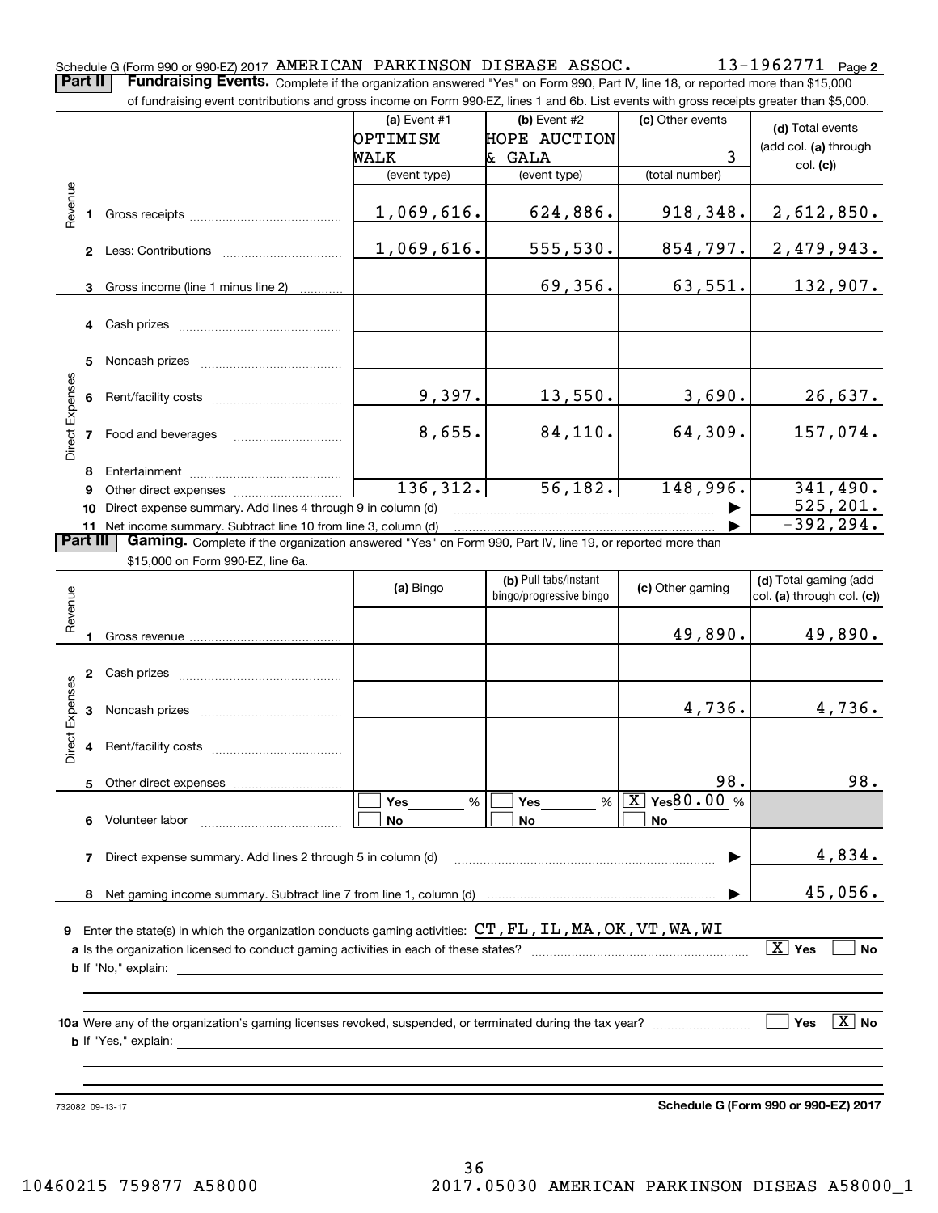Schedule G (Form 990 or 990-EZ) 2017 AMERICAN PARKINSON DISEASE ASSOC. 13-1962771 Page 2

**Part II Fundraising Events.** Complete if the organization answered "Yes" on Form 990, Part IV, line 18, or reported more than $15,000 of fundraising event contributions and gross income on Form 990-EZ, lines 1 and 6b. List events with gross receipts greater than $5,000.

| | | (a) Event #1 OPTIMISM WALK (event type) | (b) Event #2 HOPE AUCTION & GALA (event type) | (c) Other events 3 (total number) | (d) Total events (add col. (a) through col. (c)) |
|---|---|---|---|---|---|
| Revenue | 1 Gross receipts | 1,069,616. | 624,886. | 918,348. | 2,612,850. |
| | 2 Less: Contributions | 1,069,616. | 555,530. | 854,797. | 2,479,943. |
| | 3 Gross income (line 1 minus line 2) | | 69,356. | 63,551. | 132,907. |
| Direct Expenses | 4 Cash prizes | | | | |
| | 5 Noncash prizes | | | | |
| | 6 Rent/facility costs | 9,397. | 13,550. | 3,690. | 26,637. |
| | 7 Food and beverages | 8,655. | 84,110. | 64,309. | 157,074. |
| | 8 Entertainment | | | | |
| | 9 Other direct expenses | 136,312. | 56,182. | 148,996. | 341,490. |
| | 10 Direct expense summary. Add lines 4 through 9 in column (d) | | | | 525,201. |
| | 11 Net income summary. Subtract line 10 from line 3, column (d) | | | | -392,294. |

**Part III Gaming.** Complete if the organization answered "Yes" on Form 990, Part IV, line 19, or reported more than $15,000 on Form 990-EZ, line 6a.

| | | (a) Bingo | (b) Pull tabs/instant bingo/progressive bingo | (c) Other gaming | (d) Total gaming (add col. (a) through col. (c)) |
|---|---|---|---|---|---|
| Revenue | 1 Gross revenue | | | 49,890. | 49,890. |
| Direct Expenses | 2 Cash prizes | | | | |
| | 3 Noncash prizes | | | 4,736. | 4,736. |
| | 4 Rent/facility costs | | | | |
| | 5 Other direct expenses | | | 98. | 98. |
| | 6 Volunteer labor | ☐ Yes ___ % ☐ No | ☐ Yes ___ % ☐ No | [X] Yes 80.00 % ☐ No | |
| | 7 Direct expense summary. Add lines 2 through 5 in column (d) | | | | 4,834. |
| | 8 Net gaming income summary. Subtract line 7 from line 1, column (d) | | | | 45,056. |

**9** Enter the state(s) in which the organization conducts gaming activities: CT,FL,IL,MA,OK,VT,WA,WI

**a** Is the organization licensed to conduct gaming activities in each of these states? [X] Yes ☐ No

**b** If "No," explain:

**10a** Were any of the organization's gaming licenses revoked, suspended, or terminated during the tax year? ☐ Yes [X] No

**b** If "Yes," explain:

732082 09-13-17 **Schedule G (Form 990 or 990-EZ) 2017**

10460215 759877 A58000 2017.05030 AMERICAN PARKINSON DISEAS A58000_1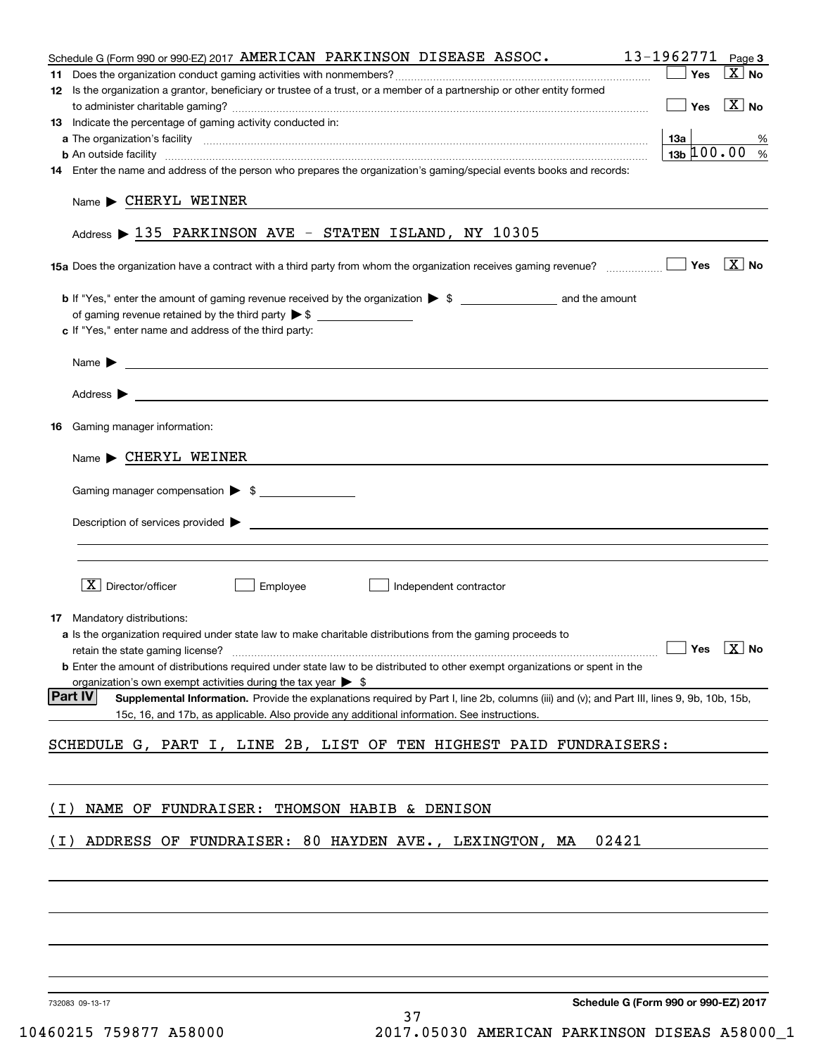Schedule G (Form 990 or 990-EZ) 2017 AMERICAN PARKINSON DISEASE ASSOC. 13-1962771 Page 3

**11** Does the organization conduct gaming activities with nonmembers? ☐ Yes ☒ No

**12** Is the organization a grantor, beneficiary or trustee of a trust, or a member of a partnership or other entity formed to administer charitable gaming? ☐ Yes ☒ No

**13** Indicate the percentage of gaming activity conducted in:

**a** The organization's facility — **13a** %

**b** An outside facility — **13b** 100.00 %

**14** Enter the name and address of the person who prepares the organization's gaming/special events books and records:

Name ▶ CHERYL WEINER

Address ▶ 135 PARKINSON AVE - STATEN ISLAND, NY 10305

**15a** Does the organization have a contract with a third party from whom the organization receives gaming revenue? ☐ Yes ☒ No

**b** If "Yes," enter the amount of gaming revenue received by the organization ▶ $ ______ and the amount of gaming revenue retained by the third party ▶ $ ______

**c** If "Yes," enter name and address of the third party:

Name ▶

Address ▶

**16** Gaming manager information:

Name ▶ CHERYL WEINER

Gaming manager compensation ▶ $

Description of services provided ▶

☒ Director/officer ☐ Employee ☐ Independent contractor

**17** Mandatory distributions:

**a** Is the organization required under state law to make charitable distributions from the gaming proceeds to retain the state gaming license? ☐ Yes ☒ No

**b** Enter the amount of distributions required under state law to be distributed to other exempt organizations or spent in the organization's own exempt activities during the tax year ▶ $

**Part IV** **Supplemental Information.** Provide the explanations required by Part I, line 2b, columns (iii) and (v); and Part III, lines 9, 9b, 10b, 15b, 15c, 16, and 17b, as applicable. Also provide any additional information. See instructions.

SCHEDULE G, PART I, LINE 2B, LIST OF TEN HIGHEST PAID FUNDRAISERS:

(I) NAME OF FUNDRAISER: THOMSON HABIB & DENISON

(I) ADDRESS OF FUNDRAISER: 80 HAYDEN AVE., LEXINGTON, MA 02421

732083 09-13-17 **Schedule G (Form 990 or 990-EZ) 2017**

10460215 759877 A58000 2017.05030 AMERICAN PARKINSON DISEAS A58000_1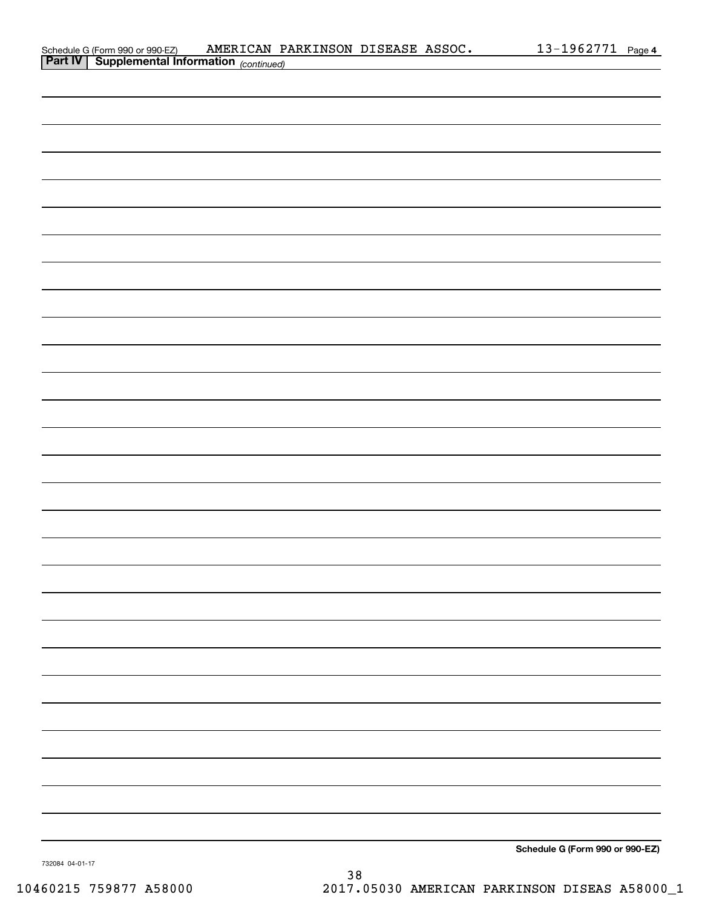Schedule G (Form 990 or 990-EZ) AMERICAN PARKINSON DISEASE ASSOC. 13-1962771 Page **4**

**Part IV | Supplemental Information** *(continued)*

**Schedule G (Form 990 or 990-EZ)**

732084 04-01-17

10460215 759877 A58000 2017.05030 AMERICAN PARKINSON DISEAS A58000_1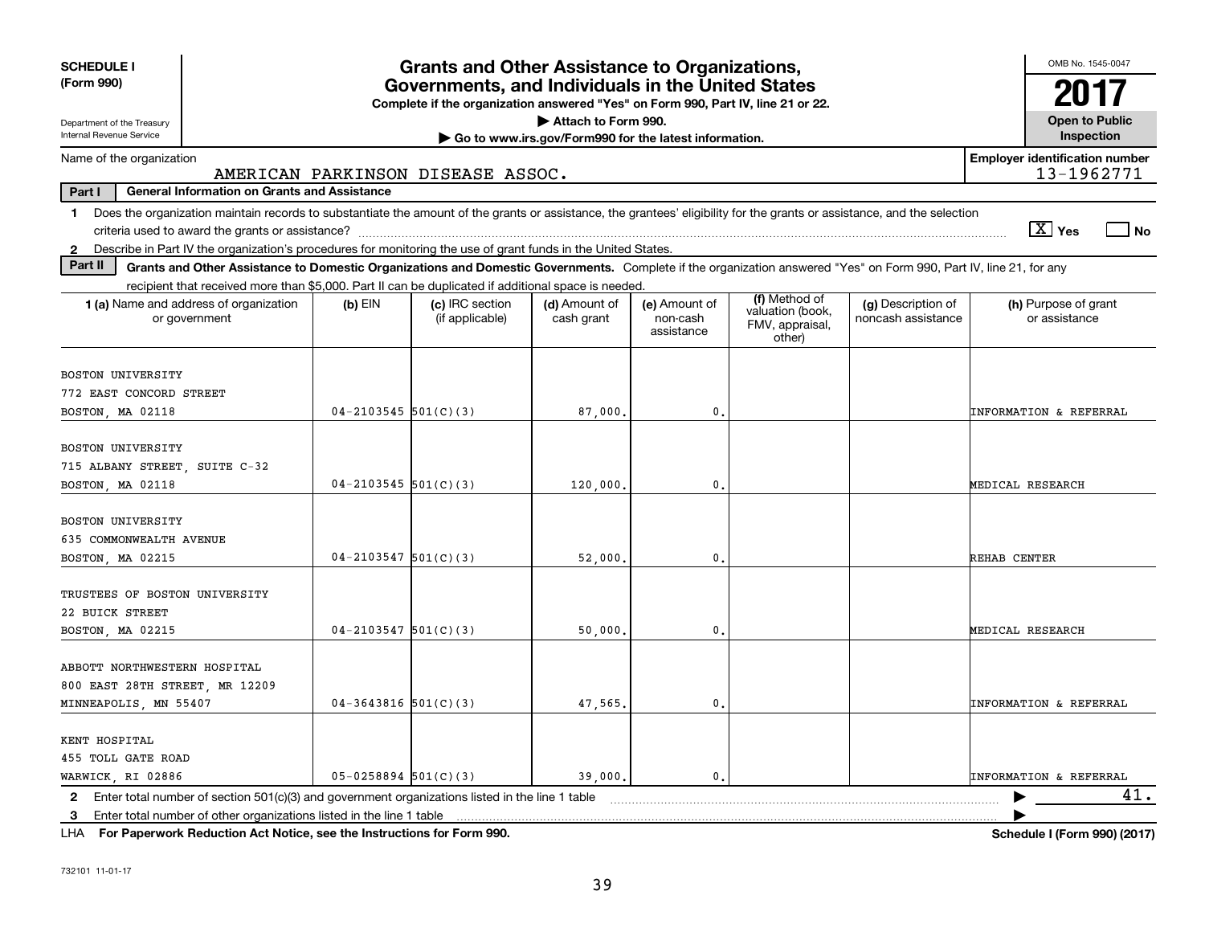**SCHEDULE I**
**(Form 990)**

Department of the Treasury
Internal Revenue Service

# Grants and Other Assistance to Organizations, Governments, and Individuals in the United States

**Complete if the organization answered "Yes" on Form 990, Part IV, line 21 or 22.**
**▶ Attach to Form 990.**
**▶ Go to www.irs.gov/Form990 for the latest information.**

OMB No. 1545-0047
**2017**
**Open to Public Inspection**

Name of the organization: AMERICAN PARKINSON DISEASE ASSOC.
**Employer identification number:** 13-1962771

**Part I — General Information on Grants and Assistance**

1 Does the organization maintain records to substantiate the amount of the grants or assistance, the grantees' eligibility for the grants or assistance, and the selection criteria used to award the grants or assistance? [X] Yes [ ] No

2 Describe in Part IV the organization's procedures for monitoring the use of grant funds in the United States.

**Part II — Grants and Other Assistance to Domestic Organizations and Domestic Governments.** Complete if the organization answered "Yes" on Form 990, Part IV, line 21, for any recipient that received more than $5,000. Part II can be duplicated if additional space is needed.

| 1 (a) Name and address of organization or government | (b) EIN | (c) IRC section (if applicable) | (d) Amount of cash grant | (e) Amount of non-cash assistance | (f) Method of valuation (book, FMV, appraisal, other) | (g) Description of noncash assistance | (h) Purpose of grant or assistance |
|---|---|---|---|---|---|---|---|
| BOSTON UNIVERSITY<br>772 EAST CONCORD STREET<br>BOSTON, MA 02118 | 04-2103545 | 501(C)(3) | 87,000. | 0. | | | INFORMATION & REFERRAL |
| BOSTON UNIVERSITY<br>715 ALBANY STREET, SUITE C-32<br>BOSTON, MA 02118 | 04-2103545 | 501(C)(3) | 120,000. | 0. | | | MEDICAL RESEARCH |
| BOSTON UNIVERSITY<br>635 COMMONWEALTH AVENUE<br>BOSTON, MA 02215 | 04-2103547 | 501(C)(3) | 52,000. | 0. | | | REHAB CENTER |
| TRUSTEES OF BOSTON UNIVERSITY<br>22 BUICK STREET<br>BOSTON, MA 02215 | 04-2103547 | 501(C)(3) | 50,000. | 0. | | | MEDICAL RESEARCH |
| ABBOTT NORTHWESTERN HOSPITAL<br>800 EAST 28TH STREET, MR 12209<br>MINNEAPOLIS, MN 55407 | 04-3643816 | 501(C)(3) | 47,565. | 0. | | | INFORMATION & REFERRAL |
| KENT HOSPITAL<br>455 TOLL GATE ROAD<br>WARWICK, RI 02886 | 05-0258894 | 501(C)(3) | 39,000. | 0. | | | INFORMATION & REFERRAL |

2 Enter total number of section 501(c)(3) and government organizations listed in the line 1 table ▶ 41.

3 Enter total number of other organizations listed in the line 1 table ▶

LHA **For Paperwork Reduction Act Notice, see the Instructions for Form 990.** **Schedule I (Form 990) (2017)**

732101 11-01-17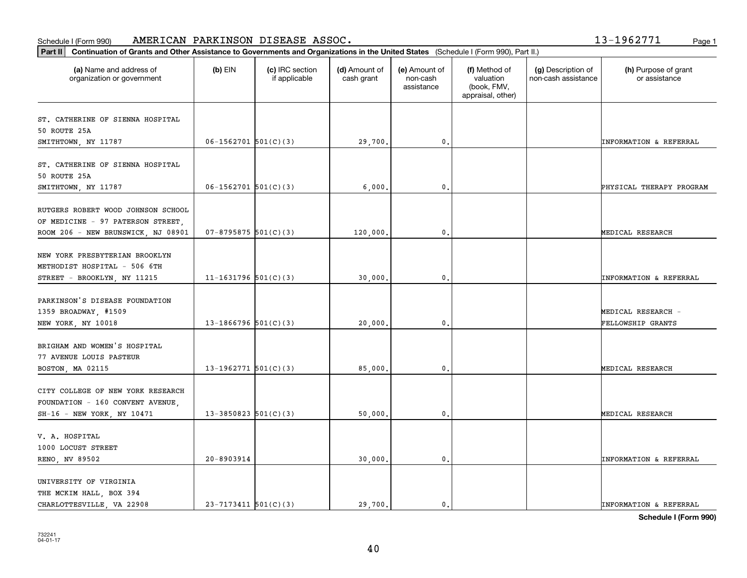Schedule I (Form 990) AMERICAN PARKINSON DISEASE ASSOC. 13-1962771

**Part II** **Continuation of Grants and Other Assistance to Governments and Organizations in the United States** (Schedule I (Form 990), Part II.)

| (a) Name and address of organization or government | (b) EIN | (c) IRC section if applicable | (d) Amount of cash grant | (e) Amount of non-cash assistance | (f) Method of valuation (book, FMV, appraisal, other) | (g) Description of non-cash assistance | (h) Purpose of grant or assistance |
|---|---|---|---|---|---|---|---|
| ST. CATHERINE OF SIENNA HOSPITAL 50 ROUTE 25A SMITHTOWN, NY 11787 | 06-1562701 | 501(C)(3) | 29,700. | 0. | | | INFORMATION & REFERRAL |
| ST. CATHERINE OF SIENNA HOSPITAL 50 ROUTE 25A SMITHTOWN, NY 11787 | 06-1562701 | 501(C)(3) | 6,000. | 0. | | | PHYSICAL THERAPY PROGRAM |
| RUTGERS ROBERT WOOD JOHNSON SCHOOL OF MEDICINE - 97 PATERSON STREET, ROOM 206 - NEW BRUNSWICK, NJ 08901 | 07-8795875 | 501(C)(3) | 120,000. | 0. | | | MEDICAL RESEARCH |
| NEW YORK PRESBYTERIAN BROOKLYN METHODIST HOSPITAL - 506 6TH STREET - BROOKLYN, NY 11215 | 11-1631796 | 501(C)(3) | 30,000. | 0. | | | INFORMATION & REFERRAL |
| PARKINSON'S DISEASE FOUNDATION 1359 BROADWAY, #1509 NEW YORK, NY 10018 | 13-1866796 | 501(C)(3) | 20,000. | 0. | | | MEDICAL RESEARCH - FELLOWSHIP GRANTS |
| BRIGHAM AND WOMEN'S HOSPITAL 77 AVENUE LOUIS PASTEUR BOSTON, MA 02115 | 13-1962771 | 501(C)(3) | 85,000. | 0. | | | MEDICAL RESEARCH |
| CITY COLLEGE OF NEW YORK RESEARCH FOUNDATION - 160 CONVENT AVENUE, SH-16 - NEW YORK, NY 10471 | 13-3850823 | 501(C)(3) | 50,000. | 0. | | | MEDICAL RESEARCH |
| V. A. HOSPITAL 1000 LOCUST STREET RENO, NV 89502 | 20-8903914 | | 30,000. | 0. | | | INFORMATION & REFERRAL |
| UNIVERSITY OF VIRGINIA THE MCKIM HALL, BOX 394 CHARLOTTESVILLE, VA 22908 | 23-7173411 | 501(C)(3) | 29,700. | 0. | | | INFORMATION & REFERRAL |

**Schedule I (Form 990)**

732241 04-01-17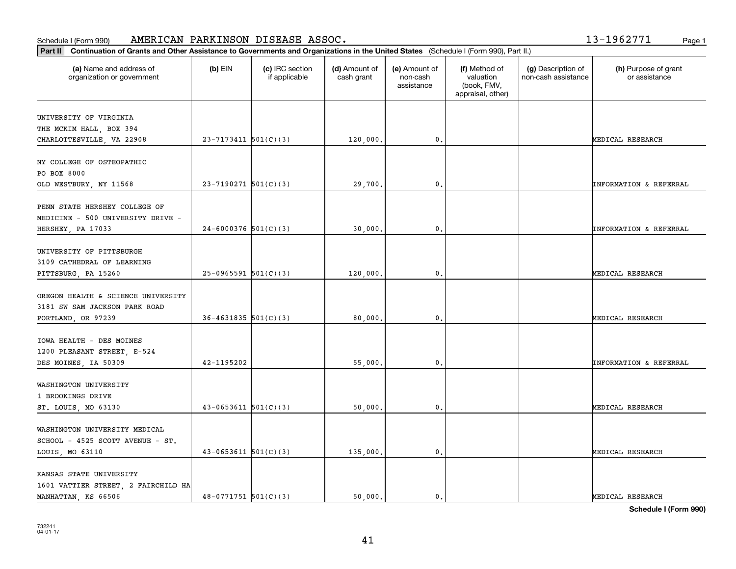Schedule I (Form 990) AMERICAN PARKINSON DISEASE ASSOC. 13-1962771

**Part II** **Continuation of Grants and Other Assistance to Governments and Organizations in the United States** (Schedule I (Form 990), Part II.)

| (a) Name and address of organization or government | (b) EIN | (c) IRC section if applicable | (d) Amount of cash grant | (e) Amount of non-cash assistance | (f) Method of valuation (book, FMV, appraisal, other) | (g) Description of non-cash assistance | (h) Purpose of grant or assistance |
|---|---|---|---|---|---|---|---|
| UNIVERSITY OF VIRGINIA THE MCKIM HALL, BOX 394 CHARLOTTESVILLE, VA 22908 | 23-7173411 | 501(C)(3) | 120,000. | 0. | | | MEDICAL RESEARCH |
| NY COLLEGE OF OSTEOPATHIC PO BOX 8000 OLD WESTBURY, NY 11568 | 23-7190271 | 501(C)(3) | 29,700. | 0. | | | INFORMATION & REFERRAL |
| PENN STATE HERSHEY COLLEGE OF MEDICINE - 500 UNIVERSITY DRIVE - HERSHEY, PA 17033 | 24-6000376 | 501(C)(3) | 30,000. | 0. | | | INFORMATION & REFERRAL |
| UNIVERSITY OF PITTSBURGH 3109 CATHEDRAL OF LEARNING PITTSBURG, PA 15260 | 25-0965591 | 501(C)(3) | 120,000. | 0. | | | MEDICAL RESEARCH |
| OREGON HEALTH & SCIENCE UNIVERSITY 3181 SW SAM JACKSON PARK ROAD PORTLAND, OR 97239 | 36-4631835 | 501(C)(3) | 80,000. | 0. | | | MEDICAL RESEARCH |
| IOWA HEALTH - DES MOINES 1200 PLEASANT STREET, E-524 DES MOINES, IA 50309 | 42-1195202 | | 55,000. | 0. | | | INFORMATION & REFERRAL |
| WASHINGTON UNIVERSITY 1 BROOKINGS DRIVE ST. LOUIS, MO 63130 | 43-0653611 | 501(C)(3) | 50,000. | 0. | | | MEDICAL RESEARCH |
| WASHINGTON UNIVERSITY MEDICAL SCHOOL - 4525 SCOTT AVENUE - ST. LOUIS, MO 63110 | 43-0653611 | 501(C)(3) | 135,000. | 0. | | | MEDICAL RESEARCH |
| KANSAS STATE UNIVERSITY 1601 VATTIER STREET, 2 FAIRCHILD HA MANHATTAN, KS 66506 | 48-0771751 | 501(C)(3) | 50,000. | 0. | | | MEDICAL RESEARCH |

732241 04-01-17

**Schedule I (Form 990)**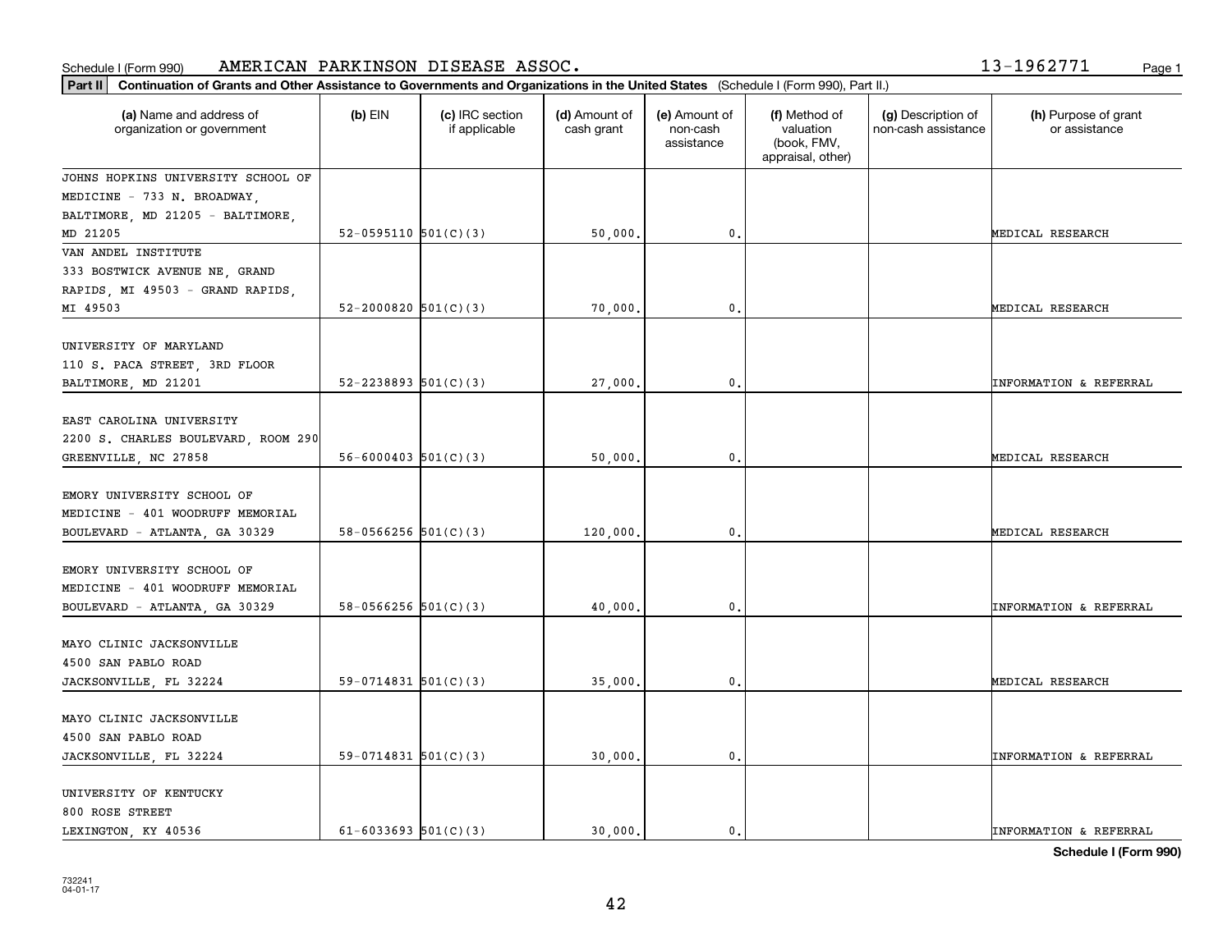Schedule I (Form 990) AMERICAN PARKINSON DISEASE ASSOC. 13-1962771

**Part II** **Continuation of Grants and Other Assistance to Governments and Organizations in the United States** (Schedule I (Form 990), Part II.)

| (a) Name and address of organization or government | (b) EIN | (c) IRC section if applicable | (d) Amount of cash grant | (e) Amount of non-cash assistance | (f) Method of valuation (book, FMV, appraisal, other) | (g) Description of non-cash assistance | (h) Purpose of grant or assistance |
|---|---|---|---|---|---|---|---|
| JOHNS HOPKINS UNIVERSITY SCHOOL OF MEDICINE - 733 N. BROADWAY, BALTIMORE, MD 21205 - BALTIMORE, MD 21205 | 52-0595110 | 501(C)(3) | 50,000. | 0. | | | MEDICAL RESEARCH |
| VAN ANDEL INSTITUTE 333 BOSTWICK AVENUE NE, GRAND RAPIDS, MI 49503 - GRAND RAPIDS, MI 49503 | 52-2000820 | 501(C)(3) | 70,000. | 0. | | | MEDICAL RESEARCH |
| UNIVERSITY OF MARYLAND 110 S. PACA STREET, 3RD FLOOR BALTIMORE, MD 21201 | 52-2238893 | 501(C)(3) | 27,000. | 0. | | | INFORMATION & REFERRAL |
| EAST CAROLINA UNIVERSITY 2200 S. CHARLES BOULEVARD, ROOM 290 GREENVILLE, NC 27858 | 56-6000403 | 501(C)(3) | 50,000. | 0. | | | MEDICAL RESEARCH |
| EMORY UNIVERSITY SCHOOL OF MEDICINE - 401 WOODRUFF MEMORIAL BOULEVARD - ATLANTA, GA 30329 | 58-0566256 | 501(C)(3) | 120,000. | 0. | | | MEDICAL RESEARCH |
| EMORY UNIVERSITY SCHOOL OF MEDICINE - 401 WOODRUFF MEMORIAL BOULEVARD - ATLANTA, GA 30329 | 58-0566256 | 501(C)(3) | 40,000. | 0. | | | INFORMATION & REFERRAL |
| MAYO CLINIC JACKSONVILLE 4500 SAN PABLO ROAD JACKSONVILLE, FL 32224 | 59-0714831 | 501(C)(3) | 35,000. | 0. | | | MEDICAL RESEARCH |
| MAYO CLINIC JACKSONVILLE 4500 SAN PABLO ROAD JACKSONVILLE, FL 32224 | 59-0714831 | 501(C)(3) | 30,000. | 0. | | | INFORMATION & REFERRAL |
| UNIVERSITY OF KENTUCKY 800 ROSE STREET LEXINGTON, KY 40536 | 61-6033693 | 501(C)(3) | 30,000. | 0. | | | INFORMATION & REFERRAL |

732241 04-01-17

**Schedule I (Form 990)**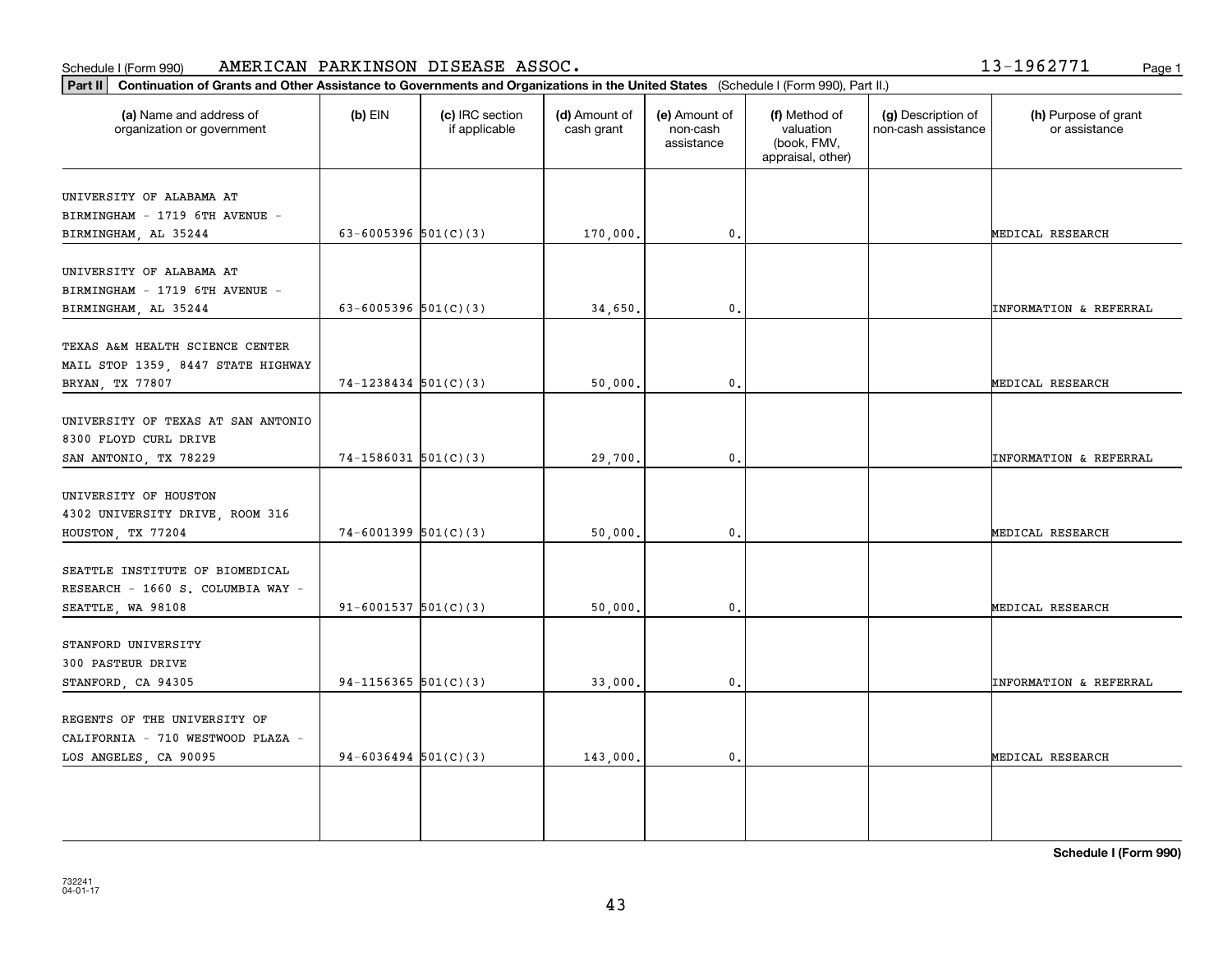Schedule I (Form 990) AMERICAN PARKINSON DISEASE ASSOC. 13-1962771 Page 1

**Part II** **Continuation of Grants and Other Assistance to Governments and Organizations in the United States** (Schedule I (Form 990), Part II.)

| (a) Name and address of organization or government | (b) EIN | (c) IRC section if applicable | (d) Amount of cash grant | (e) Amount of non-cash assistance | (f) Method of valuation (book, FMV, appraisal, other) | (g) Description of non-cash assistance | (h) Purpose of grant or assistance |
|---|---|---|---|---|---|---|---|
| UNIVERSITY OF ALABAMA AT BIRMINGHAM - 1719 6TH AVENUE - BIRMINGHAM, AL 35244 | 63-6005396 | 501(C)(3) | 170,000. | 0. | | | MEDICAL RESEARCH |
| UNIVERSITY OF ALABAMA AT BIRMINGHAM - 1719 6TH AVENUE - BIRMINGHAM, AL 35244 | 63-6005396 | 501(C)(3) | 34,650. | 0. | | | INFORMATION & REFERRAL |
| TEXAS A&M HEALTH SCIENCE CENTER MAIL STOP 1359, 8447 STATE HIGHWAY BRYAN, TX 77807 | 74-1238434 | 501(C)(3) | 50,000. | 0. | | | MEDICAL RESEARCH |
| UNIVERSITY OF TEXAS AT SAN ANTONIO 8300 FLOYD CURL DRIVE SAN ANTONIO, TX 78229 | 74-1586031 | 501(C)(3) | 29,700. | 0. | | | INFORMATION & REFERRAL |
| UNIVERSITY OF HOUSTON 4302 UNIVERSITY DRIVE, ROOM 316 HOUSTON, TX 77204 | 74-6001399 | 501(C)(3) | 50,000. | 0. | | | MEDICAL RESEARCH |
| SEATTLE INSTITUTE OF BIOMEDICAL RESEARCH - 1660 S. COLUMBIA WAY - SEATTLE, WA 98108 | 91-6001537 | 501(C)(3) | 50,000. | 0. | | | MEDICAL RESEARCH |
| STANFORD UNIVERSITY 300 PASTEUR DRIVE STANFORD, CA 94305 | 94-1156365 | 501(C)(3) | 33,000. | 0. | | | INFORMATION & REFERRAL |
| REGENTS OF THE UNIVERSITY OF CALIFORNIA - 710 WESTWOOD PLAZA - LOS ANGELES, CA 90095 | 94-6036494 | 501(C)(3) | 143,000. | 0. | | | MEDICAL RESEARCH |

**Schedule I (Form 990)**

732241
04-01-17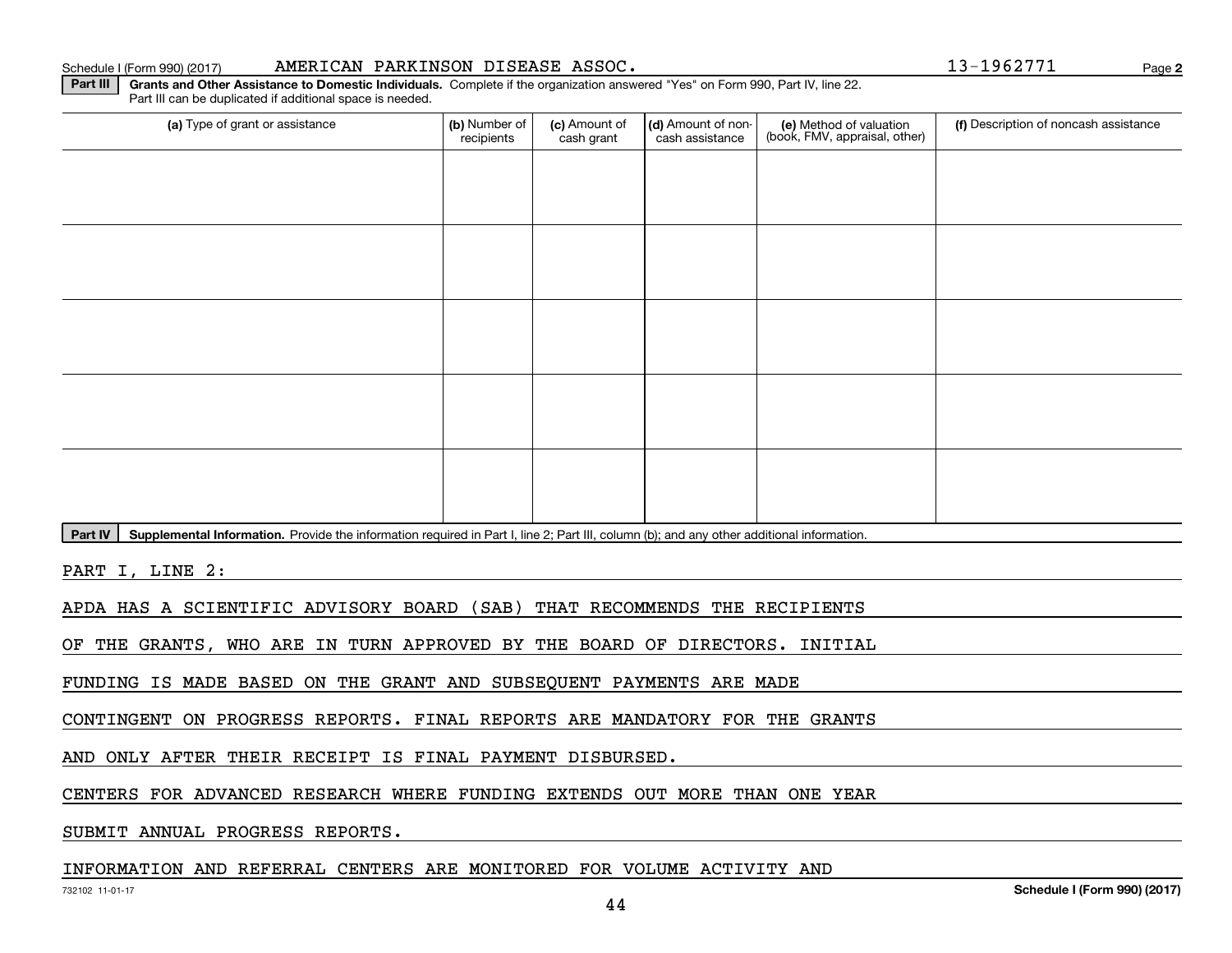Schedule I (Form 990) (2017) AMERICAN PARKINSON DISEASE ASSOC. 13-1962771 Page 2

**Part III** **Grants and Other Assistance to Domestic Individuals.** Complete if the organization answered "Yes" on Form 990, Part IV, line 22. Part III can be duplicated if additional space is needed.

| (a) Type of grant or assistance | (b) Number of recipients | (c) Amount of cash grant | (d) Amount of non-cash assistance | (e) Method of valuation (book, FMV, appraisal, other) | (f) Description of noncash assistance |
|---|---|---|---|---|---|
| | | | | | |
| | | | | | |
| | | | | | |
| | | | | | |
| | | | | | |

**Part IV** **Supplemental Information.** Provide the information required in Part I, line 2; Part III, column (b); and any other additional information.

PART I, LINE 2:

APDA HAS A SCIENTIFIC ADVISORY BOARD (SAB) THAT RECOMMENDS THE RECIPIENTS OF THE GRANTS, WHO ARE IN TURN APPROVED BY THE BOARD OF DIRECTORS. INITIAL FUNDING IS MADE BASED ON THE GRANT AND SUBSEQUENT PAYMENTS ARE MADE CONTINGENT ON PROGRESS REPORTS. FINAL REPORTS ARE MANDATORY FOR THE GRANTS AND ONLY AFTER THEIR RECEIPT IS FINAL PAYMENT DISBURSED.

CENTERS FOR ADVANCED RESEARCH WHERE FUNDING EXTENDS OUT MORE THAN ONE YEAR SUBMIT ANNUAL PROGRESS REPORTS.

INFORMATION AND REFERRAL CENTERS ARE MONITORED FOR VOLUME ACTIVITY AND

732102 11-01-17 Schedule I (Form 990) (2017)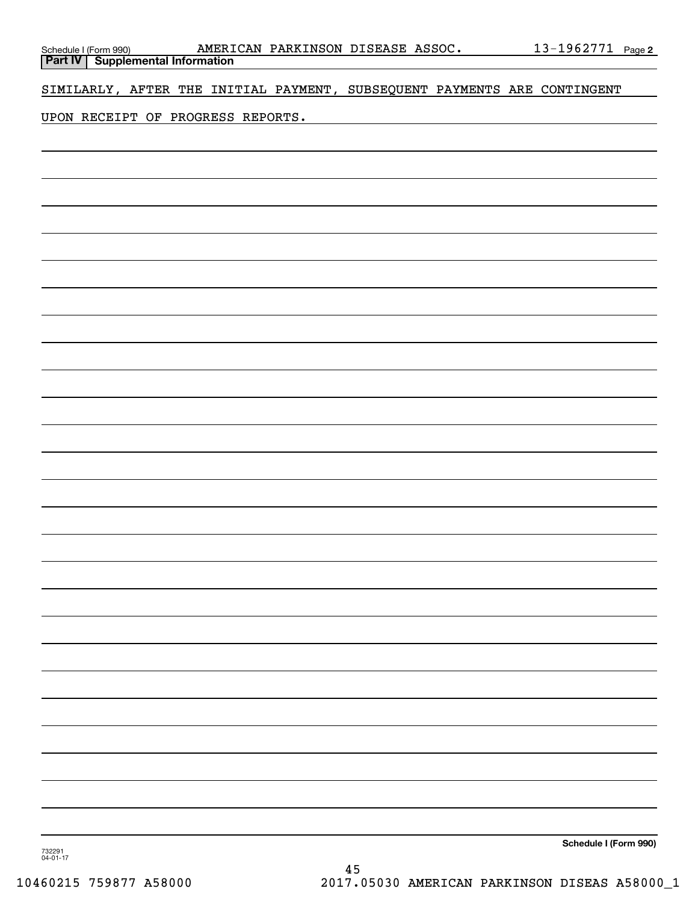Schedule I (Form 990) AMERICAN PARKINSON DISEASE ASSOC. 13-1962771 Page 2

**Part IV Supplemental Information**

SIMILARLY, AFTER THE INITIAL PAYMENT, SUBSEQUENT PAYMENTS ARE CONTINGENT UPON RECEIPT OF PROGRESS REPORTS.

**Schedule I (Form 990)**

732291
04-01-17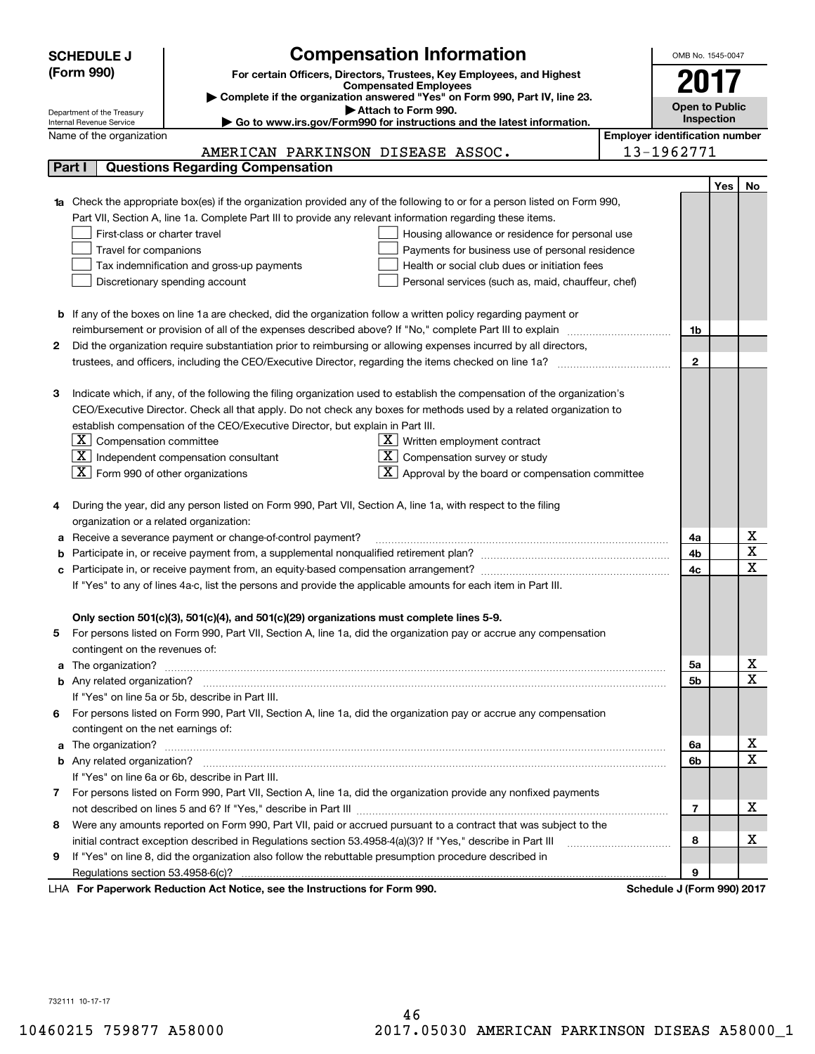**SCHEDULE J (Form 990)**

Department of the Treasury
Internal Revenue Service

# Compensation Information

**For certain Officers, Directors, Trustees, Key Employees, and Highest Compensated Employees**

▶ Complete if the organization answered "Yes" on Form 990, Part IV, line 23.
▶ Attach to Form 990.
▶ Go to www.irs.gov/Form990 for instructions and the latest information.

OMB No. 1545-0047

**2017**

**Open to Public Inspection**

Name of the organization: AMERICAN PARKINSON DISEASE ASSOC.

Employer identification number: 13-1962771

## Part I Questions Regarding Compensation

| | | | Yes | No |
|---|---|---|---|---|
| **1a** | Check the appropriate box(es) if the organization provided any of the following to or for a person listed on Form 990, Part VII, Section A, line 1a. Complete Part III to provide any relevant information regarding these items.<br>☐ First-class or charter travel ☐ Housing allowance or residence for personal use<br>☐ Travel for companions ☐ Payments for business use of personal residence<br>☐ Tax indemnification and gross-up payments ☐ Health or social club dues or initiation fees<br>☐ Discretionary spending account ☐ Personal services (such as, maid, chauffeur, chef) | | | |
| **b** | If any of the boxes on line 1a are checked, did the organization follow a written policy regarding payment or reimbursement or provision of all of the expenses described above? If "No," complete Part III to explain | 1b | | |
| **2** | Did the organization require substantiation prior to reimbursing or allowing expenses incurred by all directors, trustees, and officers, including the CEO/Executive Director, regarding the items checked on line 1a? | 2 | | |
| **3** | Indicate which, if any, of the following the filing organization used to establish the compensation of the organization's CEO/Executive Director. Check all that apply. Do not check any boxes for methods used by a related organization to establish compensation of the CEO/Executive Director, but explain in Part III.<br>☒ Compensation committee ☒ Written employment contract<br>☒ Independent compensation consultant ☒ Compensation survey or study<br>☒ Form 990 of other organizations ☒ Approval by the board or compensation committee | | | |
| **4** | During the year, did any person listed on Form 990, Part VII, Section A, line 1a, with respect to the filing organization or a related organization: | | | |
| **a** | Receive a severance payment or change-of-control payment? | 4a | | X |
| **b** | Participate in, or receive payment from, a supplemental nonqualified retirement plan? | 4b | | X |
| **c** | Participate in, or receive payment from, an equity-based compensation arrangement? | 4c | | X |
| | If "Yes" to any of lines 4a-c, list the persons and provide the applicable amounts for each item in Part III. | | | |
| | **Only section 501(c)(3), 501(c)(4), and 501(c)(29) organizations must complete lines 5-9.** | | | |
| **5** | For persons listed on Form 990, Part VII, Section A, line 1a, did the organization pay or accrue any compensation contingent on the revenues of: | | | |
| **a** | The organization? | 5a | | X |
| **b** | Any related organization? | 5b | | X |
| | If "Yes" on line 5a or 5b, describe in Part III. | | | |
| **6** | For persons listed on Form 990, Part VII, Section A, line 1a, did the organization pay or accrue any compensation contingent on the net earnings of: | | | |
| **a** | The organization? | 6a | | X |
| **b** | Any related organization? | 6b | | X |
| | If "Yes" on line 6a or 6b, describe in Part III. | | | |
| **7** | For persons listed on Form 990, Part VII, Section A, line 1a, did the organization provide any nonfixed payments not described on lines 5 and 6? If "Yes," describe in Part III | 7 | | X |
| **8** | Were any amounts reported on Form 990, Part VII, paid or accrued pursuant to a contract that was subject to the initial contract exception described in Regulations section 53.4958-4(a)(3)? If "Yes," describe in Part III | 8 | | X |
| **9** | If "Yes" on line 8, did the organization also follow the rebuttable presumption procedure described in Regulations section 53.4958-6(c)? | 9 | | |

LHA **For Paperwork Reduction Act Notice, see the Instructions for Form 990.** **Schedule J (Form 990) 2017**

732111 10-17-17

10460215 759877 A58000 2017.05030 AMERICAN PARKINSON DISEAS A58000_1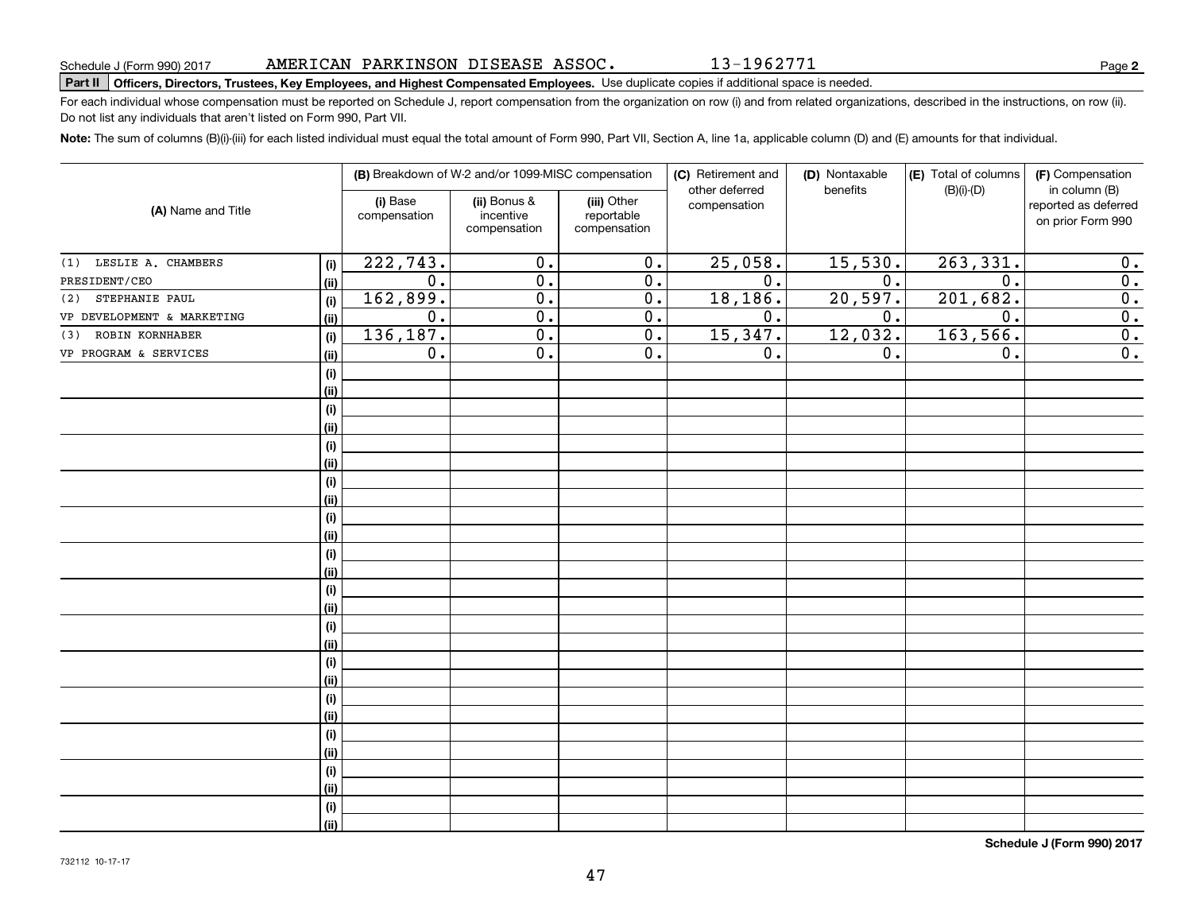Schedule J (Form 990) 2017 AMERICAN PARKINSON DISEASE ASSOC. 13-1962771

**Part II Officers, Directors, Trustees, Key Employees, and Highest Compensated Employees.** Use duplicate copies if additional space is needed.

For each individual whose compensation must be reported on Schedule J, report compensation from the organization on row (i) and from related organizations, described in the instructions, on row (ii). Do not list any individuals that aren't listed on Form 990, Part VII.

**Note:** The sum of columns (B)(i)-(iii) for each listed individual must equal the total amount of Form 990, Part VII, Section A, line 1a, applicable column (D) and (E) amounts for that individual.

| (A) Name and Title | | (B) Breakdown of W-2 and/or 1099-MISC compensation | | | (C) Retirement and other deferred compensation | (D) Nontaxable benefits | (E) Total of columns (B)(i)-(D) | (F) Compensation in column (B) reported as deferred on prior Form 990 |
|---|---|---|---|---|---|---|---|---|
| | | (i) Base compensation | (ii) Bonus & incentive compensation | (iii) Other reportable compensation | | | | |
| (1) LESLIE A. CHAMBERS | (i) | 222,743. | 0. | 0. | 25,058. | 15,530. | 263,331. | 0. |
| PRESIDENT/CEO | (ii) | 0. | 0. | 0. | 0. | 0. | 0. | 0. |
| (2) STEPHANIE PAUL | (i) | 162,899. | 0. | 0. | 18,186. | 20,597. | 201,682. | 0. |
| VP DEVELOPMENT & MARKETING | (ii) | 0. | 0. | 0. | 0. | 0. | 0. | 0. |
| (3) ROBIN KORNHABER | (i) | 136,187. | 0. | 0. | 15,347. | 12,032. | 163,566. | 0. |
| VP PROGRAM & SERVICES | (ii) | 0. | 0. | 0. | 0. | 0. | 0. | 0. |

**Schedule J (Form 990) 2017**

732112 10-17-17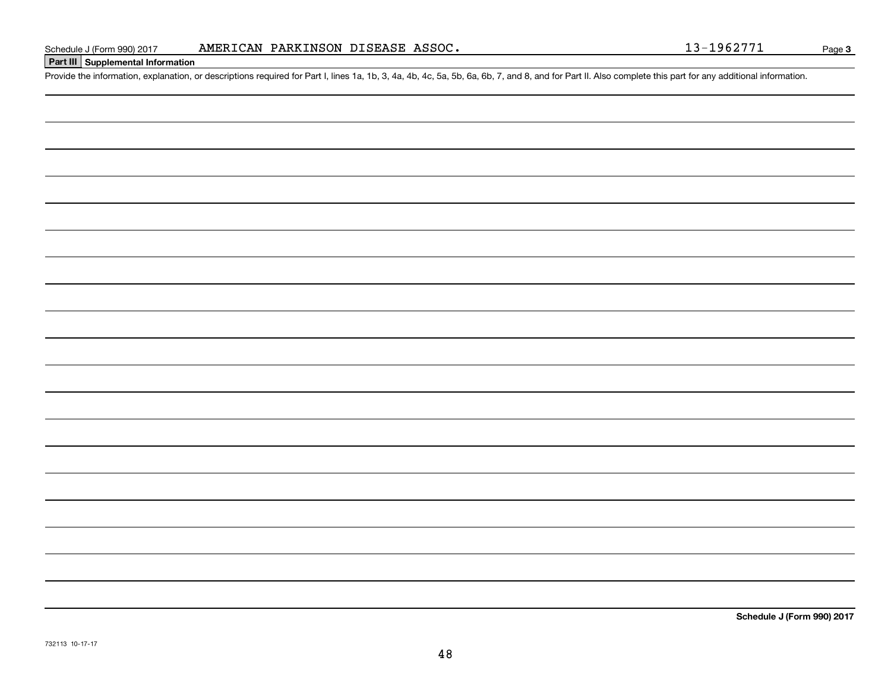Schedule J (Form 990) 2017 AMERICAN PARKINSON DISEASE ASSOC. 13-1962771 Page **3**

**Part III Supplemental Information**

Provide the information, explanation, or descriptions required for Part I, lines 1a, 1b, 3, 4a, 4b, 4c, 5a, 5b, 6a, 6b, 7, and 8, and for Part II. Also complete this part for any additional information.

**Schedule J (Form 990) 2017**

732113 10-17-17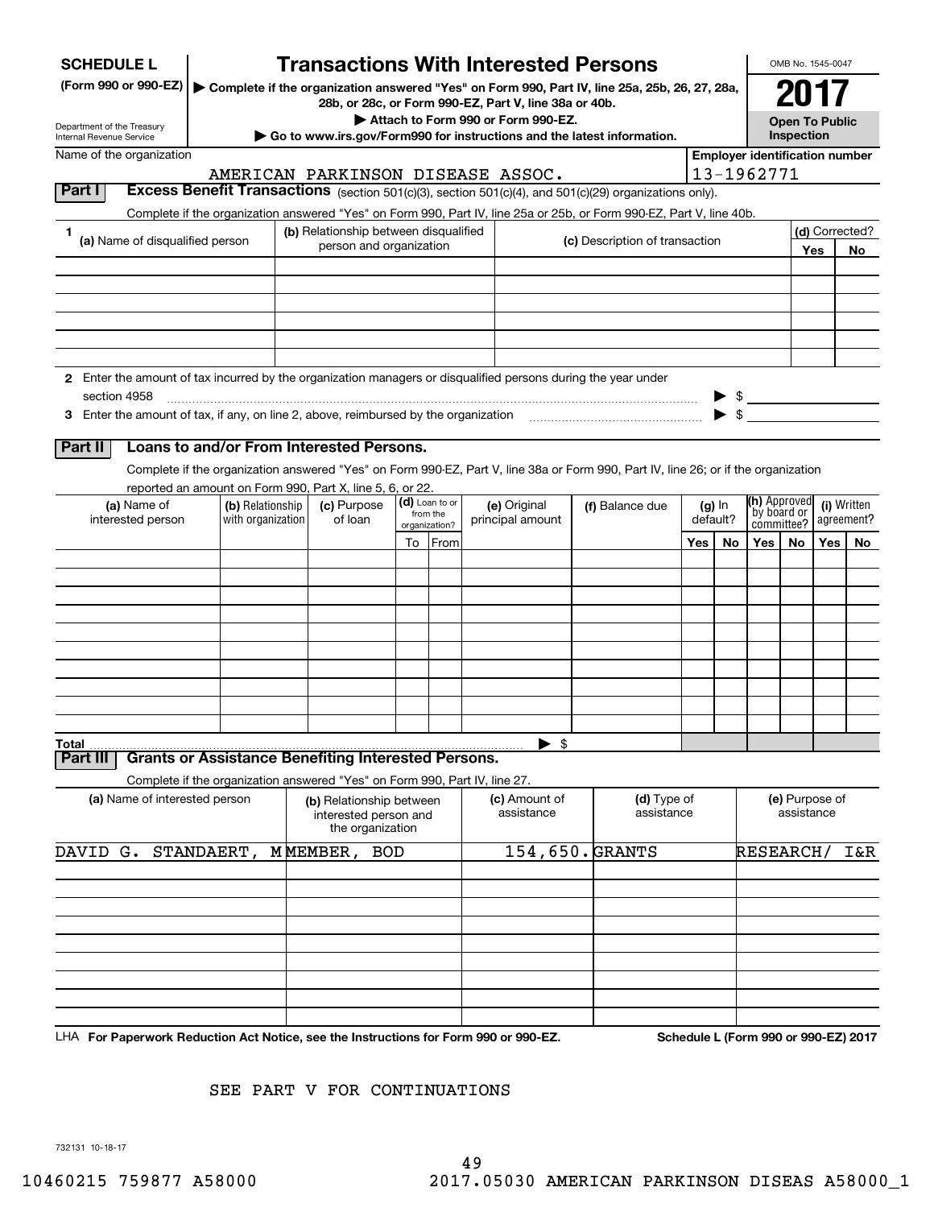# SCHEDULE L (Form 990 or 990-EZ)

## Transactions With Interested Persons

▶ Complete if the organization answered "Yes" on Form 990, Part IV, line 25a, 25b, 26, 27, 28a, 28b, or 28c, or Form 990-EZ, Part V, line 38a or 40b.

▶ Attach to Form 990 or Form 990-EZ.

▶ Go to www.irs.gov/Form990 for instructions and the latest information.

Department of the Treasury
Internal Revenue Service

OMB No. 1545-0047

**2017**

**Open To Public Inspection**

Name of the organization: AMERICAN PARKINSON DISEASE ASSOC.

Employer identification number: 13-1962771

### Part I — Excess Benefit Transactions (section 501(c)(3), section 501(c)(4), and 501(c)(29) organizations only).

Complete if the organization answered "Yes" on Form 990, Part IV, line 25a or 25b, or Form 990-EZ, Part V, line 40b.

| 1 (a) Name of disqualified person | (b) Relationship between disqualified person and organization | (c) Description of transaction | (d) Corrected? Yes | No |
|---|---|---|---|---|
| | | | | |
| | | | | |
| | | | | |
| | | | | |
| | | | | |
| | | | | |

2 Enter the amount of tax incurred by the organization managers or disqualified persons during the year under section 4958 ▶ $

3 Enter the amount of tax, if any, on line 2, above, reimbursed by the organization ▶ $

### Part II — Loans to and/or From Interested Persons.

Complete if the organization answered "Yes" on Form 990-EZ, Part V, line 38a or Form 990, Part IV, line 26; or if the organization reported an amount on Form 990, Part X, line 5, 6, or 22.

| (a) Name of interested person | (b) Relationship with organization | (c) Purpose of loan | (d) Loan to or from the organization? To | From | (e) Original principal amount | (f) Balance due | (g) In default? Yes | No | (h) Approved by board or committee? Yes | No | (i) Written agreement? Yes | No |
|---|---|---|---|---|---|---|---|---|---|---|---|---|
| | | | | | | | | | | | | |
| | | | | | | | | | | | | |
| | | | | | | | | | | | | |
| | | | | | | | | | | | | |
| | | | | | | | | | | | | |
| | | | | | | | | | | | | |
| | | | | | | | | | | | | |
| | | | | | | | | | | | | |
| | | | | | | | | | | | | |
| | | | | | | | | | | | | |
| **Total** | | | | | ▶ $ | | | | | | | |

### Part III — Grants or Assistance Benefiting Interested Persons.

Complete if the organization answered "Yes" on Form 990, Part IV, line 27.

| (a) Name of interested person | (b) Relationship between interested person and the organization | (c) Amount of assistance | (d) Type of assistance | (e) Purpose of assistance |
|---|---|---|---|---|
| DAVID G. STANDAERT, M | MEMBER, BOD | 154,650. | GRANTS | RESEARCH/ I&R |
| | | | | |
| | | | | |
| | | | | |
| | | | | |
| | | | | |
| | | | | |
| | | | | |
| | | | | |

LHA For Paperwork Reduction Act Notice, see the Instructions for Form 990 or 990-EZ. Schedule L (Form 990 or 990-EZ) 2017

SEE PART V FOR CONTINUATIONS

732131 10-18-17

10460215 759877 A58000 2017.05030 AMERICAN PARKINSON DISEAS A58000_1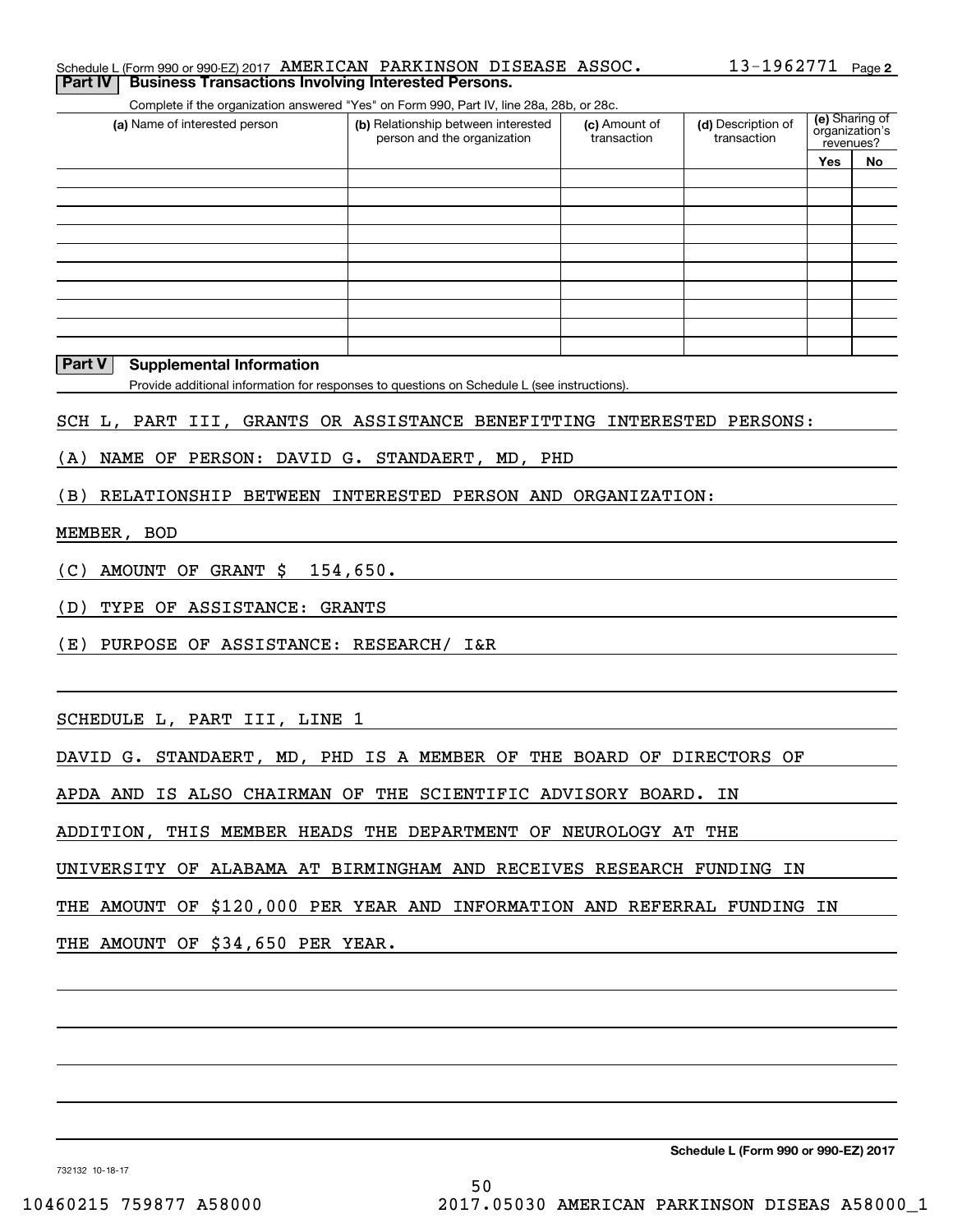Schedule L (Form 990 or 990-EZ) 2017 AMERICAN PARKINSON DISEASE ASSOC. 13-1962771 Page **2**

**Part IV | Business Transactions Involving Interested Persons.**

Complete if the organization answered "Yes" on Form 990, Part IV, line 28a, 28b, or 28c.

| (a) Name of interested person | (b) Relationship between interested person and the organization | (c) Amount of transaction | (d) Description of transaction | (e) Sharing of organization's revenues? | |
|---|---|---|---|---|---|
| | | | | Yes | No |
| | | | | | |
| | | | | | |
| | | | | | |
| | | | | | |
| | | | | | |
| | | | | | |
| | | | | | |
| | | | | | |
| | | | | | |
| | | | | | |

**Part V | Supplemental Information**

Provide additional information for responses to questions on Schedule L (see instructions).

SCH L, PART III, GRANTS OR ASSISTANCE BENEFITTING INTERESTED PERSONS:

(A) NAME OF PERSON: DAVID G. STANDAERT, MD, PHD

(B) RELATIONSHIP BETWEEN INTERESTED PERSON AND ORGANIZATION:

MEMBER, BOD

(C) AMOUNT OF GRANT $ 154,650.

(D) TYPE OF ASSISTANCE: GRANTS

(E) PURPOSE OF ASSISTANCE: RESEARCH/ I&R

SCHEDULE L, PART III, LINE 1

DAVID G. STANDAERT, MD, PHD IS A MEMBER OF THE BOARD OF DIRECTORS OF APDA AND IS ALSO CHAIRMAN OF THE SCIENTIFIC ADVISORY BOARD. IN ADDITION, THIS MEMBER HEADS THE DEPARTMENT OF NEUROLOGY AT THE UNIVERSITY OF ALABAMA AT BIRMINGHAM AND RECEIVES RESEARCH FUNDING IN THE AMOUNT OF $120,000 PER YEAR AND INFORMATION AND REFERRAL FUNDING IN THE AMOUNT OF $34,650 PER YEAR.

**Schedule L (Form 990 or 990-EZ) 2017**

732132 10-18-17

10460215 759877 A58000 2017.05030 AMERICAN PARKINSON DISEAS A58000_1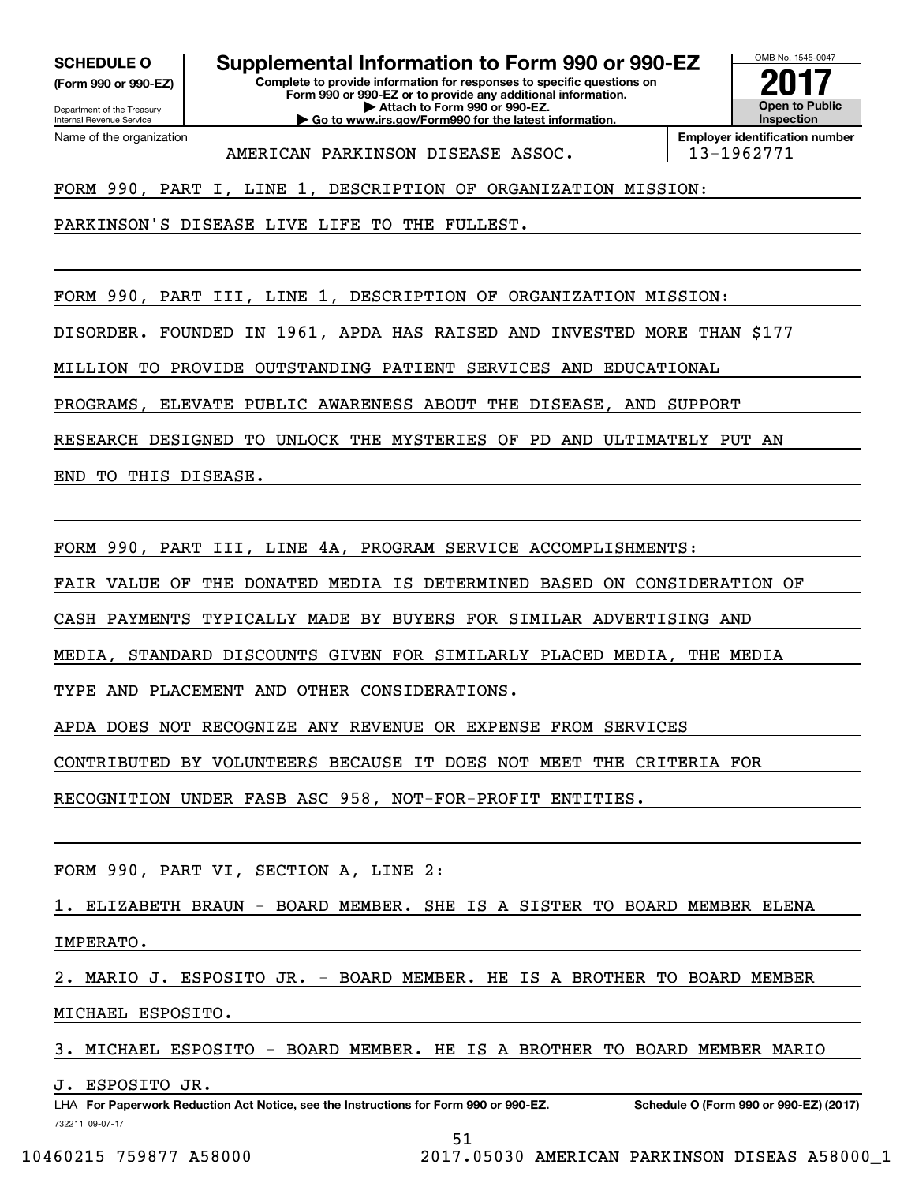**SCHEDULE O**
**(Form 990 or 990-EZ)**

Department of the Treasury
Internal Revenue Service

# Supplemental Information to Form 990 or 990-EZ

**Complete to provide information for responses to specific questions on Form 990 or 990-EZ or to provide any additional information.**
**▶ Attach to Form 990 or 990-EZ.**
**▶ Go to www.irs.gov/Form990 for the latest information.**

OMB No. 1545-0047

**2017**

**Open to Public Inspection**

| Name of the organization | Employer identification number |
|---|---|
| AMERICAN PARKINSON DISEASE ASSOC. | 13-1962771 |

FORM 990, PART I, LINE 1, DESCRIPTION OF ORGANIZATION MISSION:

PARKINSON'S DISEASE LIVE LIFE TO THE FULLEST.

FORM 990, PART III, LINE 1, DESCRIPTION OF ORGANIZATION MISSION:

DISORDER. FOUNDED IN 1961, APDA HAS RAISED AND INVESTED MORE THAN $177 MILLION TO PROVIDE OUTSTANDING PATIENT SERVICES AND EDUCATIONAL PROGRAMS, ELEVATE PUBLIC AWARENESS ABOUT THE DISEASE, AND SUPPORT RESEARCH DESIGNED TO UNLOCK THE MYSTERIES OF PD AND ULTIMATELY PUT AN END TO THIS DISEASE.

FORM 990, PART III, LINE 4A, PROGRAM SERVICE ACCOMPLISHMENTS:

FAIR VALUE OF THE DONATED MEDIA IS DETERMINED BASED ON CONSIDERATION OF CASH PAYMENTS TYPICALLY MADE BY BUYERS FOR SIMILAR ADVERTISING AND MEDIA, STANDARD DISCOUNTS GIVEN FOR SIMILARLY PLACED MEDIA, THE MEDIA TYPE AND PLACEMENT AND OTHER CONSIDERATIONS.

APDA DOES NOT RECOGNIZE ANY REVENUE OR EXPENSE FROM SERVICES CONTRIBUTED BY VOLUNTEERS BECAUSE IT DOES NOT MEET THE CRITERIA FOR RECOGNITION UNDER FASB ASC 958, NOT-FOR-PROFIT ENTITIES.

FORM 990, PART VI, SECTION A, LINE 2:

1. ELIZABETH BRAUN - BOARD MEMBER. SHE IS A SISTER TO BOARD MEMBER ELENA IMPERATO.

2. MARIO J. ESPOSITO JR. - BOARD MEMBER. HE IS A BROTHER TO BOARD MEMBER MICHAEL ESPOSITO.

3. MICHAEL ESPOSITO - BOARD MEMBER. HE IS A BROTHER TO BOARD MEMBER MARIO J. ESPOSITO JR.

LHA **For Paperwork Reduction Act Notice, see the Instructions for Form 990 or 990-EZ.** **Schedule O (Form 990 or 990-EZ) (2017)**

732211 09-07-17

10460215 759877 A58000 2017.05030 AMERICAN PARKINSON DISEAS A58000_1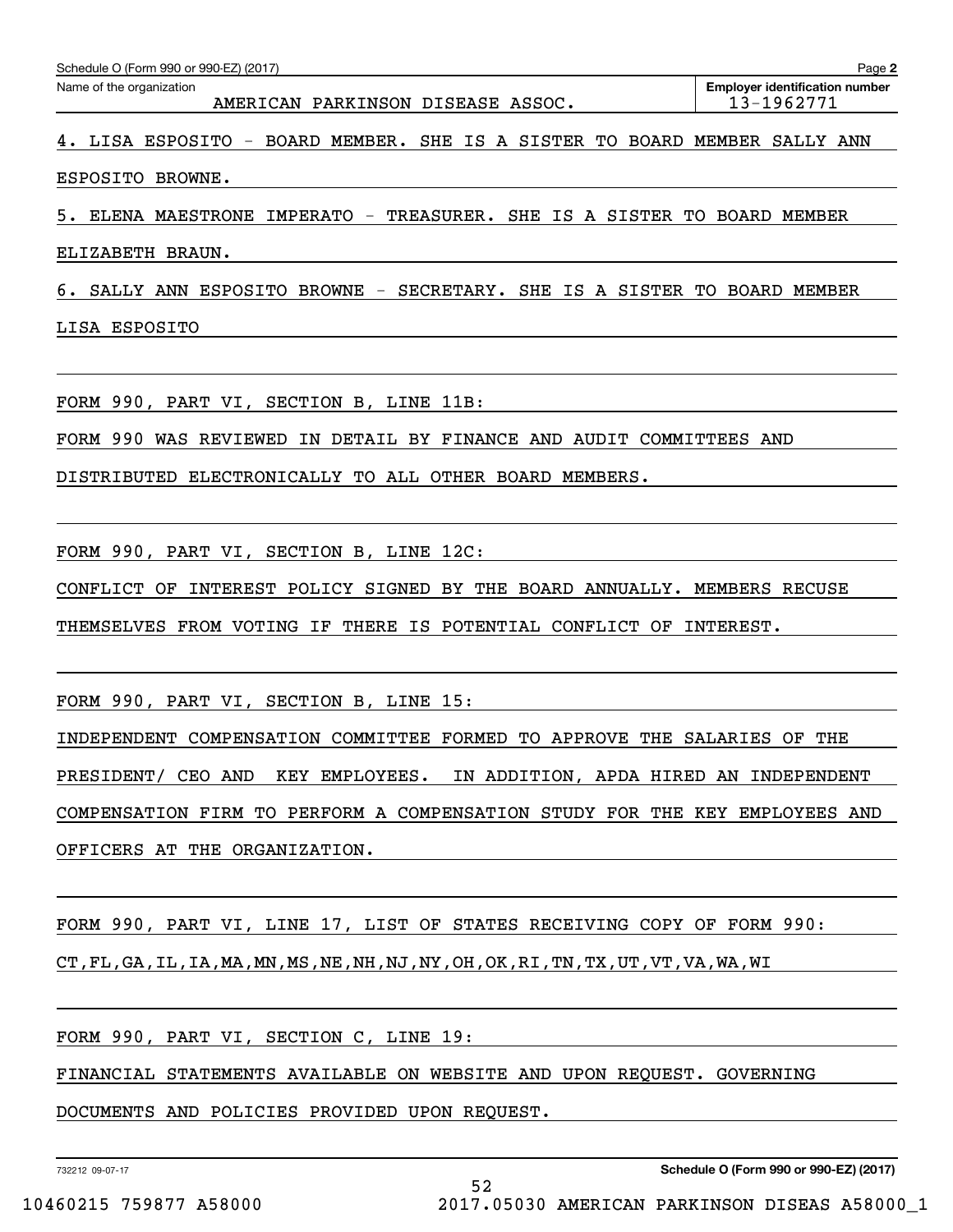Schedule O (Form 990 or 990-EZ) (2017)

Name of the organization: AMERICAN PARKINSON DISEASE ASSOC.

Employer identification number: 13-1962771

4. LISA ESPOSITO - BOARD MEMBER. SHE IS A SISTER TO BOARD MEMBER SALLY ANN ESPOSITO BROWNE.

5. ELENA MAESTRONE IMPERATO - TREASURER. SHE IS A SISTER TO BOARD MEMBER ELIZABETH BRAUN.

6. SALLY ANN ESPOSITO BROWNE - SECRETARY. SHE IS A SISTER TO BOARD MEMBER LISA ESPOSITO

FORM 990, PART VI, SECTION B, LINE 11B:

FORM 990 WAS REVIEWED IN DETAIL BY FINANCE AND AUDIT COMMITTEES AND DISTRIBUTED ELECTRONICALLY TO ALL OTHER BOARD MEMBERS.

FORM 990, PART VI, SECTION B, LINE 12C:

CONFLICT OF INTEREST POLICY SIGNED BY THE BOARD ANNUALLY. MEMBERS RECUSE THEMSELVES FROM VOTING IF THERE IS POTENTIAL CONFLICT OF INTEREST.

FORM 990, PART VI, SECTION B, LINE 15:

INDEPENDENT COMPENSATION COMMITTEE FORMED TO APPROVE THE SALARIES OF THE PRESIDENT/ CEO AND KEY EMPLOYEES. IN ADDITION, APDA HIRED AN INDEPENDENT COMPENSATION FIRM TO PERFORM A COMPENSATION STUDY FOR THE KEY EMPLOYEES AND OFFICERS AT THE ORGANIZATION.

FORM 990, PART VI, LINE 17, LIST OF STATES RECEIVING COPY OF FORM 990:

CT,FL,GA,IL,IA,MA,MN,MS,NE,NH,NJ,NY,OH,OK,RI,TN,TX,UT,VT,VA,WA,WI

FORM 990, PART VI, SECTION C, LINE 19:

FINANCIAL STATEMENTS AVAILABLE ON WEBSITE AND UPON REQUEST. GOVERNING DOCUMENTS AND POLICIES PROVIDED UPON REQUEST.

732212 09-07-17

Schedule O (Form 990 or 990-EZ) (2017)

10460215 759877 A58000 2017.05030 AMERICAN PARKINSON DISEAS A58000_1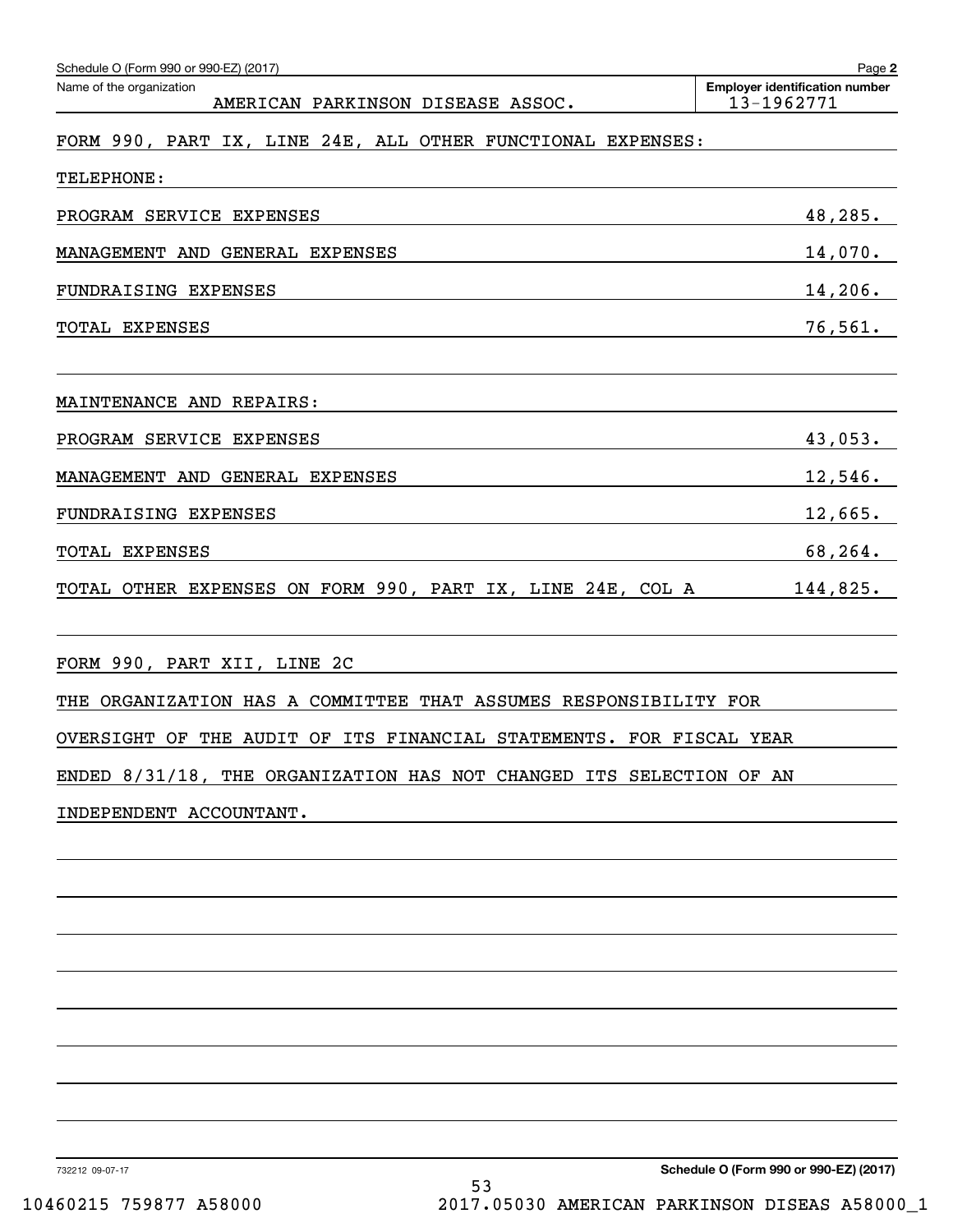Schedule O (Form 990 or 990-EZ) (2017)

Name of the organization: AMERICAN PARKINSON DISEASE ASSOC.

Employer identification number: 13-1962771

FORM 990, PART IX, LINE 24E, ALL OTHER FUNCTIONAL EXPENSES:

TELEPHONE:

| | |
|---|---|
| PROGRAM SERVICE EXPENSES | 48,285. |
| MANAGEMENT AND GENERAL EXPENSES | 14,070. |
| FUNDRAISING EXPENSES | 14,206. |
| TOTAL EXPENSES | 76,561. |

MAINTENANCE AND REPAIRS:

| | |
|---|---|
| PROGRAM SERVICE EXPENSES | 43,053. |
| MANAGEMENT AND GENERAL EXPENSES | 12,546. |
| FUNDRAISING EXPENSES | 12,665. |
| TOTAL EXPENSES | 68,264. |
| TOTAL OTHER EXPENSES ON FORM 990, PART IX, LINE 24E, COL A | 144,825. |

FORM 990, PART XII, LINE 2C

THE ORGANIZATION HAS A COMMITTEE THAT ASSUMES RESPONSIBILITY FOR OVERSIGHT OF THE AUDIT OF ITS FINANCIAL STATEMENTS. FOR FISCAL YEAR ENDED 8/31/18, THE ORGANIZATION HAS NOT CHANGED ITS SELECTION OF AN INDEPENDENT ACCOUNTANT.

732212 09-07-17

Schedule O (Form 990 or 990-EZ) (2017)

10460215 759877 A58000 2017.05030 AMERICAN PARKINSON DISEAS A58000_1